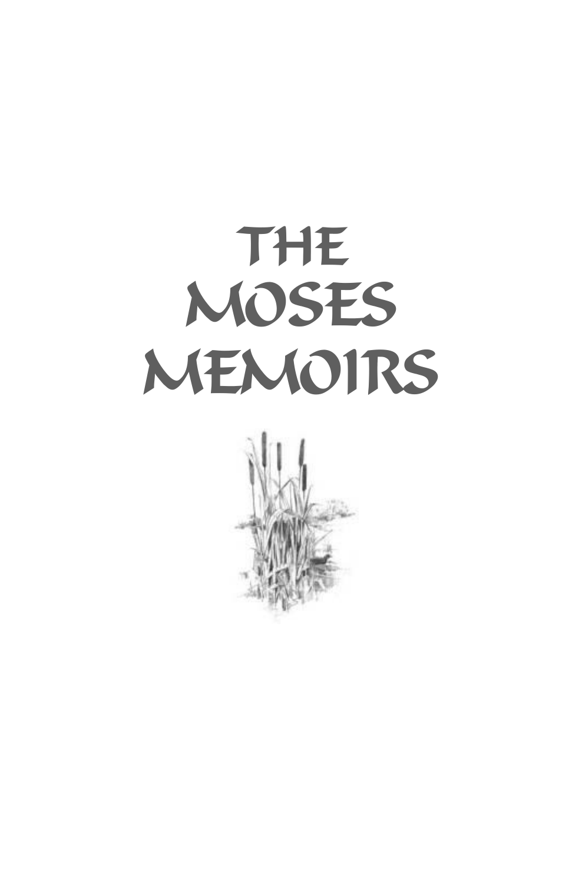# THE MOSES MEMOIRS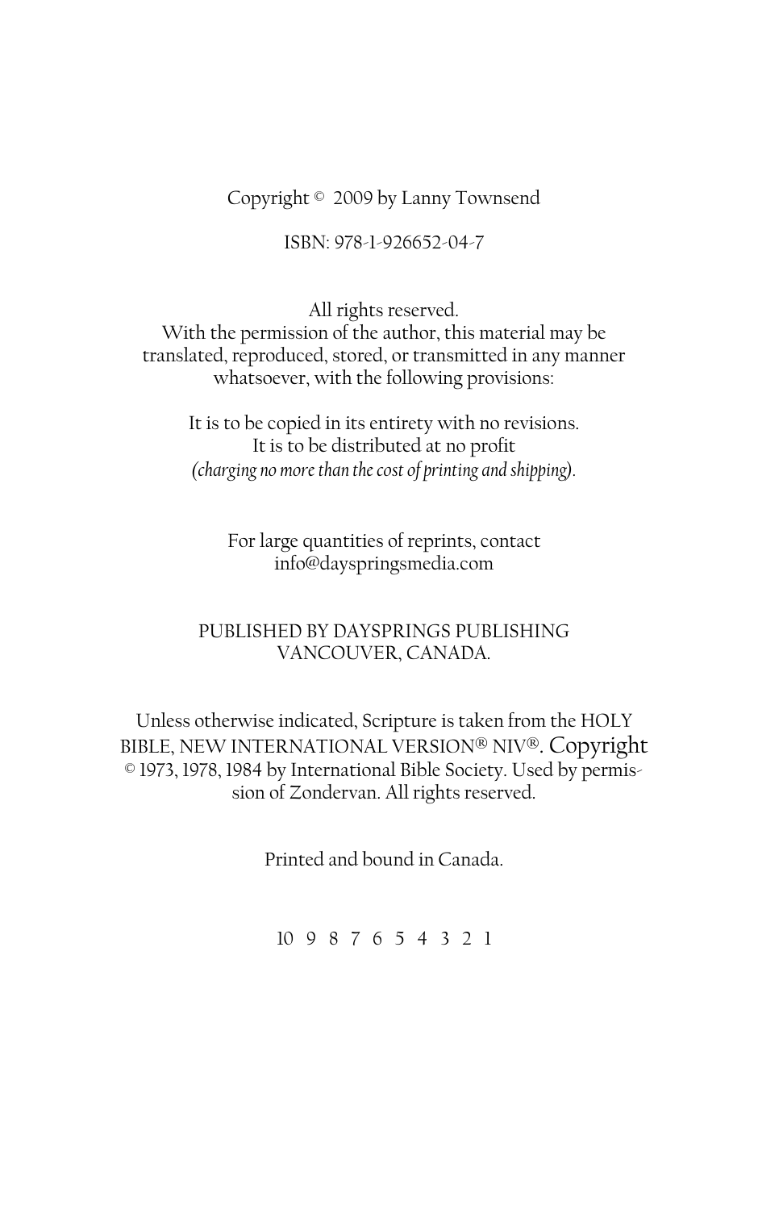Copyright © 2009 by Lanny Townsend

ISBN: 978-1-926652-04-7

All rights reserved.
With the permission of the author, this material may be translated, reproduced, stored, or transmitted in any manner whatsoever, with the following provisions:

It is to be copied in its entirety with no revisions.
It is to be distributed at no profit
*(charging no more than the cost of printing and shipping).*

For large quantities of reprints, contact
info@dayspringsmedia.com

PUBLISHED BY DAYSPRINGS PUBLISHING
VANCOUVER, CANADA.

Unless otherwise indicated, Scripture is taken from the HOLY BIBLE, NEW INTERNATIONAL VERSION® NIV®. Copyright © 1973, 1978, 1984 by International Bible Society. Used by permission of Zondervan. All rights reserved.

Printed and bound in Canada.

10 9 8 7 6 5 4 3 2 1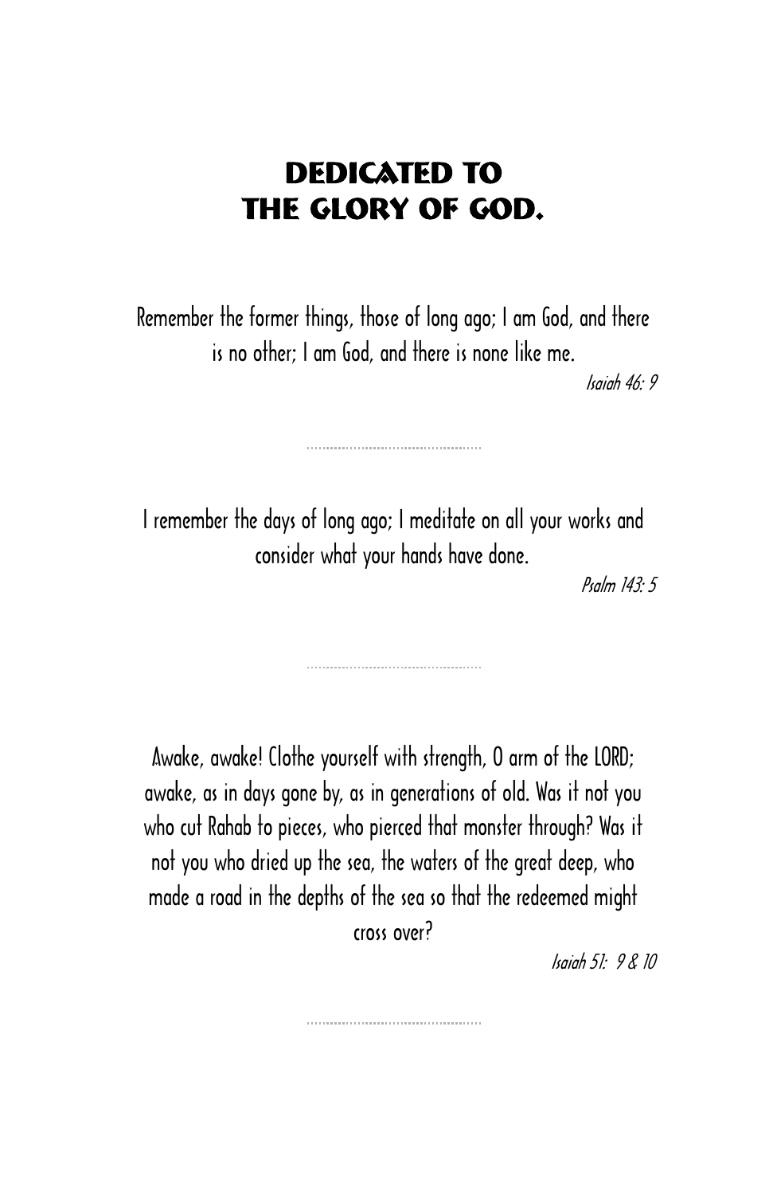# DEDICATED TO THE GLORY OF GOD.

Remember the former things, those of long ago; I am God, and there is no other; I am God, and there is none like me.

*Isaiah 46: 9*

---

I remember the days of long ago; I meditate on all your works and consider what your hands have done.

*Psalm 143: 5*

---

Awake, awake! Clothe yourself with strength, O arm of the LORD; awake, as in days gone by, as in generations of old. Was it not you who cut Rahab to pieces, who pierced that monster through? Was it not you who dried up the sea, the waters of the great deep, who made a road in the depths of the sea so that the redeemed might cross over?

*Isaiah 51: 9 & 10*

---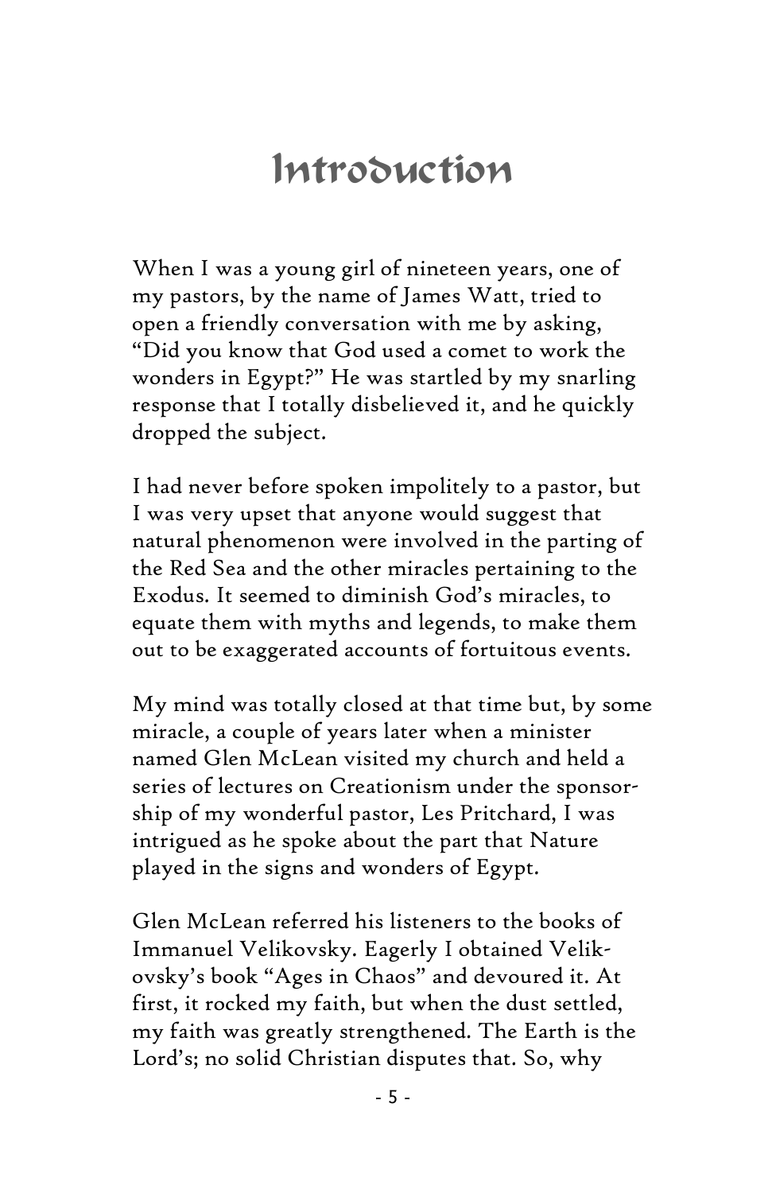# Introduction

When I was a young girl of nineteen years, one of my pastors, by the name of James Watt, tried to open a friendly conversation with me by asking, "Did you know that God used a comet to work the wonders in Egypt?" He was startled by my snarling response that I totally disbelieved it, and he quickly dropped the subject.

I had never before spoken impolitely to a pastor, but I was very upset that anyone would suggest that natural phenomenon were involved in the parting of the Red Sea and the other miracles pertaining to the Exodus. It seemed to diminish God's miracles, to equate them with myths and legends, to make them out to be exaggerated accounts of fortuitous events.

My mind was totally closed at that time but, by some miracle, a couple of years later when a minister named Glen McLean visited my church and held a series of lectures on Creationism under the sponsorship of my wonderful pastor, Les Pritchard, I was intrigued as he spoke about the part that Nature played in the signs and wonders of Egypt.

Glen McLean referred his listeners to the books of Immanuel Velikovsky. Eagerly I obtained Velikovsky's book "Ages in Chaos" and devoured it. At first, it rocked my faith, but when the dust settled, my faith was greatly strengthened. The Earth is the Lord's; no solid Christian disputes that. So, why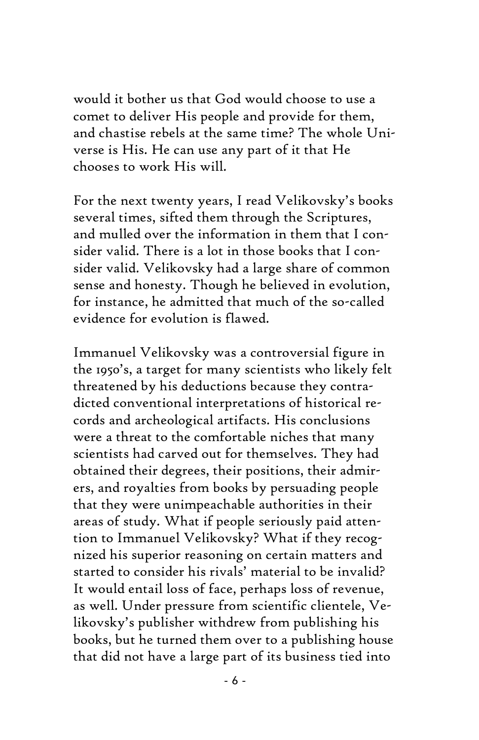would it bother us that God would choose to use a comet to deliver His people and provide for them, and chastise rebels at the same time? The whole Universe is His. He can use any part of it that He chooses to work His will.

For the next twenty years, I read Velikovsky's books several times, sifted them through the Scriptures, and mulled over the information in them that I consider valid. There is a lot in those books that I consider valid. Velikovsky had a large share of common sense and honesty. Though he believed in evolution, for instance, he admitted that much of the so-called evidence for evolution is flawed.

Immanuel Velikovsky was a controversial figure in the 1950's, a target for many scientists who likely felt threatened by his deductions because they contradicted conventional interpretations of historical records and archeological artifacts. His conclusions were a threat to the comfortable niches that many scientists had carved out for themselves. They had obtained their degrees, their positions, their admirers, and royalties from books by persuading people that they were unimpeachable authorities in their areas of study. What if people seriously paid attention to Immanuel Velikovsky? What if they recognized his superior reasoning on certain matters and started to consider his rivals' material to be invalid? It would entail loss of face, perhaps loss of revenue, as well. Under pressure from scientific clientele, Velikovsky's publisher withdrew from publishing his books, but he turned them over to a publishing house that did not have a large part of its business tied into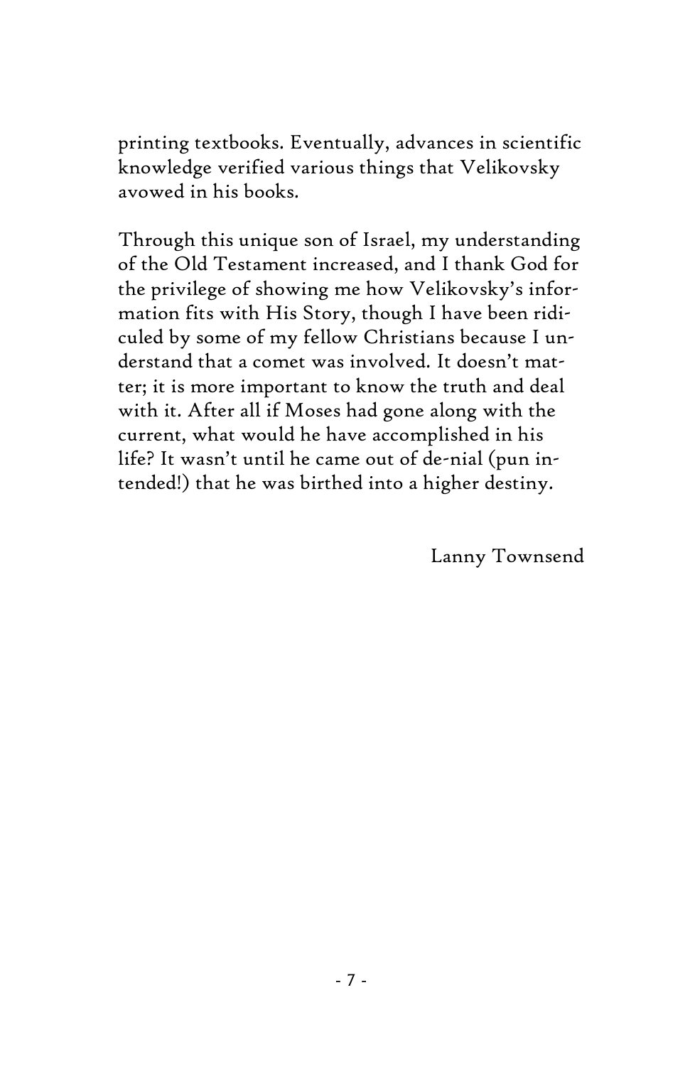printing textbooks. Eventually, advances in scientific knowledge verified various things that Velikovsky avowed in his books.

Through this unique son of Israel, my understanding of the Old Testament increased, and I thank God for the privilege of showing me how Velikovsky's information fits with His Story, though I have been ridiculed by some of my fellow Christians because I understand that a comet was involved. It doesn't matter; it is more important to know the truth and deal with it. After all if Moses had gone along with the current, what would he have accomplished in his life? It wasn't until he came out of de-nial (pun intended!) that he was birthed into a higher destiny.

Lanny Townsend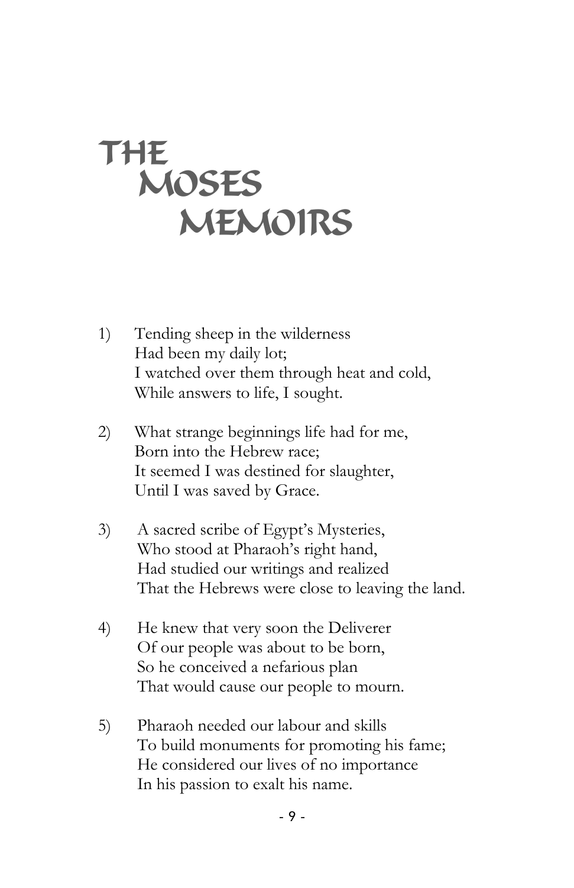# THE MOSES MEMOIRS

1) Tending sheep in the wilderness
   Had been my daily lot;
   I watched over them through heat and cold,
   While answers to life, I sought.

2) What strange beginnings life had for me,
   Born into the Hebrew race;
   It seemed I was destined for slaughter,
   Until I was saved by Grace.

3) A sacred scribe of Egypt's Mysteries,
   Who stood at Pharaoh's right hand,
   Had studied our writings and realized
   That the Hebrews were close to leaving the land.

4) He knew that very soon the Deliverer
   Of our people was about to be born,
   So he conceived a nefarious plan
   That would cause our people to mourn.

5) Pharaoh needed our labour and skills
   To build monuments for promoting his fame;
   He considered our lives of no importance
   In his passion to exalt his name.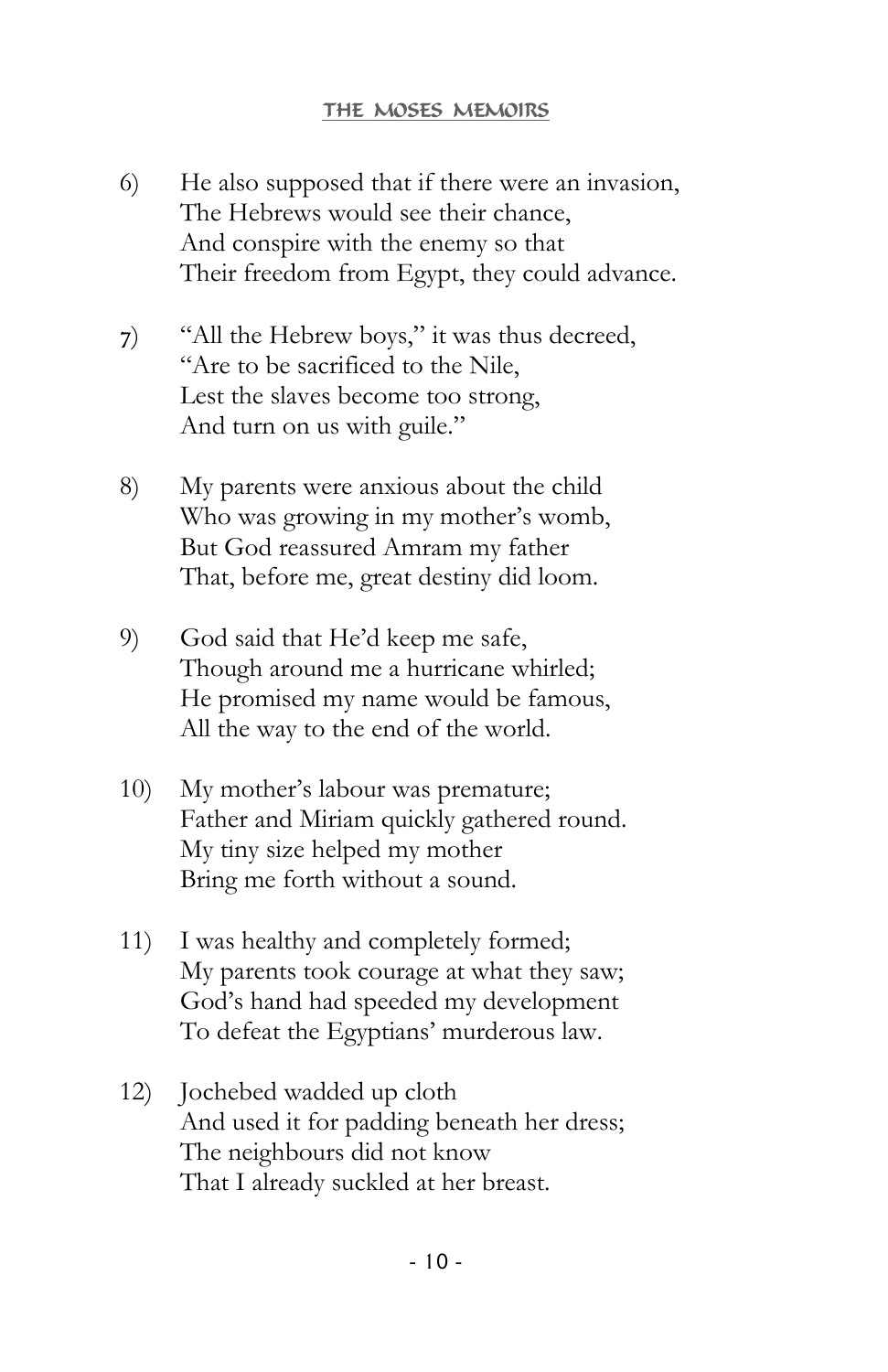6) He also supposed that if there were an invasion,
The Hebrews would see their chance,
And conspire with the enemy so that
Their freedom from Egypt, they could advance.

7) "All the Hebrew boys," it was thus decreed,
"Are to be sacrificed to the Nile,
Lest the slaves become too strong,
And turn on us with guile."

8) My parents were anxious about the child
Who was growing in my mother's womb,
But God reassured Amram my father
That, before me, great destiny did loom.

9) God said that He'd keep me safe,
Though around me a hurricane whirled;
He promised my name would be famous,
All the way to the end of the world.

10) My mother's labour was premature;
Father and Miriam quickly gathered round.
My tiny size helped my mother
Bring me forth without a sound.

11) I was healthy and completely formed;
My parents took courage at what they saw;
God's hand had speeded my development
To defeat the Egyptians' murderous law.

12) Jochebed wadded up cloth
And used it for padding beneath her dress;
The neighbours did not know
That I already suckled at her breast.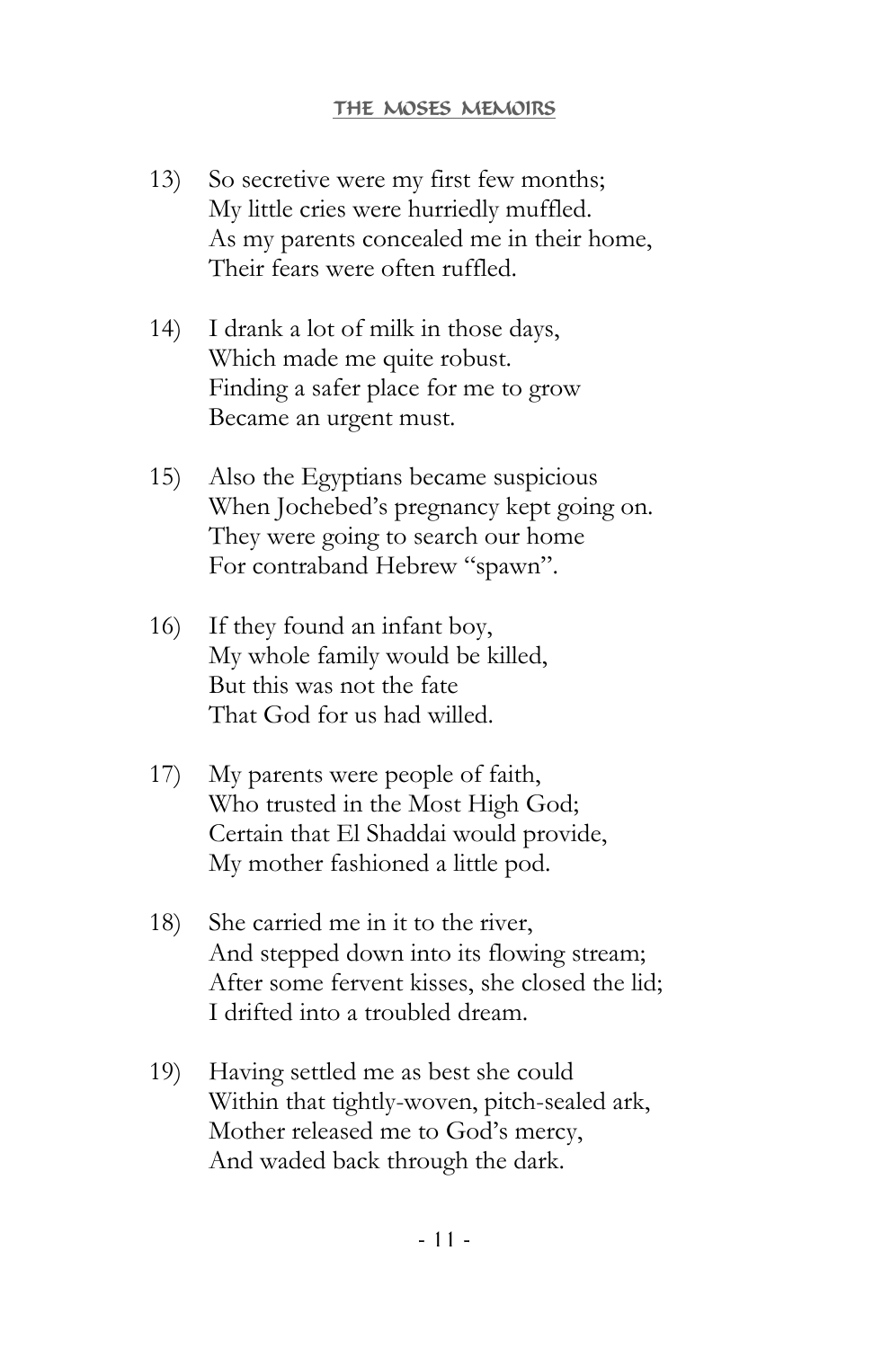13) So secretive were my first few months;
My little cries were hurriedly muffled.
As my parents concealed me in their home,
Their fears were often ruffled.

14) I drank a lot of milk in those days,
Which made me quite robust.
Finding a safer place for me to grow
Became an urgent must.

15) Also the Egyptians became suspicious
When Jochebed's pregnancy kept going on.
They were going to search our home
For contraband Hebrew "spawn".

16) If they found an infant boy,
My whole family would be killed,
But this was not the fate
That God for us had willed.

17) My parents were people of faith,
Who trusted in the Most High God;
Certain that El Shaddai would provide,
My mother fashioned a little pod.

18) She carried me in it to the river,
And stepped down into its flowing stream;
After some fervent kisses, she closed the lid;
I drifted into a troubled dream.

19) Having settled me as best she could
Within that tightly-woven, pitch-sealed ark,
Mother released me to God's mercy,
And waded back through the dark.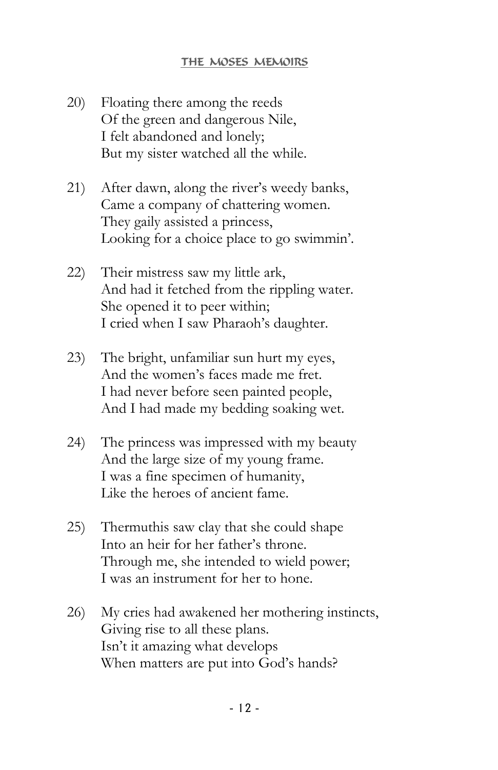20) Floating there among the reeds  
Of the green and dangerous Nile,  
I felt abandoned and lonely;  
But my sister watched all the while.

21) After dawn, along the river's weedy banks,  
Came a company of chattering women.  
They gaily assisted a princess,  
Looking for a choice place to go swimmin'.

22) Their mistress saw my little ark,  
And had it fetched from the rippling water.  
She opened it to peer within;  
I cried when I saw Pharaoh's daughter.

23) The bright, unfamiliar sun hurt my eyes,  
And the women's faces made me fret.  
I had never before seen painted people,  
And I had made my bedding soaking wet.

24) The princess was impressed with my beauty  
And the large size of my young frame.  
I was a fine specimen of humanity,  
Like the heroes of ancient fame.

25) Thermuthis saw clay that she could shape  
Into an heir for her father's throne.  
Through me, she intended to wield power;  
I was an instrument for her to hone.

26) My cries had awakened her mothering instincts,  
Giving rise to all these plans.  
Isn't it amazing what develops  
When matters are put into God's hands?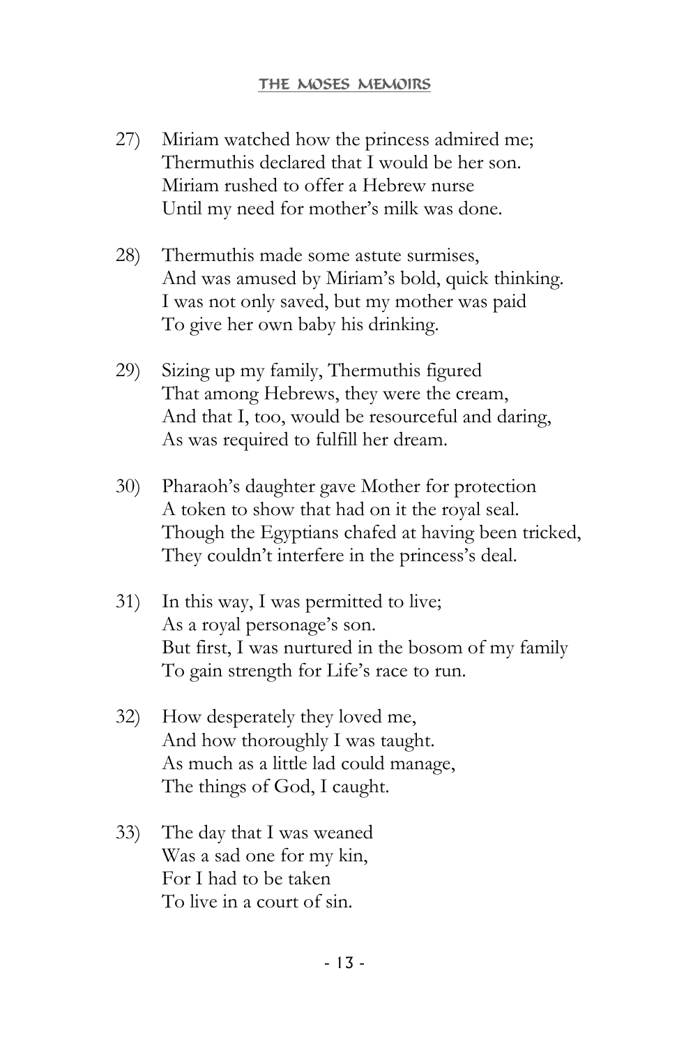27) Miriam watched how the princess admired me;
Thermuthis declared that I would be her son.
Miriam rushed to offer a Hebrew nurse
Until my need for mother's milk was done.

28) Thermuthis made some astute surmises,
And was amused by Miriam's bold, quick thinking.
I was not only saved, but my mother was paid
To give her own baby his drinking.

29) Sizing up my family, Thermuthis figured
That among Hebrews, they were the cream,
And that I, too, would be resourceful and daring,
As was required to fulfill her dream.

30) Pharaoh's daughter gave Mother for protection
A token to show that had on it the royal seal.
Though the Egyptians chafed at having been tricked,
They couldn't interfere in the princess's deal.

31) In this way, I was permitted to live;
As a royal personage's son.
But first, I was nurtured in the bosom of my family
To gain strength for Life's race to run.

32) How desperately they loved me,
And how thoroughly I was taught.
As much as a little lad could manage,
The things of God, I caught.

33) The day that I was weaned
Was a sad one for my kin,
For I had to be taken
To live in a court of sin.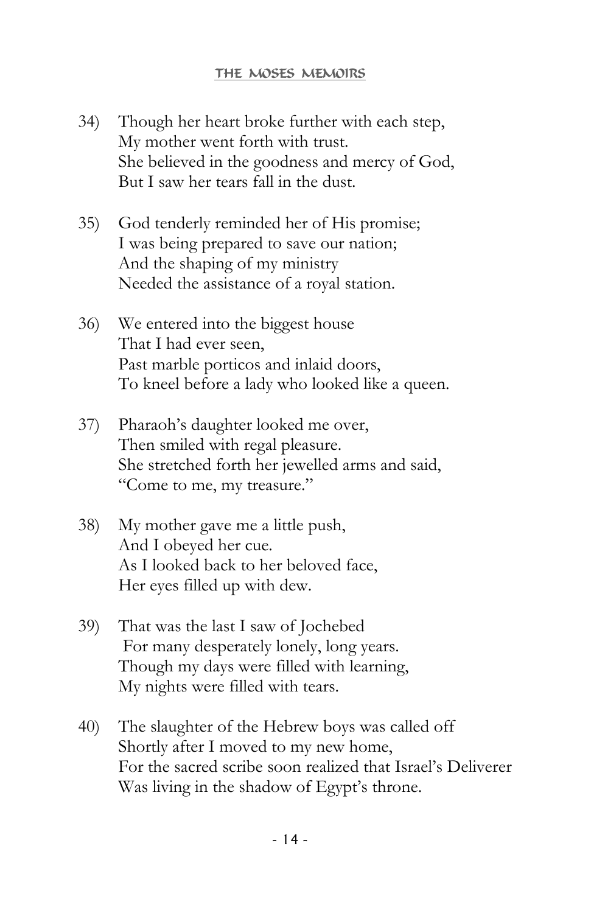34) Though her heart broke further with each step,  
My mother went forth with trust.  
She believed in the goodness and mercy of God,  
But I saw her tears fall in the dust.

35) God tenderly reminded her of His promise;  
I was being prepared to save our nation;  
And the shaping of my ministry  
Needed the assistance of a royal station.

36) We entered into the biggest house  
That I had ever seen,  
Past marble porticos and inlaid doors,  
To kneel before a lady who looked like a queen.

37) Pharaoh's daughter looked me over,  
Then smiled with regal pleasure.  
She stretched forth her jewelled arms and said,  
"Come to me, my treasure."

38) My mother gave me a little push,  
And I obeyed her cue.  
As I looked back to her beloved face,  
Her eyes filled up with dew.

39) That was the last I saw of Jochebed  
For many desperately lonely, long years.  
Though my days were filled with learning,  
My nights were filled with tears.

40) The slaughter of the Hebrew boys was called off  
Shortly after I moved to my new home,  
For the sacred scribe soon realized that Israel's Deliverer  
Was living in the shadow of Egypt's throne.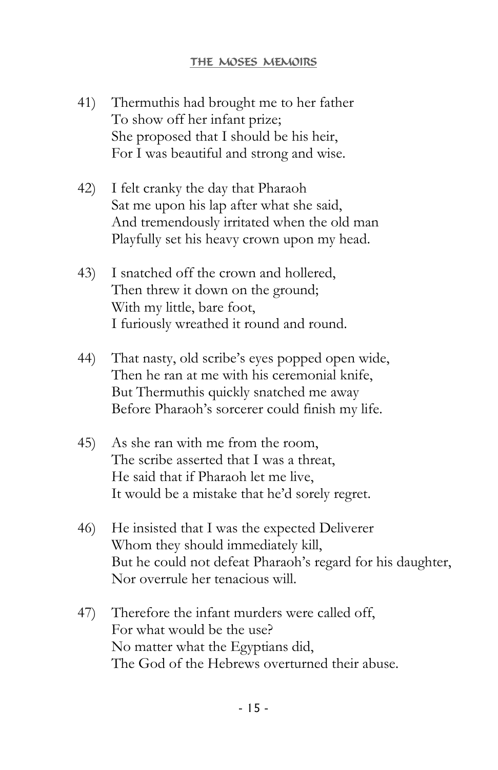41) Thermuthis had brought me to her father  
To show off her infant prize;  
She proposed that I should be his heir,  
For I was beautiful and strong and wise.

42) I felt cranky the day that Pharaoh  
Sat me upon his lap after what she said,  
And tremendously irritated when the old man  
Playfully set his heavy crown upon my head.

43) I snatched off the crown and hollered,  
Then threw it down on the ground;  
With my little, bare foot,  
I furiously wreathed it round and round.

44) That nasty, old scribe's eyes popped open wide,  
Then he ran at me with his ceremonial knife,  
But Thermuthis quickly snatched me away  
Before Pharaoh's sorcerer could finish my life.

45) As she ran with me from the room,  
The scribe asserted that I was a threat,  
He said that if Pharaoh let me live,  
It would be a mistake that he'd sorely regret.

46) He insisted that I was the expected Deliverer  
Whom they should immediately kill,  
But he could not defeat Pharaoh's regard for his daughter,  
Nor overrule her tenacious will.

47) Therefore the infant murders were called off,  
For what would be the use?  
No matter what the Egyptians did,  
The God of the Hebrews overturned their abuse.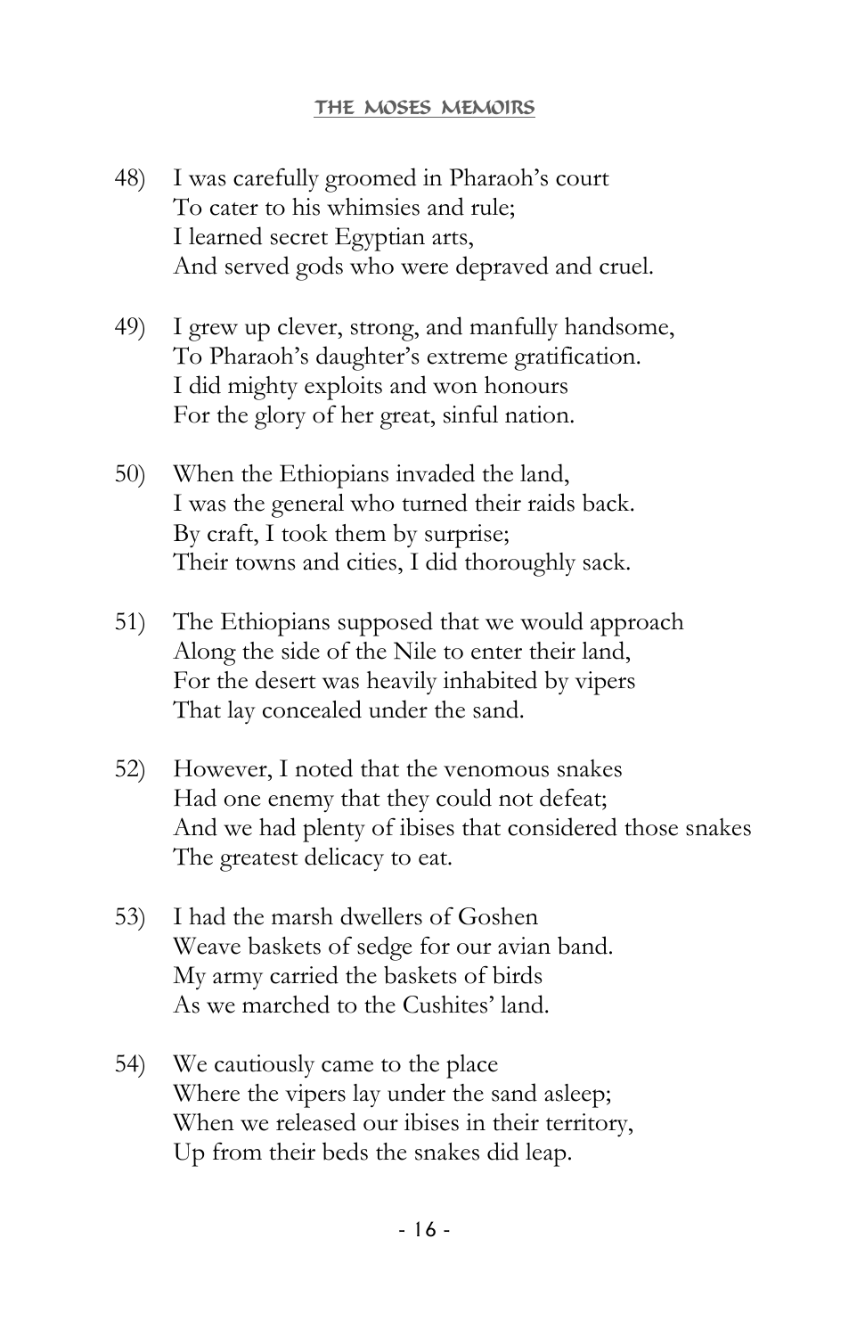48) I was carefully groomed in Pharaoh's court
    To cater to his whimsies and rule;
    I learned secret Egyptian arts,
    And served gods who were depraved and cruel.

49) I grew up clever, strong, and manfully handsome,
    To Pharaoh's daughter's extreme gratification.
    I did mighty exploits and won honours
    For the glory of her great, sinful nation.

50) When the Ethiopians invaded the land,
    I was the general who turned their raids back.
    By craft, I took them by surprise;
    Their towns and cities, I did thoroughly sack.

51) The Ethiopians supposed that we would approach
    Along the side of the Nile to enter their land,
    For the desert was heavily inhabited by vipers
    That lay concealed under the sand.

52) However, I noted that the venomous snakes
    Had one enemy that they could not defeat;
    And we had plenty of ibises that considered those snakes
    The greatest delicacy to eat.

53) I had the marsh dwellers of Goshen
    Weave baskets of sedge for our avian band.
    My army carried the baskets of birds
    As we marched to the Cushites' land.

54) We cautiously came to the place
    Where the vipers lay under the sand asleep;
    When we released our ibises in their territory,
    Up from their beds the snakes did leap.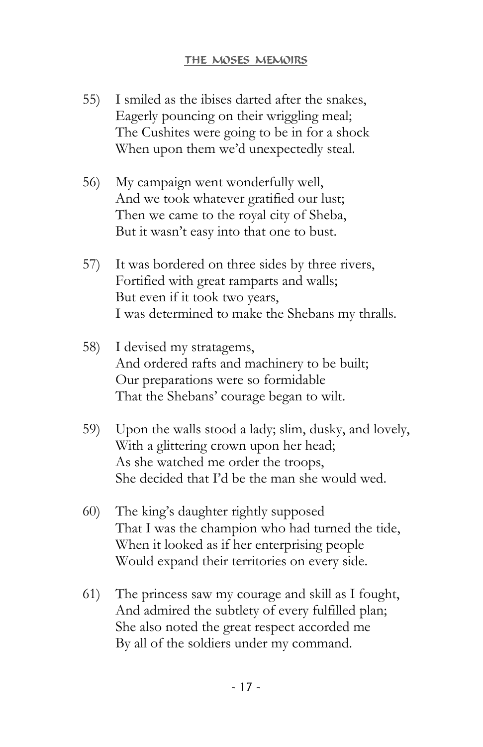55) I smiled as the ibises darted after the snakes,  
Eagerly pouncing on their wriggling meal;  
The Cushites were going to be in for a shock  
When upon them we'd unexpectedly steal.

56) My campaign went wonderfully well,  
And we took whatever gratified our lust;  
Then we came to the royal city of Sheba,  
But it wasn't easy into that one to bust.

57) It was bordered on three sides by three rivers,  
Fortified with great ramparts and walls;  
But even if it took two years,  
I was determined to make the Shebans my thralls.

58) I devised my stratagems,  
And ordered rafts and machinery to be built;  
Our preparations were so formidable  
That the Shebans' courage began to wilt.

59) Upon the walls stood a lady; slim, dusky, and lovely,  
With a glittering crown upon her head;  
As she watched me order the troops,  
She decided that I'd be the man she would wed.

60) The king's daughter rightly supposed  
That I was the champion who had turned the tide,  
When it looked as if her enterprising people  
Would expand their territories on every side.

61) The princess saw my courage and skill as I fought,  
And admired the subtlety of every fulfilled plan;  
She also noted the great respect accorded me  
By all of the soldiers under my command.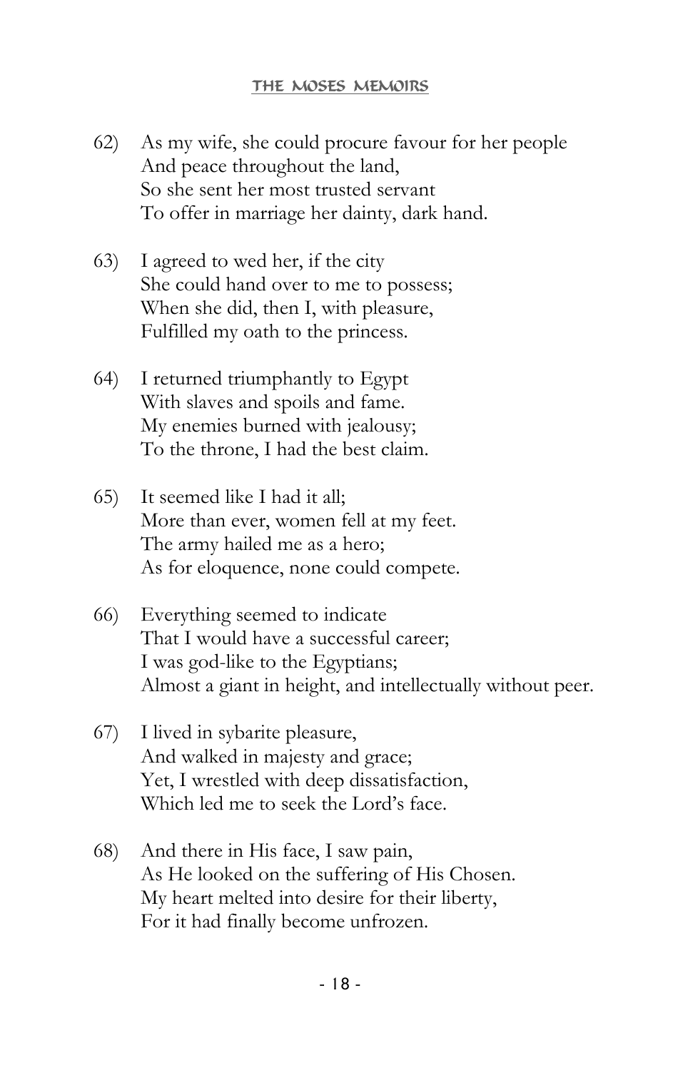62) As my wife, she could procure favour for her people  
And peace throughout the land,  
So she sent her most trusted servant  
To offer in marriage her dainty, dark hand.

63) I agreed to wed her, if the city  
She could hand over to me to possess;  
When she did, then I, with pleasure,  
Fulfilled my oath to the princess.

64) I returned triumphantly to Egypt  
With slaves and spoils and fame.  
My enemies burned with jealousy;  
To the throne, I had the best claim.

65) It seemed like I had it all;  
More than ever, women fell at my feet.  
The army hailed me as a hero;  
As for eloquence, none could compete.

66) Everything seemed to indicate  
That I would have a successful career;  
I was god-like to the Egyptians;  
Almost a giant in height, and intellectually without peer.

67) I lived in sybarite pleasure,  
And walked in majesty and grace;  
Yet, I wrestled with deep dissatisfaction,  
Which led me to seek the Lord's face.

68) And there in His face, I saw pain,  
As He looked on the suffering of His Chosen.  
My heart melted into desire for their liberty,  
For it had finally become unfrozen.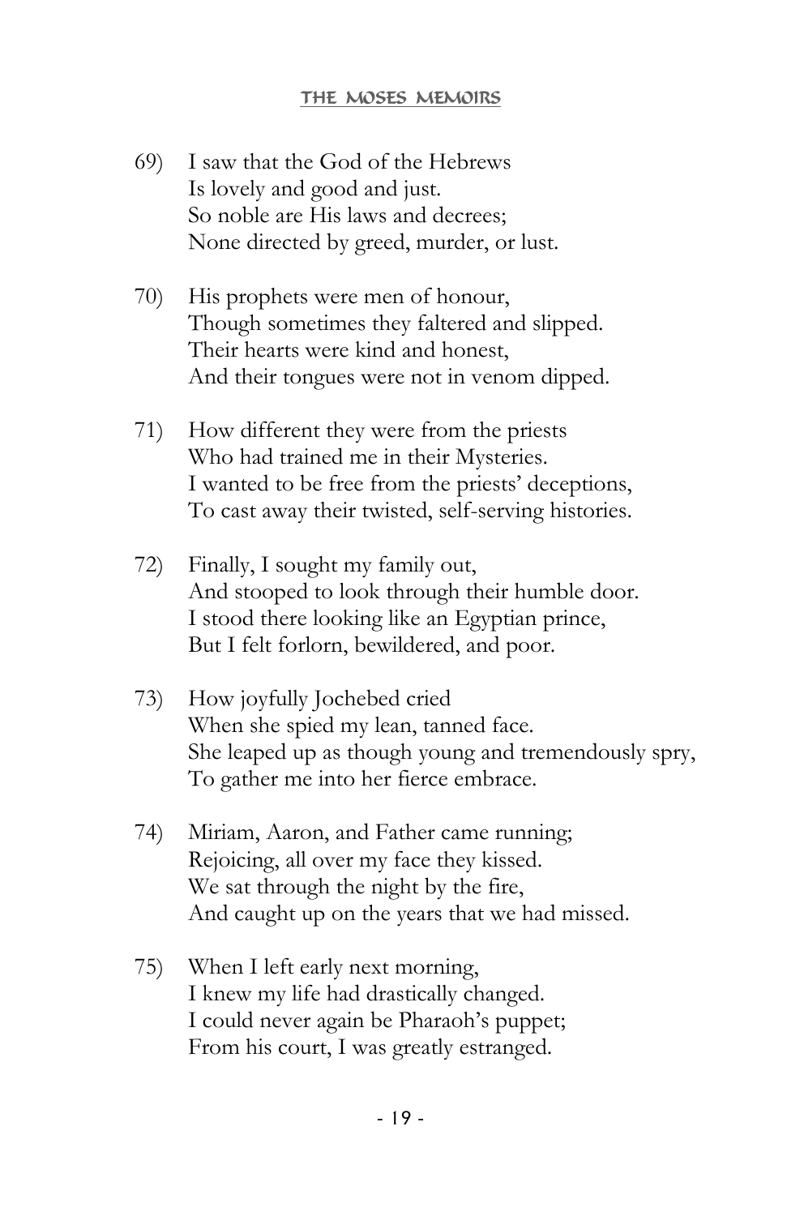69) I saw that the God of the Hebrews
Is lovely and good and just.
So noble are His laws and decrees;
None directed by greed, murder, or lust.

70) His prophets were men of honour,
Though sometimes they faltered and slipped.
Their hearts were kind and honest,
And their tongues were not in venom dipped.

71) How different they were from the priests
Who had trained me in their Mysteries.
I wanted to be free from the priests' deceptions,
To cast away their twisted, self-serving histories.

72) Finally, I sought my family out,
And stooped to look through their humble door.
I stood there looking like an Egyptian prince,
But I felt forlorn, bewildered, and poor.

73) How joyfully Jochebed cried
When she spied my lean, tanned face.
She leaped up as though young and tremendously spry,
To gather me into her fierce embrace.

74) Miriam, Aaron, and Father came running;
Rejoicing, all over my face they kissed.
We sat through the night by the fire,
And caught up on the years that we had missed.

75) When I left early next morning,
I knew my life had drastically changed.
I could never again be Pharaoh's puppet;
From his court, I was greatly estranged.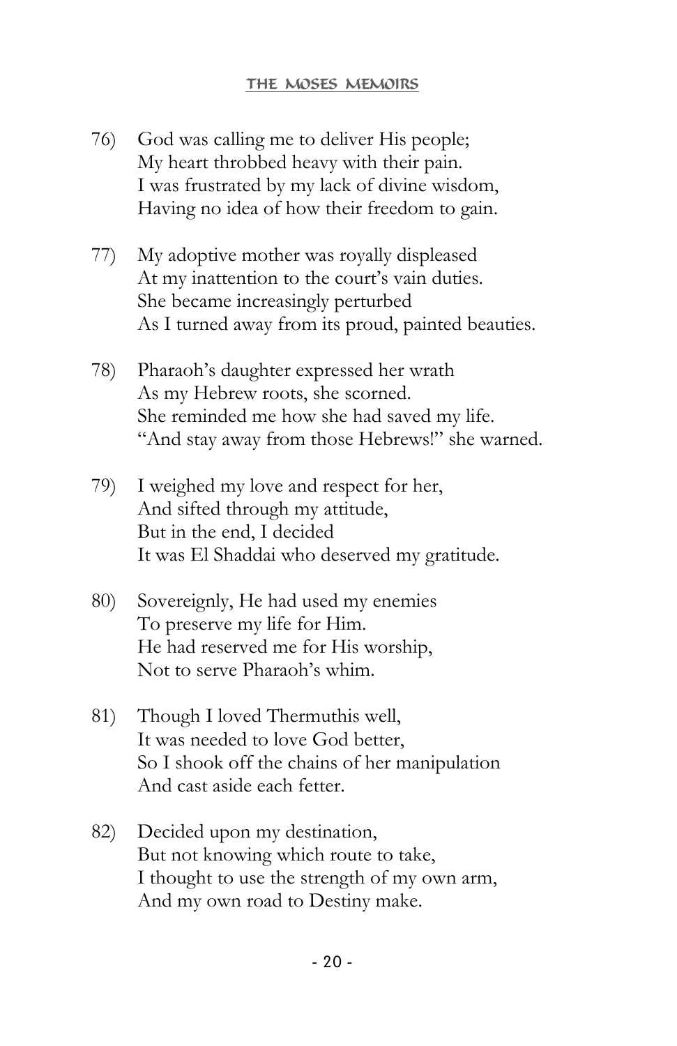76) God was calling me to deliver His people;  
My heart throbbed heavy with their pain.  
I was frustrated by my lack of divine wisdom,  
Having no idea of how their freedom to gain.

77) My adoptive mother was royally displeased  
At my inattention to the court's vain duties.  
She became increasingly perturbed  
As I turned away from its proud, painted beauties.

78) Pharaoh's daughter expressed her wrath  
As my Hebrew roots, she scorned.  
She reminded me how she had saved my life.  
"And stay away from those Hebrews!" she warned.

79) I weighed my love and respect for her,  
And sifted through my attitude,  
But in the end, I decided  
It was El Shaddai who deserved my gratitude.

80) Sovereignly, He had used my enemies  
To preserve my life for Him.  
He had reserved me for His worship,  
Not to serve Pharaoh's whim.

81) Though I loved Thermuthis well,  
It was needed to love God better,  
So I shook off the chains of her manipulation  
And cast aside each fetter.

82) Decided upon my destination,  
But not knowing which route to take,  
I thought to use the strength of my own arm,  
And my own road to Destiny make.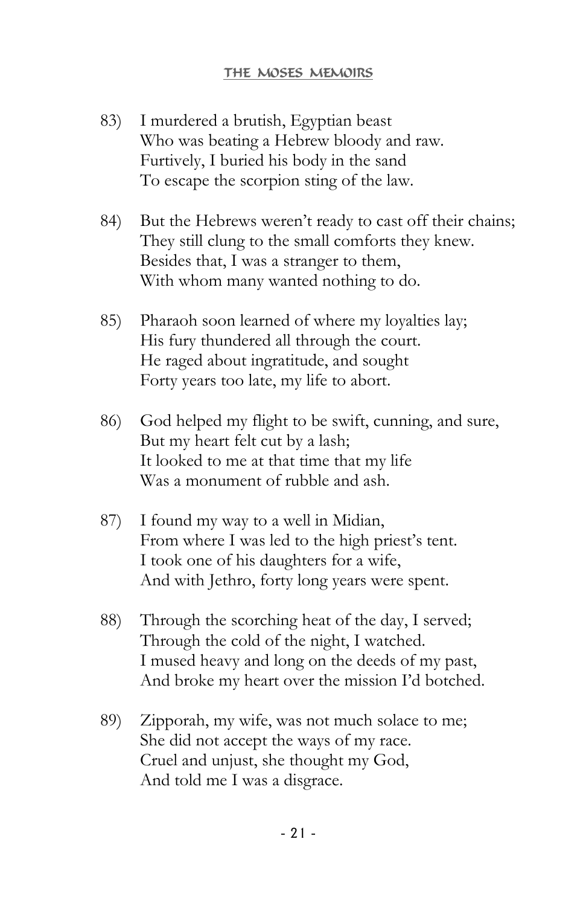83) I murdered a brutish, Egyptian beast
Who was beating a Hebrew bloody and raw.
Furtively, I buried his body in the sand
To escape the scorpion sting of the law.

84) But the Hebrews weren't ready to cast off their chains;
They still clung to the small comforts they knew.
Besides that, I was a stranger to them,
With whom many wanted nothing to do.

85) Pharaoh soon learned of where my loyalties lay;
His fury thundered all through the court.
He raged about ingratitude, and sought
Forty years too late, my life to abort.

86) God helped my flight to be swift, cunning, and sure,
But my heart felt cut by a lash;
It looked to me at that time that my life
Was a monument of rubble and ash.

87) I found my way to a well in Midian,
From where I was led to the high priest's tent.
I took one of his daughters for a wife,
And with Jethro, forty long years were spent.

88) Through the scorching heat of the day, I served;
Through the cold of the night, I watched.
I mused heavy and long on the deeds of my past,
And broke my heart over the mission I'd botched.

89) Zipporah, my wife, was not much solace to me;
She did not accept the ways of my race.
Cruel and unjust, she thought my God,
And told me I was a disgrace.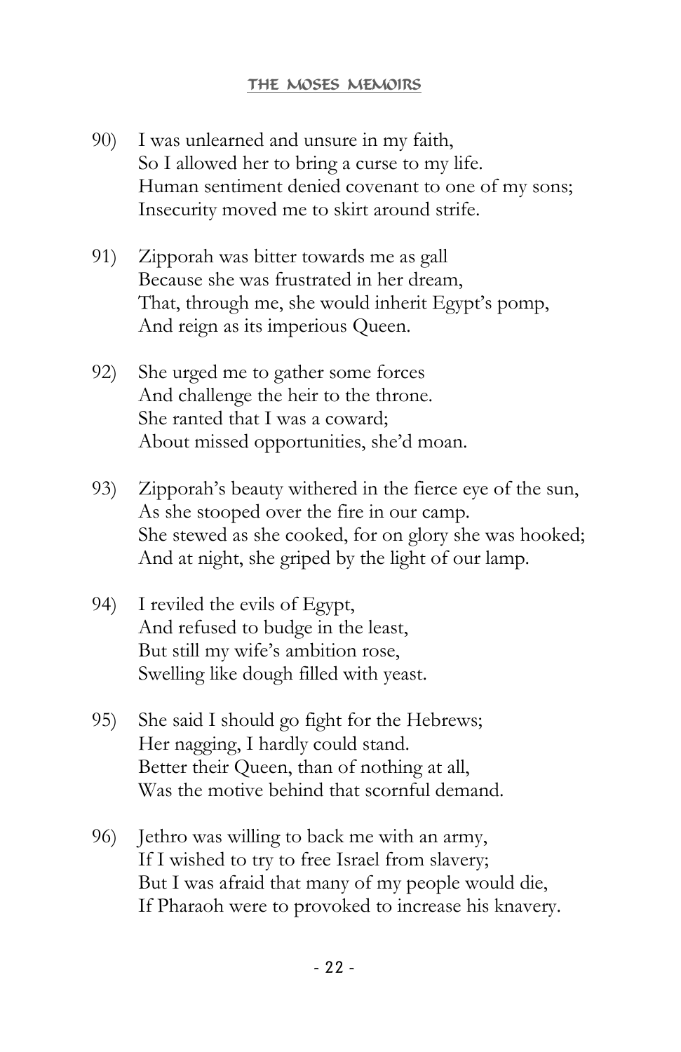90) I was unlearned and unsure in my faith,
So I allowed her to bring a curse to my life.
Human sentiment denied covenant to one of my sons;
Insecurity moved me to skirt around strife.

91) Zipporah was bitter towards me as gall
Because she was frustrated in her dream,
That, through me, she would inherit Egypt's pomp,
And reign as its imperious Queen.

92) She urged me to gather some forces
And challenge the heir to the throne.
She ranted that I was a coward;
About missed opportunities, she'd moan.

93) Zipporah's beauty withered in the fierce eye of the sun,
As she stooped over the fire in our camp.
She stewed as she cooked, for on glory she was hooked;
And at night, she griped by the light of our lamp.

94) I reviled the evils of Egypt,
And refused to budge in the least,
But still my wife's ambition rose,
Swelling like dough filled with yeast.

95) She said I should go fight for the Hebrews;
Her nagging, I hardly could stand.
Better their Queen, than of nothing at all,
Was the motive behind that scornful demand.

96) Jethro was willing to back me with an army,
If I wished to try to free Israel from slavery;
But I was afraid that many of my people would die,
If Pharaoh were to provoked to increase his knavery.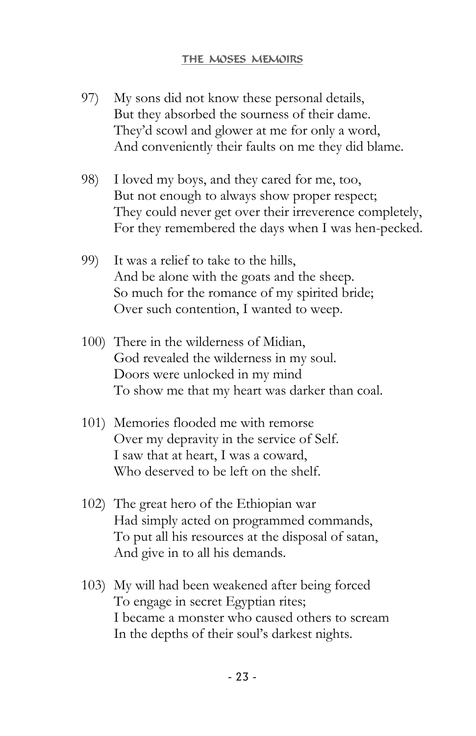97) My sons did not know these personal details,
But they absorbed the sourness of their dame.
They'd scowl and glower at me for only a word,
And conveniently their faults on me they did blame.

98) I loved my boys, and they cared for me, too,
But not enough to always show proper respect;
They could never get over their irreverence completely,
For they remembered the days when I was hen-pecked.

99) It was a relief to take to the hills,
And be alone with the goats and the sheep.
So much for the romance of my spirited bride;
Over such contention, I wanted to weep.

100) There in the wilderness of Midian,
God revealed the wilderness in my soul.
Doors were unlocked in my mind
To show me that my heart was darker than coal.

101) Memories flooded me with remorse
Over my depravity in the service of Self.
I saw that at heart, I was a coward,
Who deserved to be left on the shelf.

102) The great hero of the Ethiopian war
Had simply acted on programmed commands,
To put all his resources at the disposal of satan,
And give in to all his demands.

103) My will had been weakened after being forced
To engage in secret Egyptian rites;
I became a monster who caused others to scream
In the depths of their soul's darkest nights.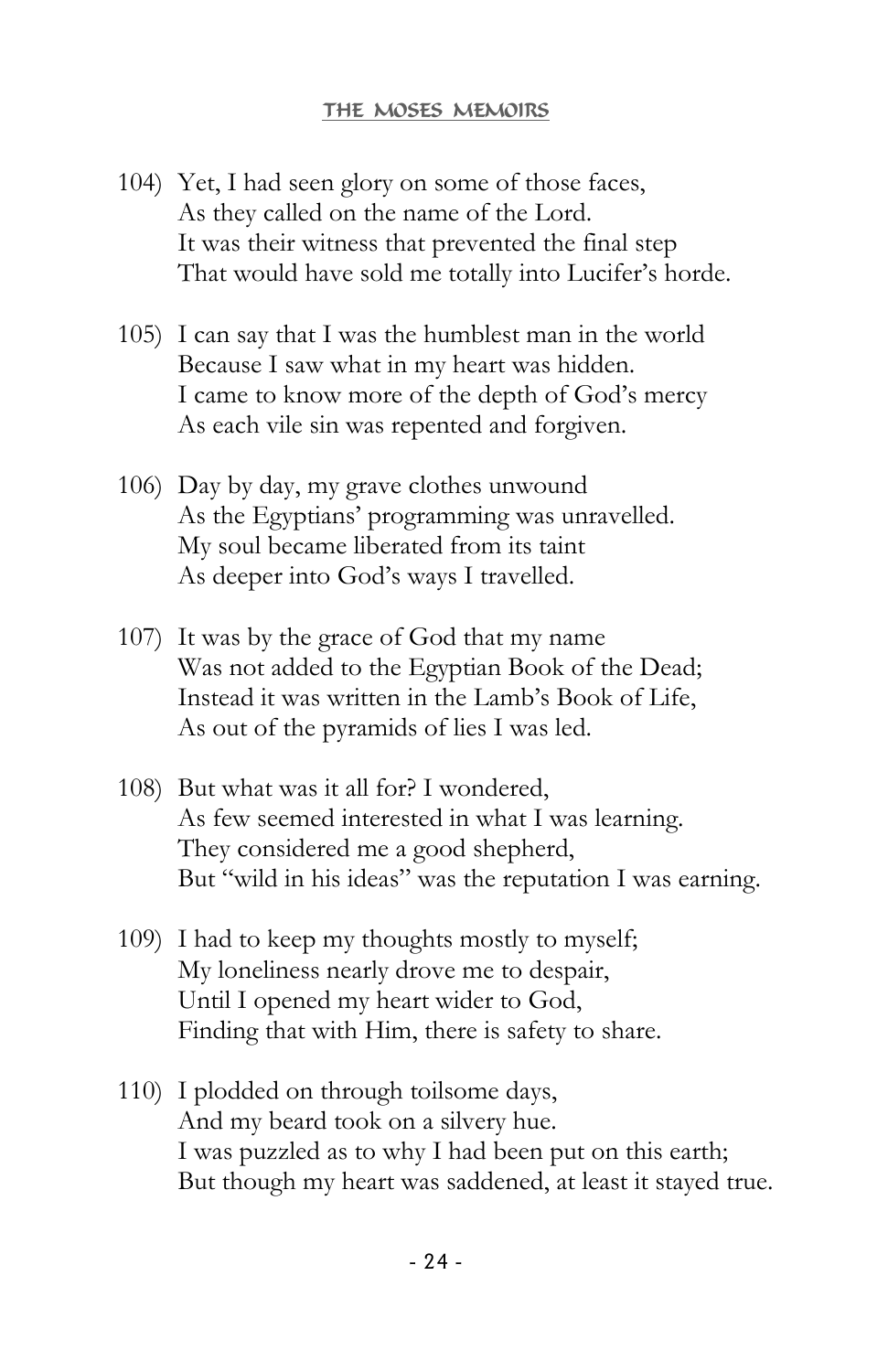104) Yet, I had seen glory on some of those faces,
As they called on the name of the Lord.
It was their witness that prevented the final step
That would have sold me totally into Lucifer's horde.

105) I can say that I was the humblest man in the world
Because I saw what in my heart was hidden.
I came to know more of the depth of God's mercy
As each vile sin was repented and forgiven.

106) Day by day, my grave clothes unwound
As the Egyptians' programming was unravelled.
My soul became liberated from its taint
As deeper into God's ways I travelled.

107) It was by the grace of God that my name
Was not added to the Egyptian Book of the Dead;
Instead it was written in the Lamb's Book of Life,
As out of the pyramids of lies I was led.

108) But what was it all for? I wondered,
As few seemed interested in what I was learning.
They considered me a good shepherd,
But "wild in his ideas" was the reputation I was earning.

109) I had to keep my thoughts mostly to myself;
My loneliness nearly drove me to despair,
Until I opened my heart wider to God,
Finding that with Him, there is safety to share.

110) I plodded on through toilsome days,
And my beard took on a silvery hue.
I was puzzled as to why I had been put on this earth;
But though my heart was saddened, at least it stayed true.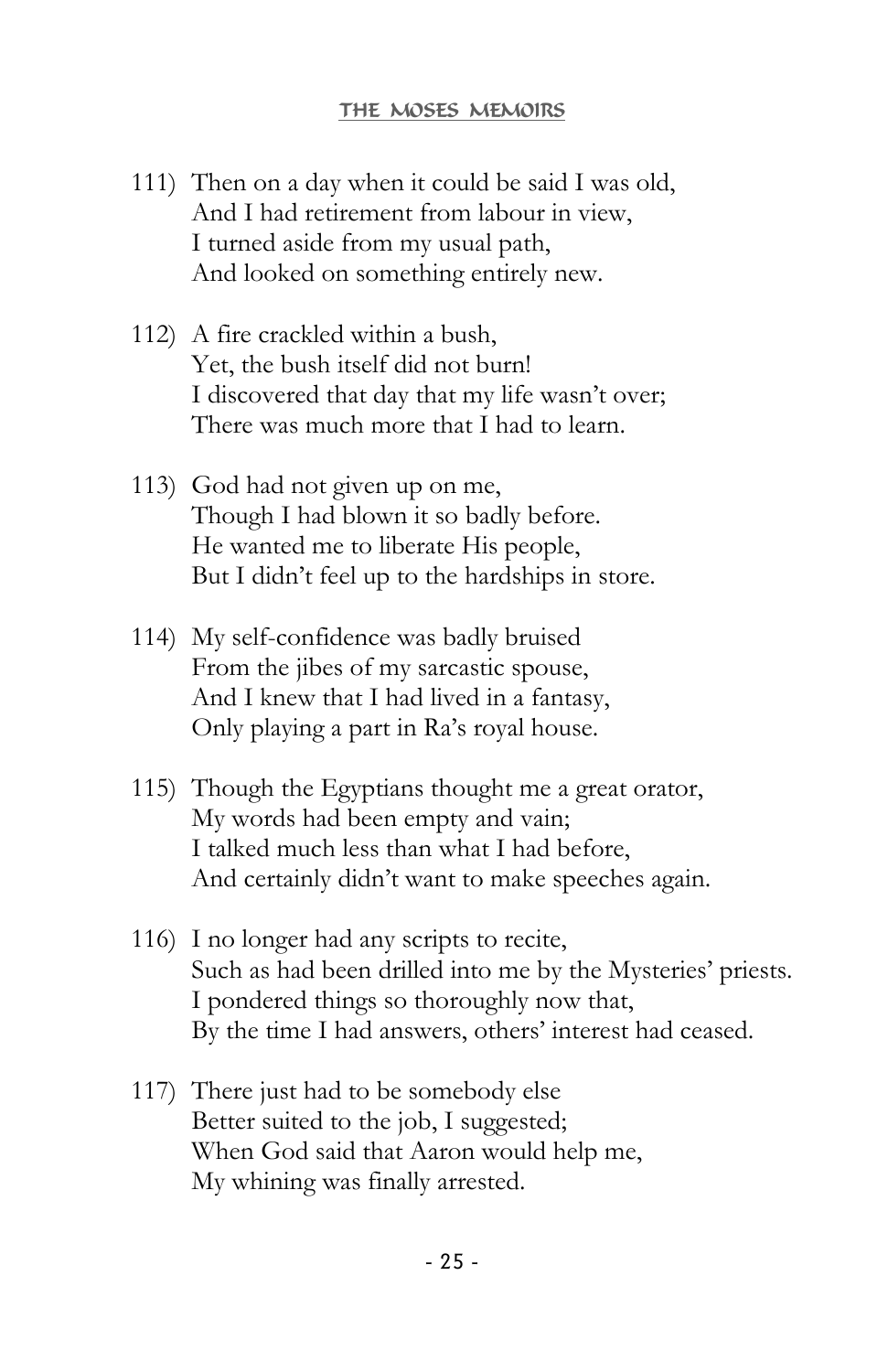111) Then on a day when it could be said I was old,  
And I had retirement from labour in view,  
I turned aside from my usual path,  
And looked on something entirely new.

112) A fire crackled within a bush,  
Yet, the bush itself did not burn!  
I discovered that day that my life wasn't over;  
There was much more that I had to learn.

113) God had not given up on me,  
Though I had blown it so badly before.  
He wanted me to liberate His people,  
But I didn't feel up to the hardships in store.

114) My self-confidence was badly bruised  
From the jibes of my sarcastic spouse,  
And I knew that I had lived in a fantasy,  
Only playing a part in Ra's royal house.

115) Though the Egyptians thought me a great orator,  
My words had been empty and vain;  
I talked much less than what I had before,  
And certainly didn't want to make speeches again.

116) I no longer had any scripts to recite,  
Such as had been drilled into me by the Mysteries' priests.  
I pondered things so thoroughly now that,  
By the time I had answers, others' interest had ceased.

117) There just had to be somebody else  
Better suited to the job, I suggested;  
When God said that Aaron would help me,  
My whining was finally arrested.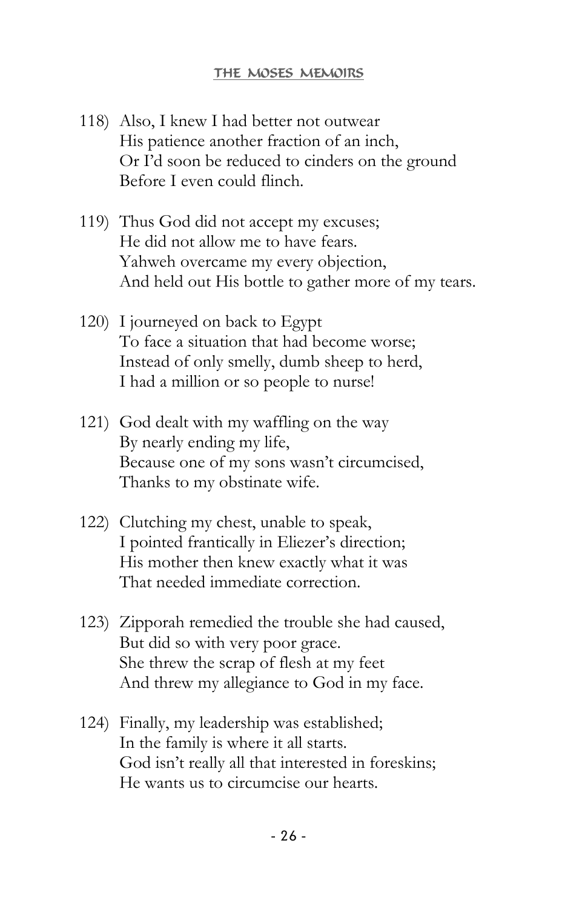118) Also, I knew I had better not outwear
His patience another fraction of an inch,
Or I'd soon be reduced to cinders on the ground
Before I even could flinch.

119) Thus God did not accept my excuses;
He did not allow me to have fears.
Yahweh overcame my every objection,
And held out His bottle to gather more of my tears.

120) I journeyed on back to Egypt
To face a situation that had become worse;
Instead of only smelly, dumb sheep to herd,
I had a million or so people to nurse!

121) God dealt with my waffling on the way
By nearly ending my life,
Because one of my sons wasn't circumcised,
Thanks to my obstinate wife.

122) Clutching my chest, unable to speak,
I pointed frantically in Eliezer's direction;
His mother then knew exactly what it was
That needed immediate correction.

123) Zipporah remedied the trouble she had caused,
But did so with very poor grace.
She threw the scrap of flesh at my feet
And threw my allegiance to God in my face.

124) Finally, my leadership was established;
In the family is where it all starts.
God isn't really all that interested in foreskins;
He wants us to circumcise our hearts.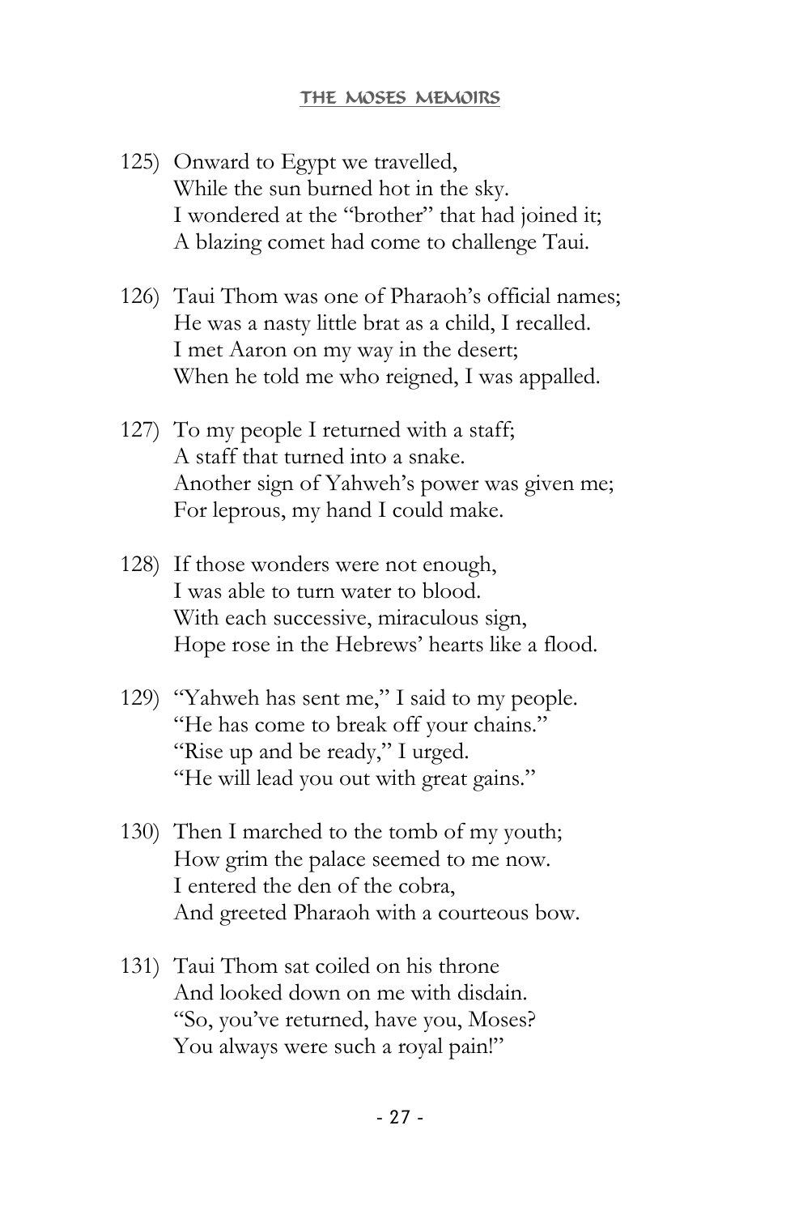125) Onward to Egypt we travelled,  
While the sun burned hot in the sky.  
I wondered at the "brother" that had joined it;  
A blazing comet had come to challenge Taui.

126) Taui Thom was one of Pharaoh's official names;  
He was a nasty little brat as a child, I recalled.  
I met Aaron on my way in the desert;  
When he told me who reigned, I was appalled.

127) To my people I returned with a staff;  
A staff that turned into a snake.  
Another sign of Yahweh's power was given me;  
For leprous, my hand I could make.

128) If those wonders were not enough,  
I was able to turn water to blood.  
With each successive, miraculous sign,  
Hope rose in the Hebrews' hearts like a flood.

129) "Yahweh has sent me," I said to my people.  
"He has come to break off your chains."  
"Rise up and be ready," I urged.  
"He will lead you out with great gains."

130) Then I marched to the tomb of my youth;  
How grim the palace seemed to me now.  
I entered the den of the cobra,  
And greeted Pharaoh with a courteous bow.

131) Taui Thom sat coiled on his throne  
And looked down on me with disdain.  
"So, you've returned, have you, Moses?  
You always were such a royal pain!"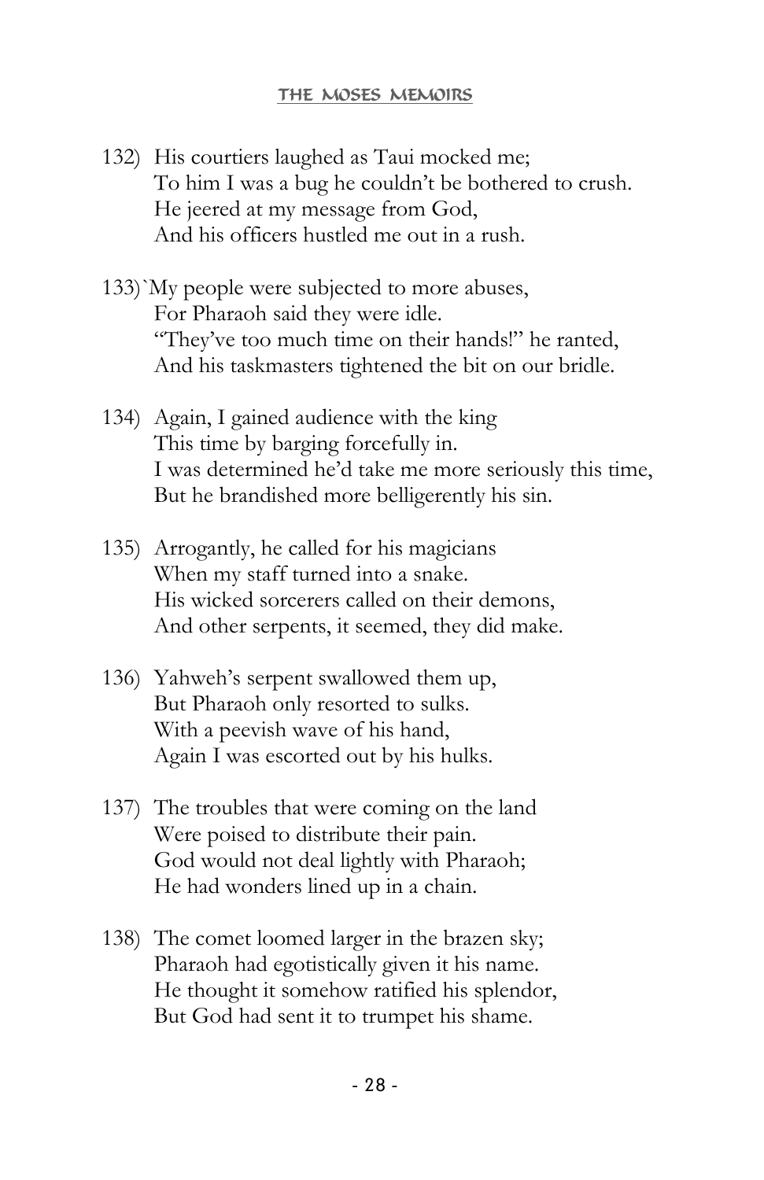132) His courtiers laughed as Taui mocked me;
To him I was a bug he couldn't be bothered to crush.
He jeered at my message from God,
And his officers hustled me out in a rush.

133)`My people were subjected to more abuses,
For Pharaoh said they were idle.
"They've too much time on their hands!" he ranted,
And his taskmasters tightened the bit on our bridle.

134) Again, I gained audience with the king
This time by barging forcefully in.
I was determined he'd take me more seriously this time,
But he brandished more belligerently his sin.

135) Arrogantly, he called for his magicians
When my staff turned into a snake.
His wicked sorcerers called on their demons,
And other serpents, it seemed, they did make.

136) Yahweh's serpent swallowed them up,
But Pharaoh only resorted to sulks.
With a peevish wave of his hand,
Again I was escorted out by his hulks.

137) The troubles that were coming on the land
Were poised to distribute their pain.
God would not deal lightly with Pharaoh;
He had wonders lined up in a chain.

138) The comet loomed larger in the brazen sky;
Pharaoh had egotistically given it his name.
He thought it somehow ratified his splendor,
But God had sent it to trumpet his shame.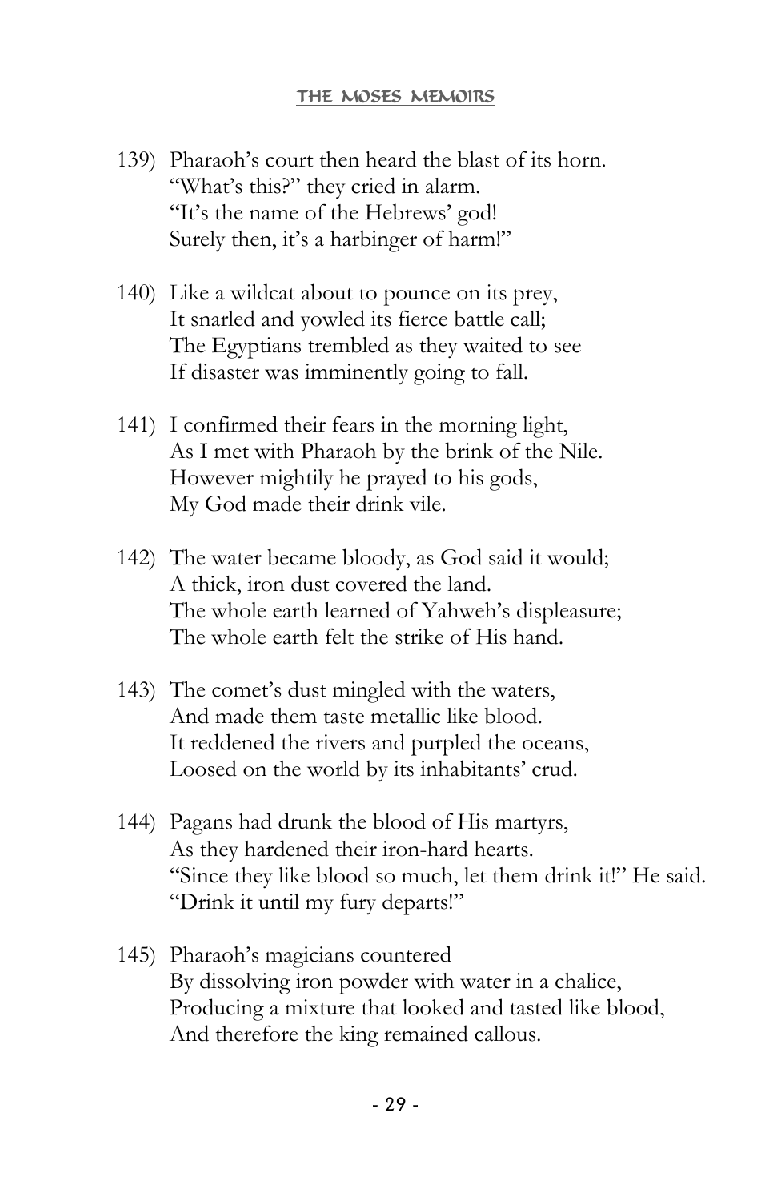139) Pharaoh's court then heard the blast of its horn.  
"What's this?" they cried in alarm.  
"It's the name of the Hebrews' god!  
Surely then, it's a harbinger of harm!"

140) Like a wildcat about to pounce on its prey,  
It snarled and yowled its fierce battle call;  
The Egyptians trembled as they waited to see  
If disaster was imminently going to fall.

141) I confirmed their fears in the morning light,  
As I met with Pharaoh by the brink of the Nile.  
However mightily he prayed to his gods,  
My God made their drink vile.

142) The water became bloody, as God said it would;  
A thick, iron dust covered the land.  
The whole earth learned of Yahweh's displeasure;  
The whole earth felt the strike of His hand.

143) The comet's dust mingled with the waters,  
And made them taste metallic like blood.  
It reddened the rivers and purpled the oceans,  
Loosed on the world by its inhabitants' crud.

144) Pagans had drunk the blood of His martyrs,  
As they hardened their iron-hard hearts.  
"Since they like blood so much, let them drink it!" He said.  
"Drink it until my fury departs!"

145) Pharaoh's magicians countered  
By dissolving iron powder with water in a chalice,  
Producing a mixture that looked and tasted like blood,  
And therefore the king remained callous.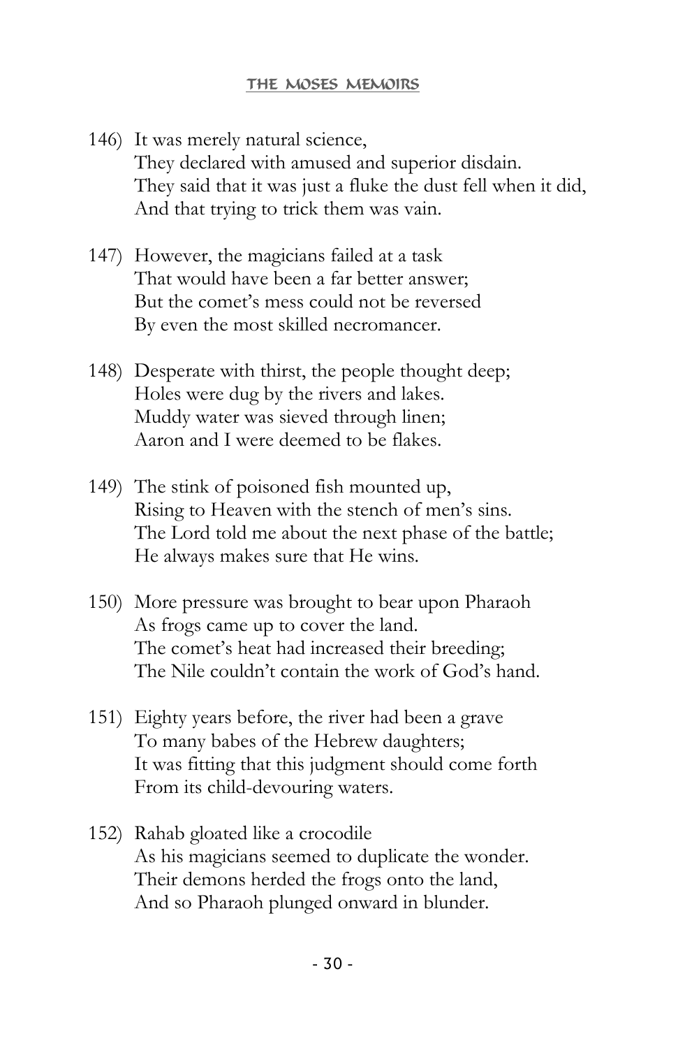146) It was merely natural science,  
They declared with amused and superior disdain.  
They said that it was just a fluke the dust fell when it did,  
And that trying to trick them was vain.

147) However, the magicians failed at a task  
That would have been a far better answer;  
But the comet's mess could not be reversed  
By even the most skilled necromancer.

148) Desperate with thirst, the people thought deep;  
Holes were dug by the rivers and lakes.  
Muddy water was sieved through linen;  
Aaron and I were deemed to be flakes.

149) The stink of poisoned fish mounted up,  
Rising to Heaven with the stench of men's sins.  
The Lord told me about the next phase of the battle;  
He always makes sure that He wins.

150) More pressure was brought to bear upon Pharaoh  
As frogs came up to cover the land.  
The comet's heat had increased their breeding;  
The Nile couldn't contain the work of God's hand.

151) Eighty years before, the river had been a grave  
To many babes of the Hebrew daughters;  
It was fitting that this judgment should come forth  
From its child-devouring waters.

152) Rahab gloated like a crocodile  
As his magicians seemed to duplicate the wonder.  
Their demons herded the frogs onto the land,  
And so Pharaoh plunged onward in blunder.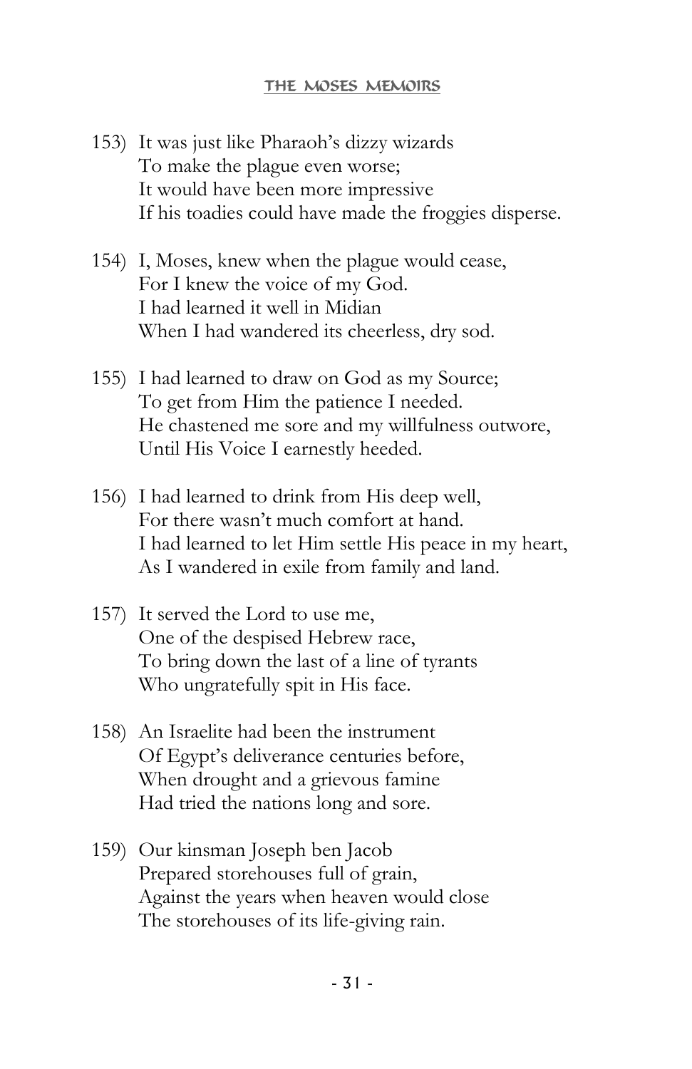153) It was just like Pharaoh's dizzy wizards
To make the plague even worse;
It would have been more impressive
If his toadies could have made the froggies disperse.

154) I, Moses, knew when the plague would cease,
For I knew the voice of my God.
I had learned it well in Midian
When I had wandered its cheerless, dry sod.

155) I had learned to draw on God as my Source;
To get from Him the patience I needed.
He chastened me sore and my willfulness outwore,
Until His Voice I earnestly heeded.

156) I had learned to drink from His deep well,
For there wasn't much comfort at hand.
I had learned to let Him settle His peace in my heart,
As I wandered in exile from family and land.

157) It served the Lord to use me,
One of the despised Hebrew race,
To bring down the last of a line of tyrants
Who ungratefully spit in His face.

158) An Israelite had been the instrument
Of Egypt's deliverance centuries before,
When drought and a grievous famine
Had tried the nations long and sore.

159) Our kinsman Joseph ben Jacob
Prepared storehouses full of grain,
Against the years when heaven would close
The storehouses of its life-giving rain.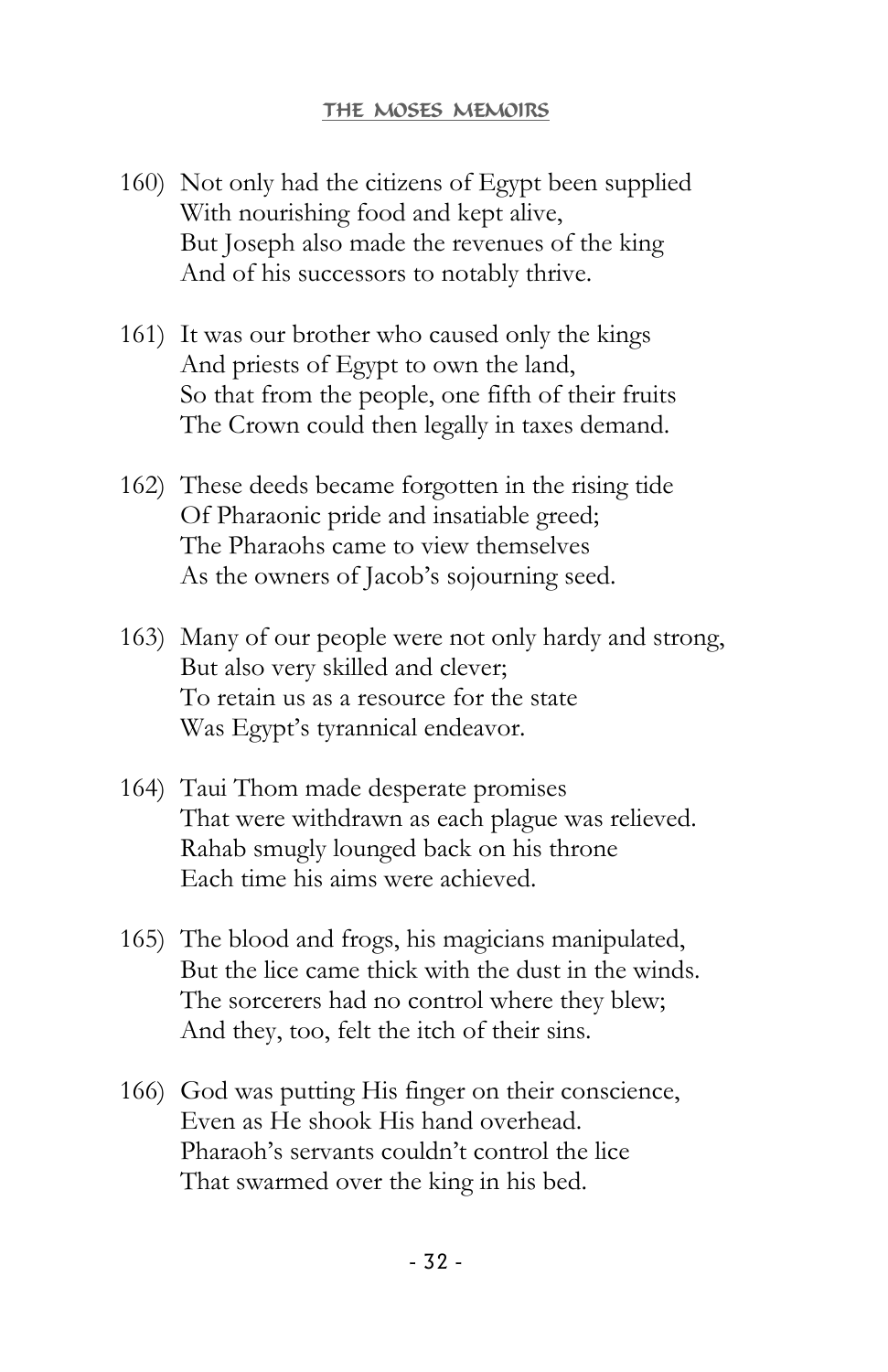160) Not only had the citizens of Egypt been supplied
With nourishing food and kept alive,
But Joseph also made the revenues of the king
And of his successors to notably thrive.

161) It was our brother who caused only the kings
And priests of Egypt to own the land,
So that from the people, one fifth of their fruits
The Crown could then legally in taxes demand.

162) These deeds became forgotten in the rising tide
Of Pharaonic pride and insatiable greed;
The Pharaohs came to view themselves
As the owners of Jacob's sojourning seed.

163) Many of our people were not only hardy and strong,
But also very skilled and clever;
To retain us as a resource for the state
Was Egypt's tyrannical endeavor.

164) Taui Thom made desperate promises
That were withdrawn as each plague was relieved.
Rahab smugly lounged back on his throne
Each time his aims were achieved.

165) The blood and frogs, his magicians manipulated,
But the lice came thick with the dust in the winds.
The sorcerers had no control where they blew;
And they, too, felt the itch of their sins.

166) God was putting His finger on their conscience,
Even as He shook His hand overhead.
Pharaoh's servants couldn't control the lice
That swarmed over the king in his bed.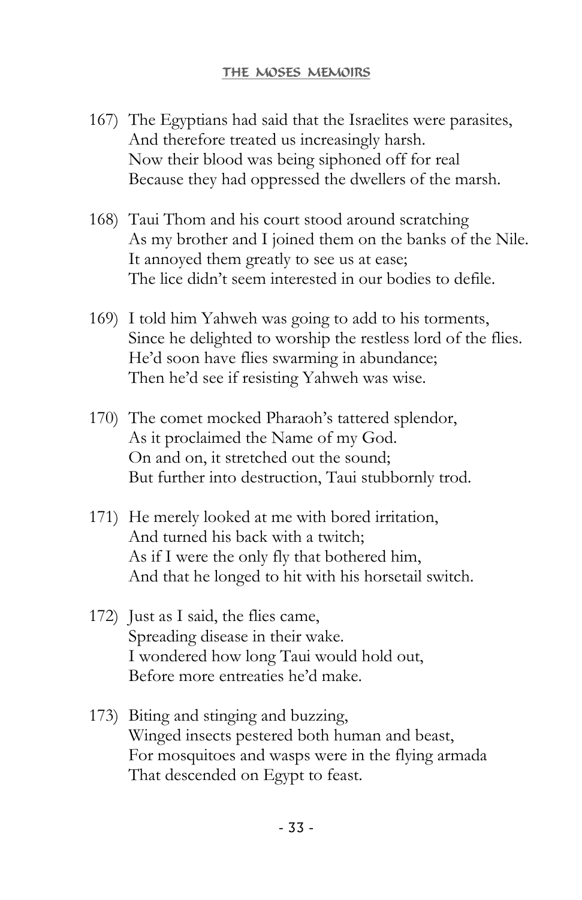167) The Egyptians had said that the Israelites were parasites,  
And therefore treated us increasingly harsh.  
Now their blood was being siphoned off for real  
Because they had oppressed the dwellers of the marsh.

168) Taui Thom and his court stood around scratching  
As my brother and I joined them on the banks of the Nile.  
It annoyed them greatly to see us at ease;  
The lice didn't seem interested in our bodies to defile.

169) I told him Yahweh was going to add to his torments,  
Since he delighted to worship the restless lord of the flies.  
He'd soon have flies swarming in abundance;  
Then he'd see if resisting Yahweh was wise.

170) The comet mocked Pharaoh's tattered splendor,  
As it proclaimed the Name of my God.  
On and on, it stretched out the sound;  
But further into destruction, Taui stubbornly trod.

171) He merely looked at me with bored irritation,  
And turned his back with a twitch;  
As if I were the only fly that bothered him,  
And that he longed to hit with his horsetail switch.

172) Just as I said, the flies came,  
Spreading disease in their wake.  
I wondered how long Taui would hold out,  
Before more entreaties he'd make.

173) Biting and stinging and buzzing,  
Winged insects pestered both human and beast,  
For mosquitoes and wasps were in the flying armada  
That descended on Egypt to feast.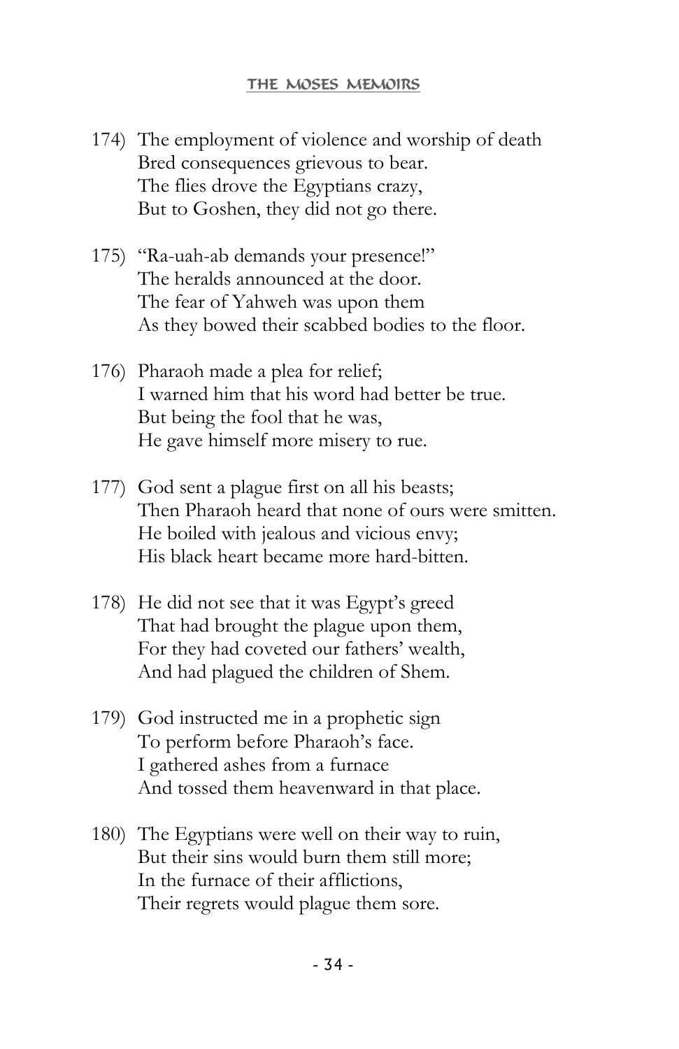174) The employment of violence and worship of death  
Bred consequences grievous to bear.  
The flies drove the Egyptians crazy,  
But to Goshen, they did not go there.

175) "Ra-uah-ab demands your presence!"  
The heralds announced at the door.  
The fear of Yahweh was upon them  
As they bowed their scabbed bodies to the floor.

176) Pharaoh made a plea for relief;  
I warned him that his word had better be true.  
But being the fool that he was,  
He gave himself more misery to rue.

177) God sent a plague first on all his beasts;  
Then Pharaoh heard that none of ours were smitten.  
He boiled with jealous and vicious envy;  
His black heart became more hard-bitten.

178) He did not see that it was Egypt's greed  
That had brought the plague upon them,  
For they had coveted our fathers' wealth,  
And had plagued the children of Shem.

179) God instructed me in a prophetic sign  
To perform before Pharaoh's face.  
I gathered ashes from a furnace  
And tossed them heavenward in that place.

180) The Egyptians were well on their way to ruin,  
But their sins would burn them still more;  
In the furnace of their afflictions,  
Their regrets would plague them sore.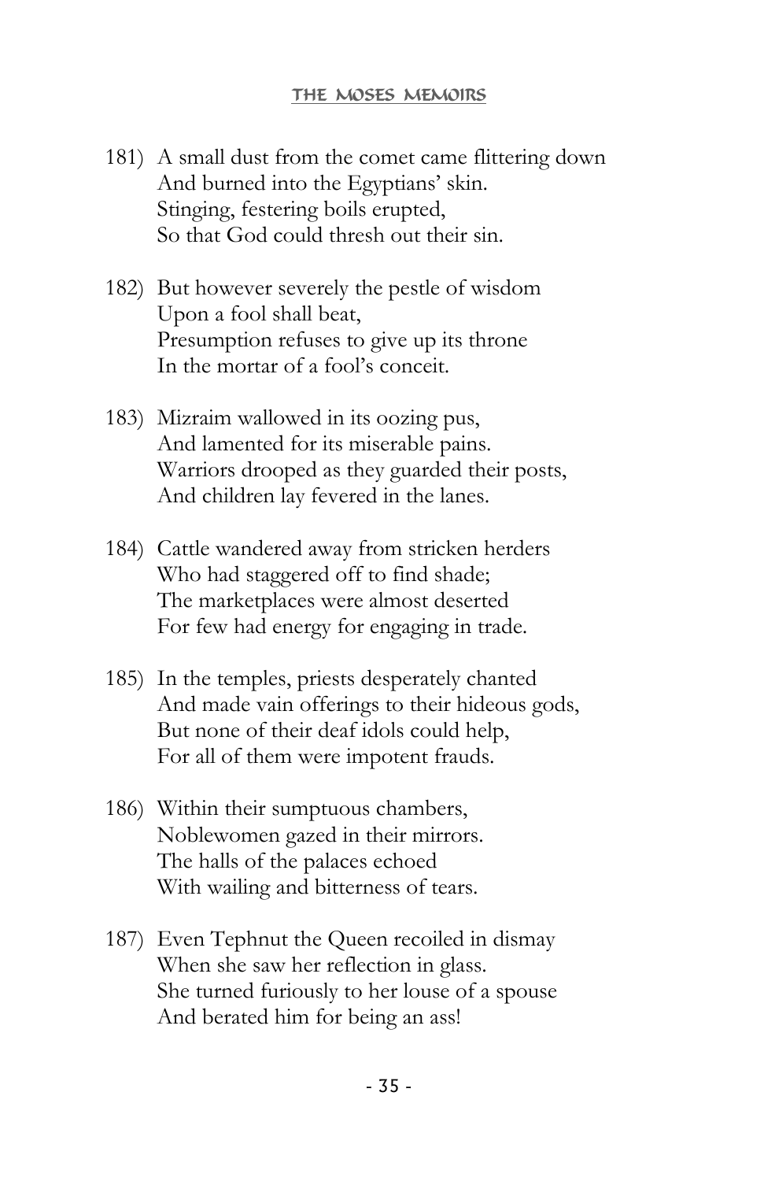181) A small dust from the comet came flittering down
And burned into the Egyptians' skin.
Stinging, festering boils erupted,
So that God could thresh out their sin.

182) But however severely the pestle of wisdom
Upon a fool shall beat,
Presumption refuses to give up its throne
In the mortar of a fool's conceit.

183) Mizraim wallowed in its oozing pus,
And lamented for its miserable pains.
Warriors drooped as they guarded their posts,
And children lay fevered in the lanes.

184) Cattle wandered away from stricken herders
Who had staggered off to find shade;
The marketplaces were almost deserted
For few had energy for engaging in trade.

185) In the temples, priests desperately chanted
And made vain offerings to their hideous gods,
But none of their deaf idols could help,
For all of them were impotent frauds.

186) Within their sumptuous chambers,
Noblewomen gazed in their mirrors.
The halls of the palaces echoed
With wailing and bitterness of tears.

187) Even Tephnut the Queen recoiled in dismay
When she saw her reflection in glass.
She turned furiously to her louse of a spouse
And berated him for being an ass!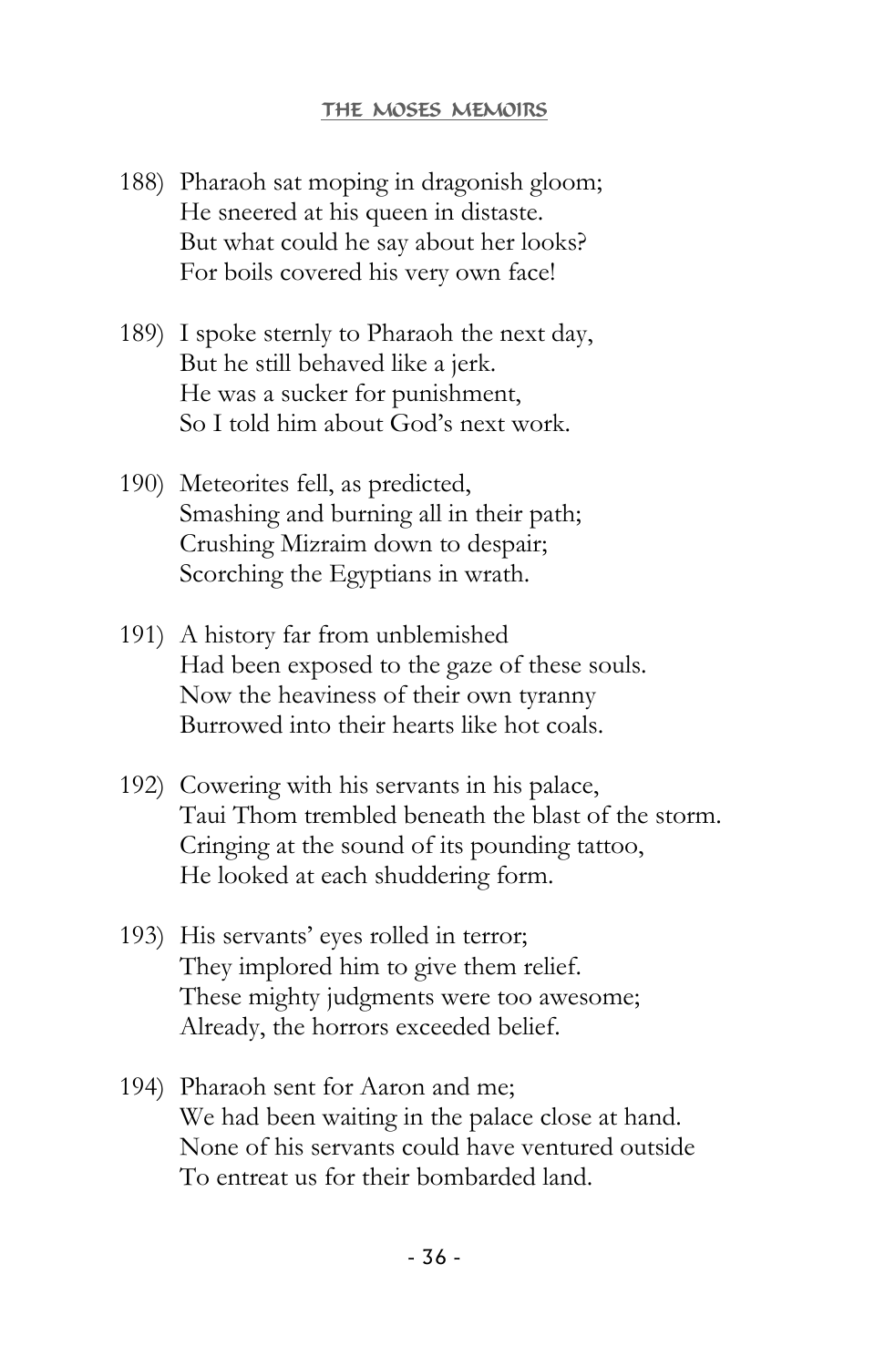188) Pharaoh sat moping in dragonish gloom;
He sneered at his queen in distaste.
But what could he say about her looks?
For boils covered his very own face!

189) I spoke sternly to Pharaoh the next day,
But he still behaved like a jerk.
He was a sucker for punishment,
So I told him about God's next work.

190) Meteorites fell, as predicted,
Smashing and burning all in their path;
Crushing Mizraim down to despair;
Scorching the Egyptians in wrath.

191) A history far from unblemished
Had been exposed to the gaze of these souls.
Now the heaviness of their own tyranny
Burrowed into their hearts like hot coals.

192) Cowering with his servants in his palace,
Taui Thom trembled beneath the blast of the storm.
Cringing at the sound of its pounding tattoo,
He looked at each shuddering form.

193) His servants' eyes rolled in terror;
They implored him to give them relief.
These mighty judgments were too awesome;
Already, the horrors exceeded belief.

194) Pharaoh sent for Aaron and me;
We had been waiting in the palace close at hand.
None of his servants could have ventured outside
To entreat us for their bombarded land.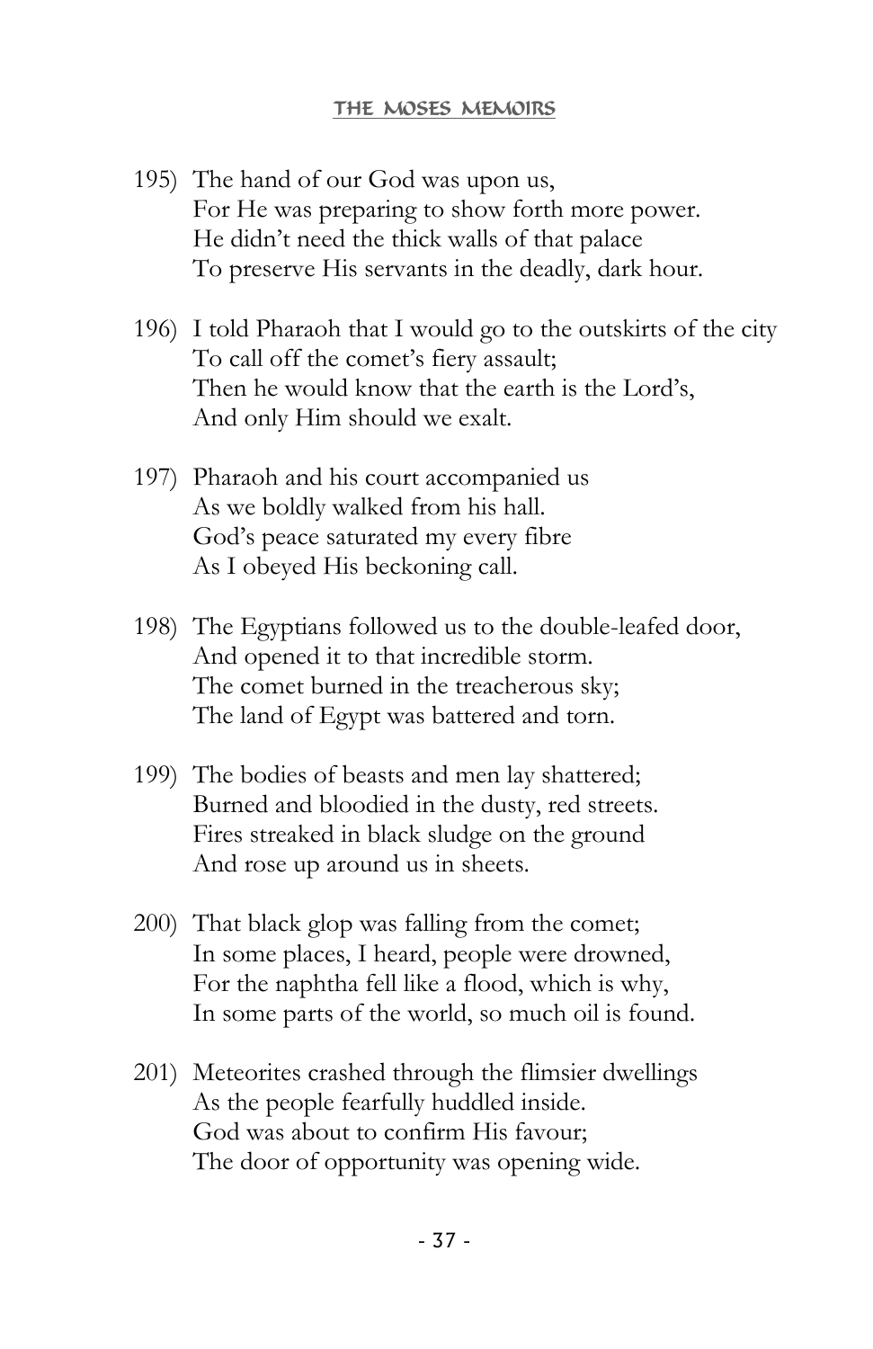195) The hand of our God was upon us,
For He was preparing to show forth more power.
He didn't need the thick walls of that palace
To preserve His servants in the deadly, dark hour.

196) I told Pharaoh that I would go to the outskirts of the city
To call off the comet's fiery assault;
Then he would know that the earth is the Lord's,
And only Him should we exalt.

197) Pharaoh and his court accompanied us
As we boldly walked from his hall.
God's peace saturated my every fibre
As I obeyed His beckoning call.

198) The Egyptians followed us to the double-leafed door,
And opened it to that incredible storm.
The comet burned in the treacherous sky;
The land of Egypt was battered and torn.

199) The bodies of beasts and men lay shattered;
Burned and bloodied in the dusty, red streets.
Fires streaked in black sludge on the ground
And rose up around us in sheets.

200) That black glop was falling from the comet;
In some places, I heard, people were drowned,
For the naphtha fell like a flood, which is why,
In some parts of the world, so much oil is found.

201) Meteorites crashed through the flimsier dwellings
As the people fearfully huddled inside.
God was about to confirm His favour;
The door of opportunity was opening wide.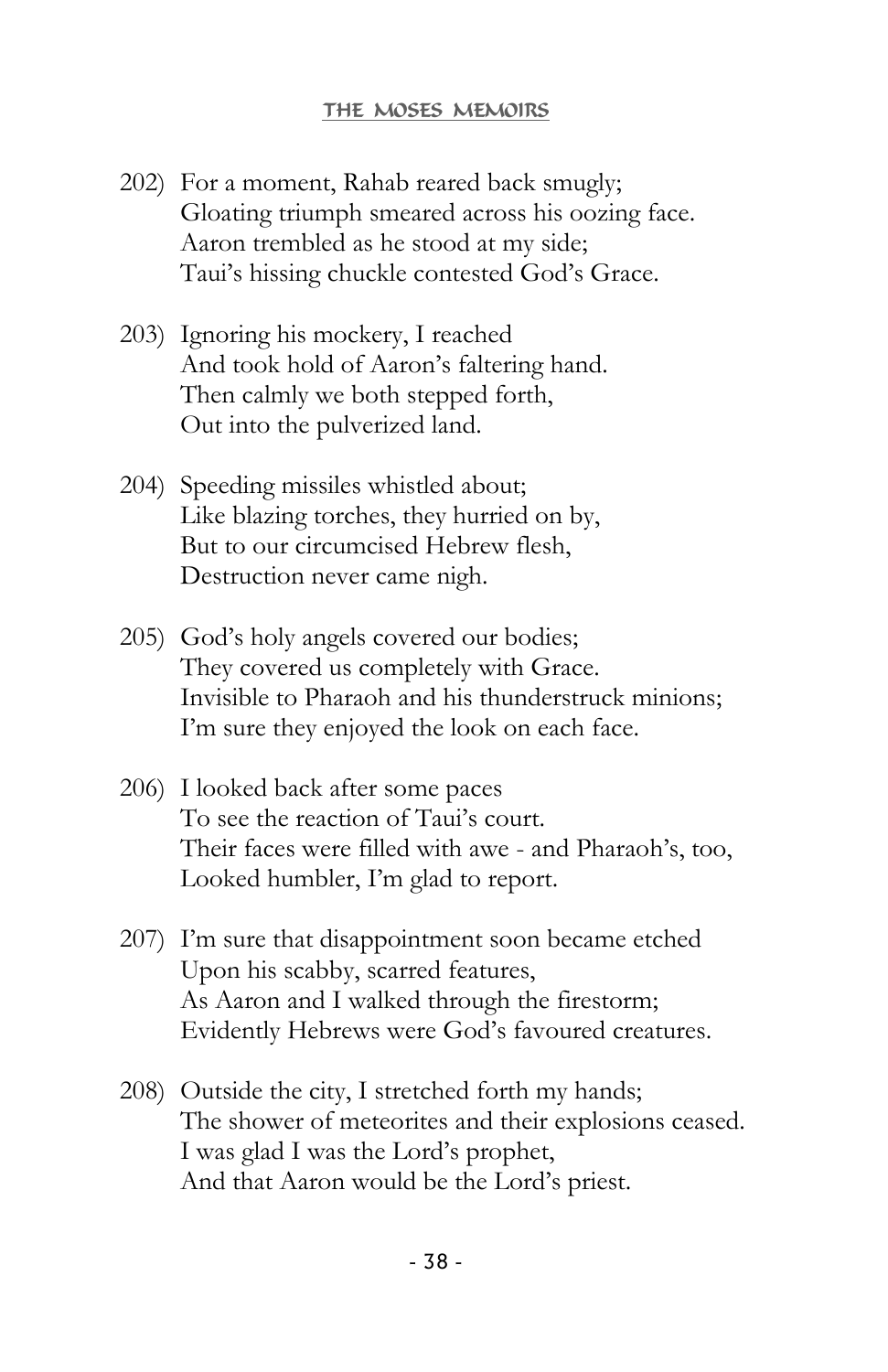202) For a moment, Rahab reared back smugly;
Gloating triumph smeared across his oozing face.
Aaron trembled as he stood at my side;
Taui's hissing chuckle contested God's Grace.

203) Ignoring his mockery, I reached
And took hold of Aaron's faltering hand.
Then calmly we both stepped forth,
Out into the pulverized land.

204) Speeding missiles whistled about;
Like blazing torches, they hurried on by,
But to our circumcised Hebrew flesh,
Destruction never came nigh.

205) God's holy angels covered our bodies;
They covered us completely with Grace.
Invisible to Pharaoh and his thunderstruck minions;
I'm sure they enjoyed the look on each face.

206) I looked back after some paces
To see the reaction of Taui's court.
Their faces were filled with awe - and Pharaoh's, too,
Looked humbler, I'm glad to report.

207) I'm sure that disappointment soon became etched
Upon his scabby, scarred features,
As Aaron and I walked through the firestorm;
Evidently Hebrews were God's favoured creatures.

208) Outside the city, I stretched forth my hands;
The shower of meteorites and their explosions ceased.
I was glad I was the Lord's prophet,
And that Aaron would be the Lord's priest.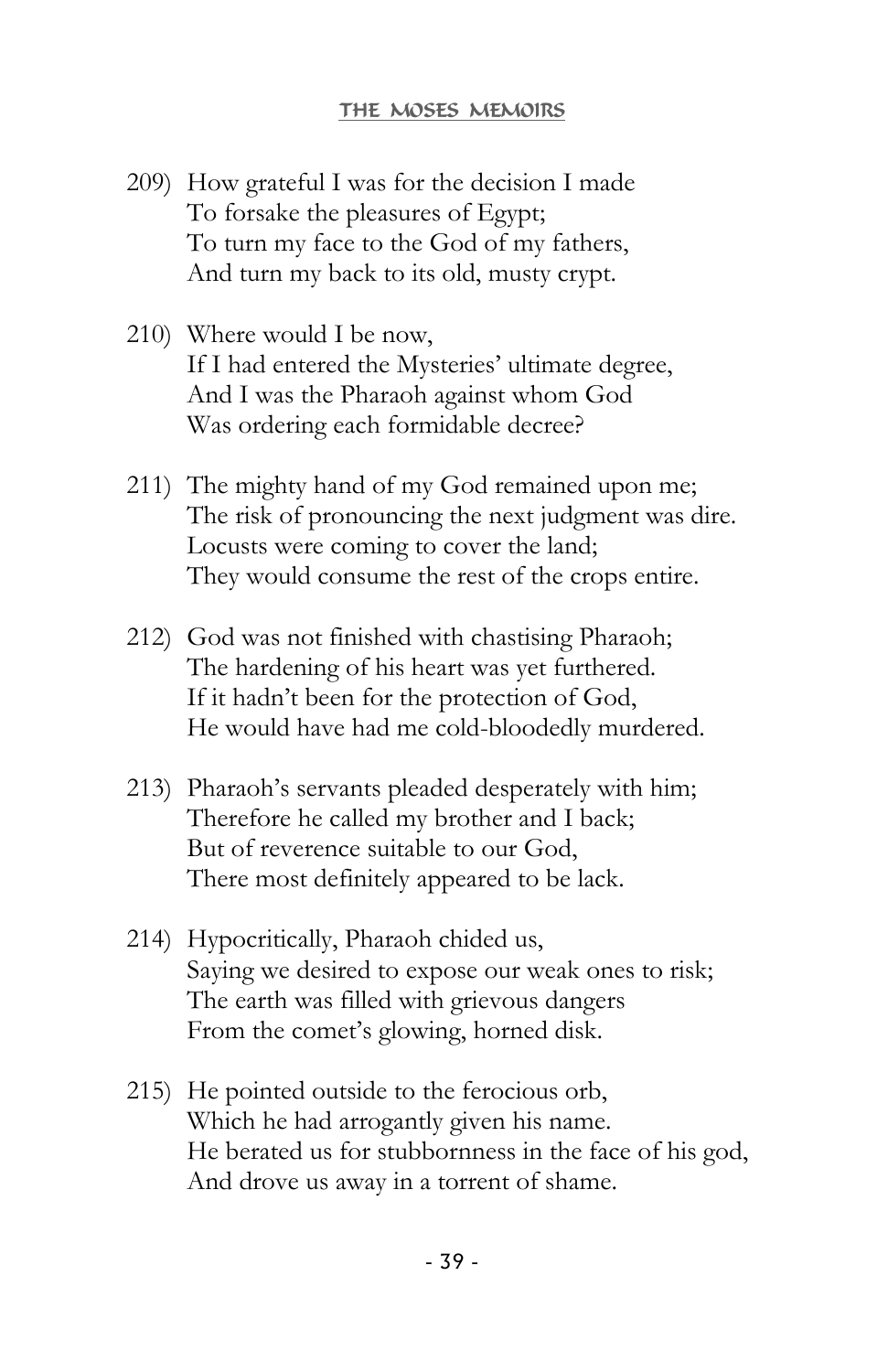209) How grateful I was for the decision I made
To forsake the pleasures of Egypt;
To turn my face to the God of my fathers,
And turn my back to its old, musty crypt.

210) Where would I be now,
If I had entered the Mysteries' ultimate degree,
And I was the Pharaoh against whom God
Was ordering each formidable decree?

211) The mighty hand of my God remained upon me;
The risk of pronouncing the next judgment was dire.
Locusts were coming to cover the land;
They would consume the rest of the crops entire.

212) God was not finished with chastising Pharaoh;
The hardening of his heart was yet furthered.
If it hadn't been for the protection of God,
He would have had me cold-bloodedly murdered.

213) Pharaoh's servants pleaded desperately with him;
Therefore he called my brother and I back;
But of reverence suitable to our God,
There most definitely appeared to be lack.

214) Hypocritically, Pharaoh chided us,
Saying we desired to expose our weak ones to risk;
The earth was filled with grievous dangers
From the comet's glowing, horned disk.

215) He pointed outside to the ferocious orb,
Which he had arrogantly given his name.
He berated us for stubbornness in the face of his god,
And drove us away in a torrent of shame.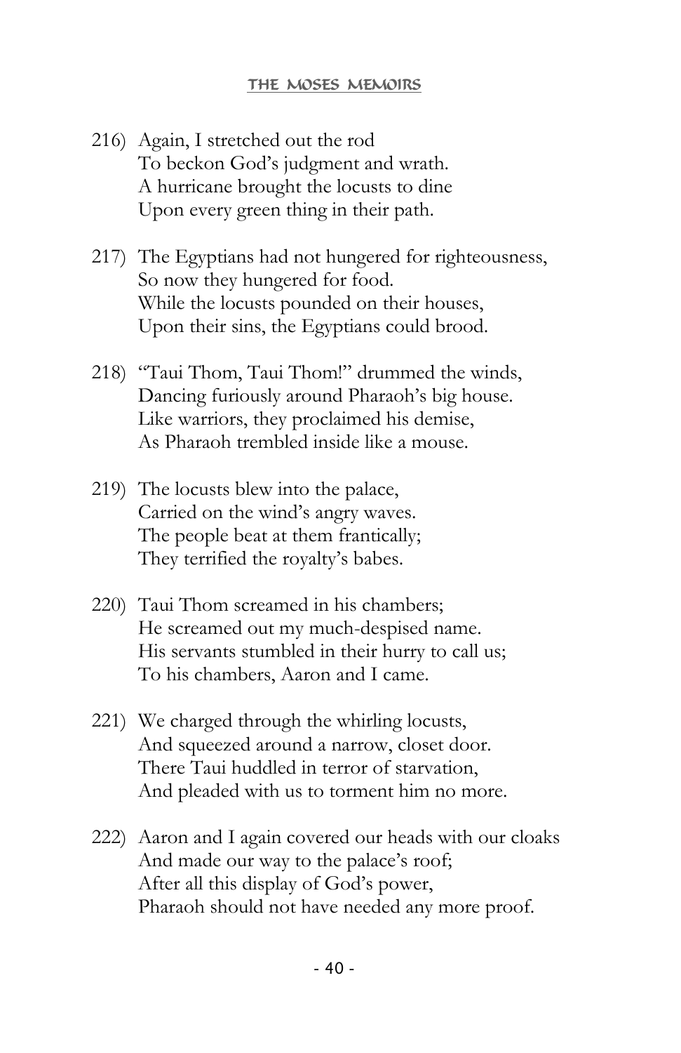216) Again, I stretched out the rod  
To beckon God's judgment and wrath.  
A hurricane brought the locusts to dine  
Upon every green thing in their path.

217) The Egyptians had not hungered for righteousness,  
So now they hungered for food.  
While the locusts pounded on their houses,  
Upon their sins, the Egyptians could brood.

218) "Taui Thom, Taui Thom!" drummed the winds,  
Dancing furiously around Pharaoh's big house.  
Like warriors, they proclaimed his demise,  
As Pharaoh trembled inside like a mouse.

219) The locusts blew into the palace,  
Carried on the wind's angry waves.  
The people beat at them frantically;  
They terrified the royalty's babes.

220) Taui Thom screamed in his chambers;  
He screamed out my much-despised name.  
His servants stumbled in their hurry to call us;  
To his chambers, Aaron and I came.

221) We charged through the whirling locusts,  
And squeezed around a narrow, closet door.  
There Taui huddled in terror of starvation,  
And pleaded with us to torment him no more.

222) Aaron and I again covered our heads with our cloaks  
And made our way to the palace's roof;  
After all this display of God's power,  
Pharaoh should not have needed any more proof.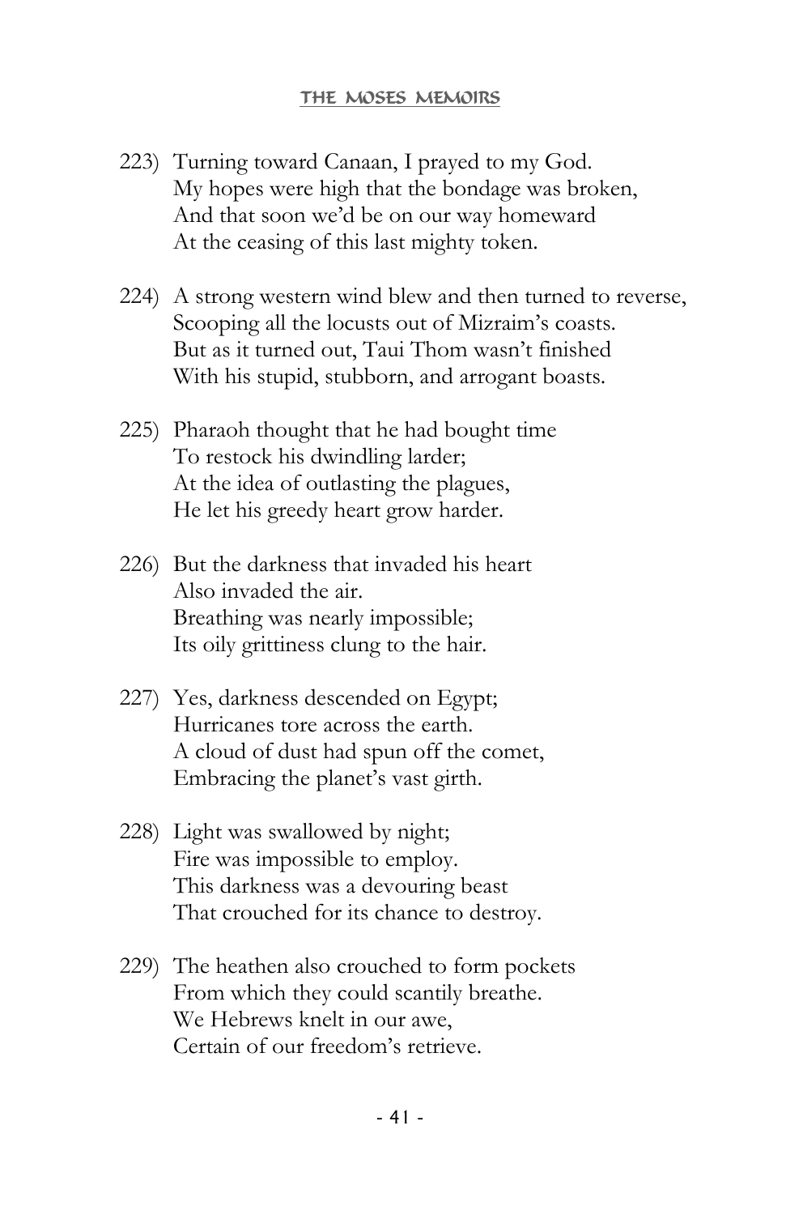223) Turning toward Canaan, I prayed to my God.
My hopes were high that the bondage was broken,
And that soon we'd be on our way homeward
At the ceasing of this last mighty token.

224) A strong western wind blew and then turned to reverse,
Scooping all the locusts out of Mizraim's coasts.
But as it turned out, Taui Thom wasn't finished
With his stupid, stubborn, and arrogant boasts.

225) Pharaoh thought that he had bought time
To restock his dwindling larder;
At the idea of outlasting the plagues,
He let his greedy heart grow harder.

226) But the darkness that invaded his heart
Also invaded the air.
Breathing was nearly impossible;
Its oily grittiness clung to the hair.

227) Yes, darkness descended on Egypt;
Hurricanes tore across the earth.
A cloud of dust had spun off the comet,
Embracing the planet's vast girth.

228) Light was swallowed by night;
Fire was impossible to employ.
This darkness was a devouring beast
That crouched for its chance to destroy.

229) The heathen also crouched to form pockets
From which they could scantily breathe.
We Hebrews knelt in our awe,
Certain of our freedom's retrieve.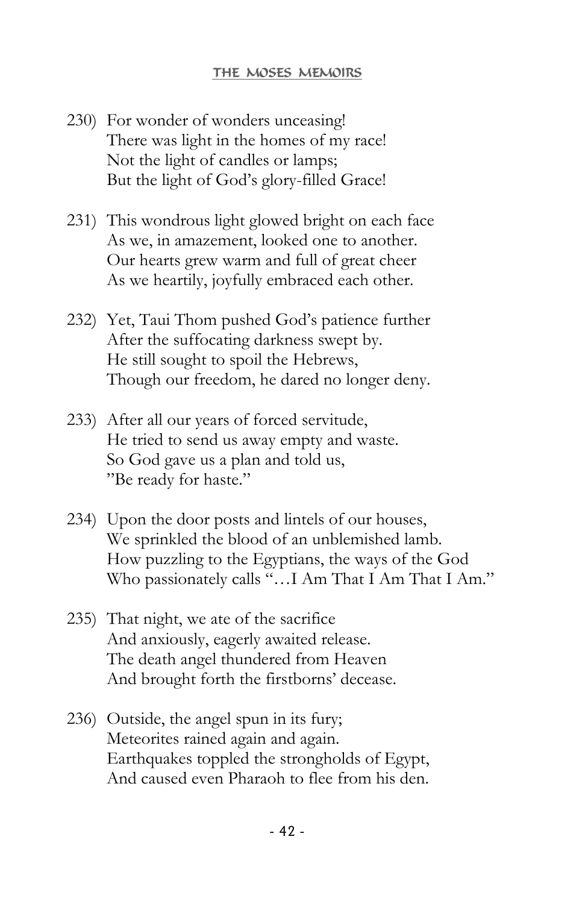230) For wonder of wonders unceasing!  
There was light in the homes of my race!  
Not the light of candles or lamps;  
But the light of God's glory-filled Grace!

231) This wondrous light glowed bright on each face  
As we, in amazement, looked one to another.  
Our hearts grew warm and full of great cheer  
As we heartily, joyfully embraced each other.

232) Yet, Taui Thom pushed God's patience further  
After the suffocating darkness swept by.  
He still sought to spoil the Hebrews,  
Though our freedom, he dared no longer deny.

233) After all our years of forced servitude,  
He tried to send us away empty and waste.  
So God gave us a plan and told us,  
"Be ready for haste."

234) Upon the door posts and lintels of our houses,  
We sprinkled the blood of an unblemished lamb.  
How puzzling to the Egyptians, the ways of the God  
Who passionately calls "…I Am That I Am That I Am."

235) That night, we ate of the sacrifice  
And anxiously, eagerly awaited release.  
The death angel thundered from Heaven  
And brought forth the firstborns' decease.

236) Outside, the angel spun in its fury;  
Meteorites rained again and again.  
Earthquakes toppled the strongholds of Egypt,  
And caused even Pharaoh to flee from his den.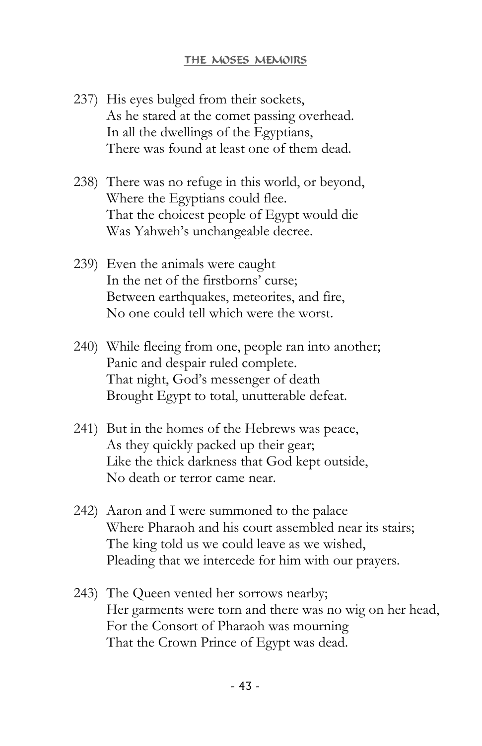237) His eyes bulged from their sockets,
As he stared at the comet passing overhead.
In all the dwellings of the Egyptians,
There was found at least one of them dead.

238) There was no refuge in this world, or beyond,
Where the Egyptians could flee.
That the choicest people of Egypt would die
Was Yahweh's unchangeable decree.

239) Even the animals were caught
In the net of the firstborns' curse;
Between earthquakes, meteorites, and fire,
No one could tell which were the worst.

240) While fleeing from one, people ran into another;
Panic and despair ruled complete.
That night, God's messenger of death
Brought Egypt to total, unutterable defeat.

241) But in the homes of the Hebrews was peace,
As they quickly packed up their gear;
Like the thick darkness that God kept outside,
No death or terror came near.

242) Aaron and I were summoned to the palace
Where Pharaoh and his court assembled near its stairs;
The king told us we could leave as we wished,
Pleading that we intercede for him with our prayers.

243) The Queen vented her sorrows nearby;
Her garments were torn and there was no wig on her head,
For the Consort of Pharaoh was mourning
That the Crown Prince of Egypt was dead.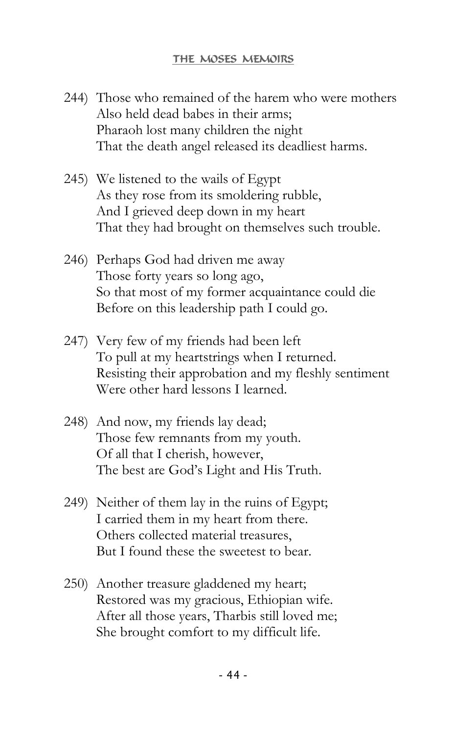244) Those who remained of the harem who were mothers
Also held dead babes in their arms;
Pharaoh lost many children the night
That the death angel released its deadliest harms.

245) We listened to the wails of Egypt
As they rose from its smoldering rubble,
And I grieved deep down in my heart
That they had brought on themselves such trouble.

246) Perhaps God had driven me away
Those forty years so long ago,
So that most of my former acquaintance could die
Before on this leadership path I could go.

247) Very few of my friends had been left
To pull at my heartstrings when I returned.
Resisting their approbation and my fleshly sentiment
Were other hard lessons I learned.

248) And now, my friends lay dead;
Those few remnants from my youth.
Of all that I cherish, however,
The best are God's Light and His Truth.

249) Neither of them lay in the ruins of Egypt;
I carried them in my heart from there.
Others collected material treasures,
But I found these the sweetest to bear.

250) Another treasure gladdened my heart;
Restored was my gracious, Ethiopian wife.
After all those years, Tharbis still loved me;
She brought comfort to my difficult life.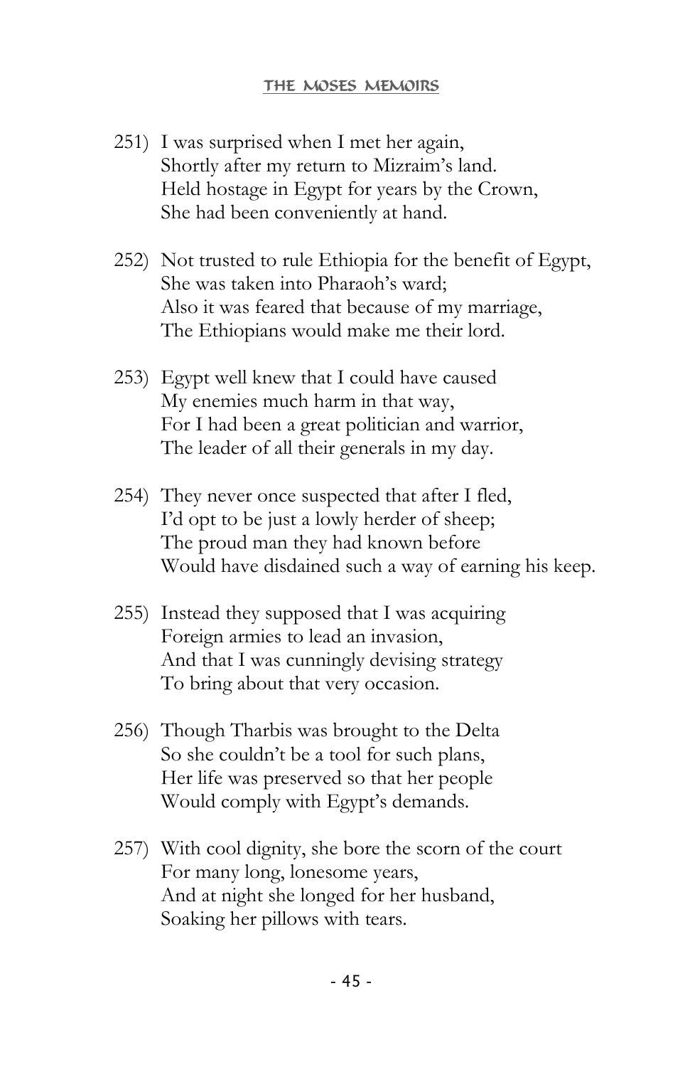251) I was surprised when I met her again,
Shortly after my return to Mizraim's land.
Held hostage in Egypt for years by the Crown,
She had been conveniently at hand.

252) Not trusted to rule Ethiopia for the benefit of Egypt,
She was taken into Pharaoh's ward;
Also it was feared that because of my marriage,
The Ethiopians would make me their lord.

253) Egypt well knew that I could have caused
My enemies much harm in that way,
For I had been a great politician and warrior,
The leader of all their generals in my day.

254) They never once suspected that after I fled,
I'd opt to be just a lowly herder of sheep;
The proud man they had known before
Would have disdained such a way of earning his keep.

255) Instead they supposed that I was acquiring
Foreign armies to lead an invasion,
And that I was cunningly devising strategy
To bring about that very occasion.

256) Though Tharbis was brought to the Delta
So she couldn't be a tool for such plans,
Her life was preserved so that her people
Would comply with Egypt's demands.

257) With cool dignity, she bore the scorn of the court
For many long, lonesome years,
And at night she longed for her husband,
Soaking her pillows with tears.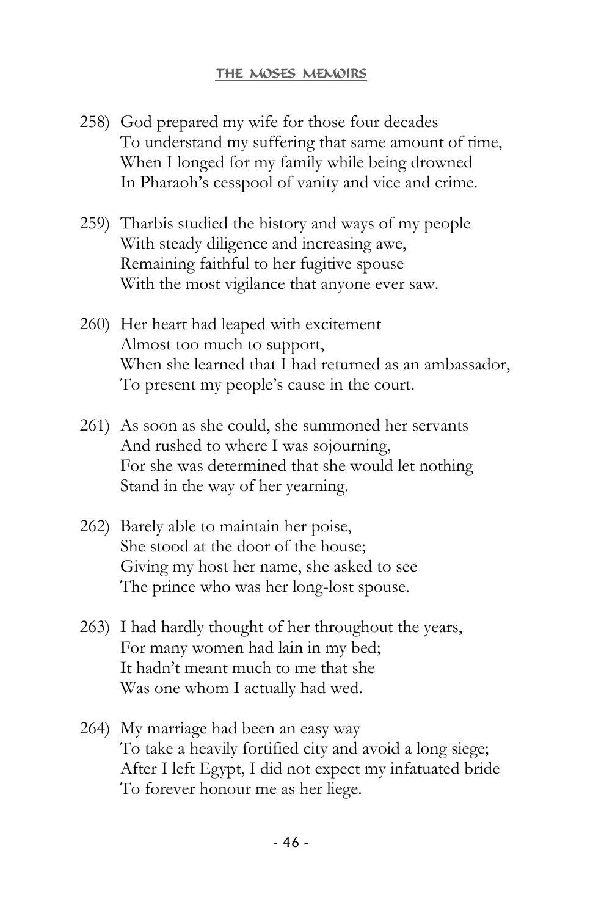258) God prepared my wife for those four decades  
To understand my suffering that same amount of time,  
When I longed for my family while being drowned  
In Pharaoh's cesspool of vanity and vice and crime.

259) Tharbis studied the history and ways of my people  
With steady diligence and increasing awe,  
Remaining faithful to her fugitive spouse  
With the most vigilance that anyone ever saw.

260) Her heart had leaped with excitement  
Almost too much to support,  
When she learned that I had returned as an ambassador,  
To present my people's cause in the court.

261) As soon as she could, she summoned her servants  
And rushed to where I was sojourning,  
For she was determined that she would let nothing  
Stand in the way of her yearning.

262) Barely able to maintain her poise,  
She stood at the door of the house;  
Giving my host her name, she asked to see  
The prince who was her long-lost spouse.

263) I had hardly thought of her throughout the years,  
For many women had lain in my bed;  
It hadn't meant much to me that she  
Was one whom I actually had wed.

264) My marriage had been an easy way  
To take a heavily fortified city and avoid a long siege;  
After I left Egypt, I did not expect my infatuated bride  
To forever honour me as her liege.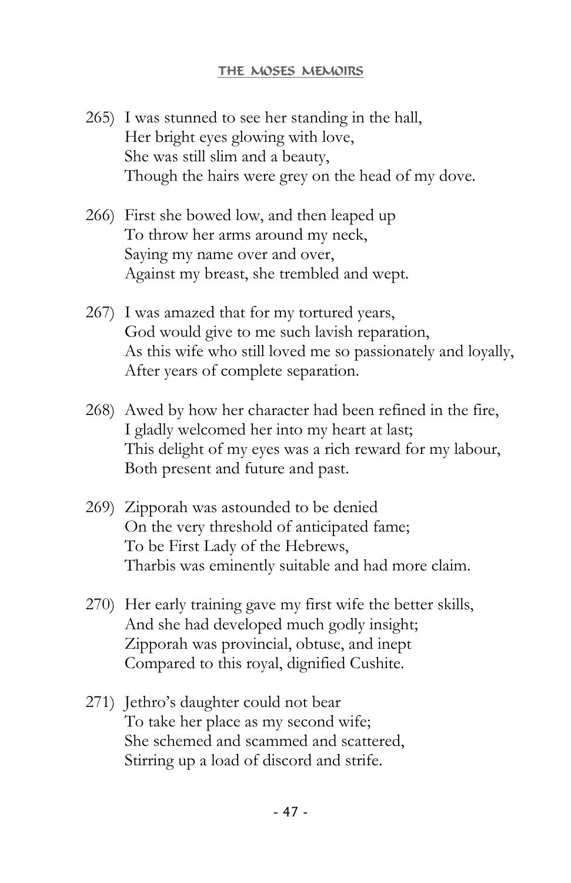265) I was stunned to see her standing in the hall,
Her bright eyes glowing with love,
She was still slim and a beauty,
Though the hairs were grey on the head of my dove.

266) First she bowed low, and then leaped up
To throw her arms around my neck,
Saying my name over and over,
Against my breast, she trembled and wept.

267) I was amazed that for my tortured years,
God would give to me such lavish reparation,
As this wife who still loved me so passionately and loyally,
After years of complete separation.

268) Awed by how her character had been refined in the fire,
I gladly welcomed her into my heart at last;
This delight of my eyes was a rich reward for my labour,
Both present and future and past.

269) Zipporah was astounded to be denied
On the very threshold of anticipated fame;
To be First Lady of the Hebrews,
Tharbis was eminently suitable and had more claim.

270) Her early training gave my first wife the better skills,
And she had developed much godly insight;
Zipporah was provincial, obtuse, and inept
Compared to this royal, dignified Cushite.

271) Jethro's daughter could not bear
To take her place as my second wife;
She schemed and scammed and scattered,
Stirring up a load of discord and strife.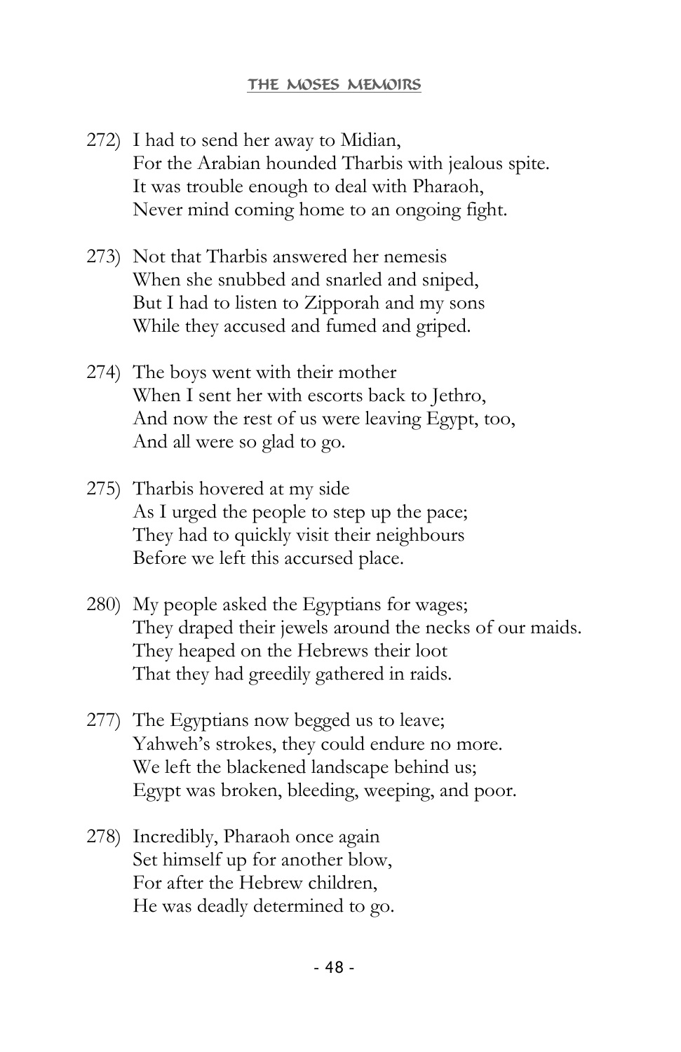272) I had to send her away to Midian,
For the Arabian hounded Tharbis with jealous spite.
It was trouble enough to deal with Pharaoh,
Never mind coming home to an ongoing fight.

273) Not that Tharbis answered her nemesis
When she snubbed and snarled and sniped,
But I had to listen to Zipporah and my sons
While they accused and fumed and griped.

274) The boys went with their mother
When I sent her with escorts back to Jethro,
And now the rest of us were leaving Egypt, too,
And all were so glad to go.

275) Tharbis hovered at my side
As I urged the people to step up the pace;
They had to quickly visit their neighbours
Before we left this accursed place.

280) My people asked the Egyptians for wages;
They draped their jewels around the necks of our maids.
They heaped on the Hebrews their loot
That they had greedily gathered in raids.

277) The Egyptians now begged us to leave;
Yahweh's strokes, they could endure no more.
We left the blackened landscape behind us;
Egypt was broken, bleeding, weeping, and poor.

278) Incredibly, Pharaoh once again
Set himself up for another blow,
For after the Hebrew children,
He was deadly determined to go.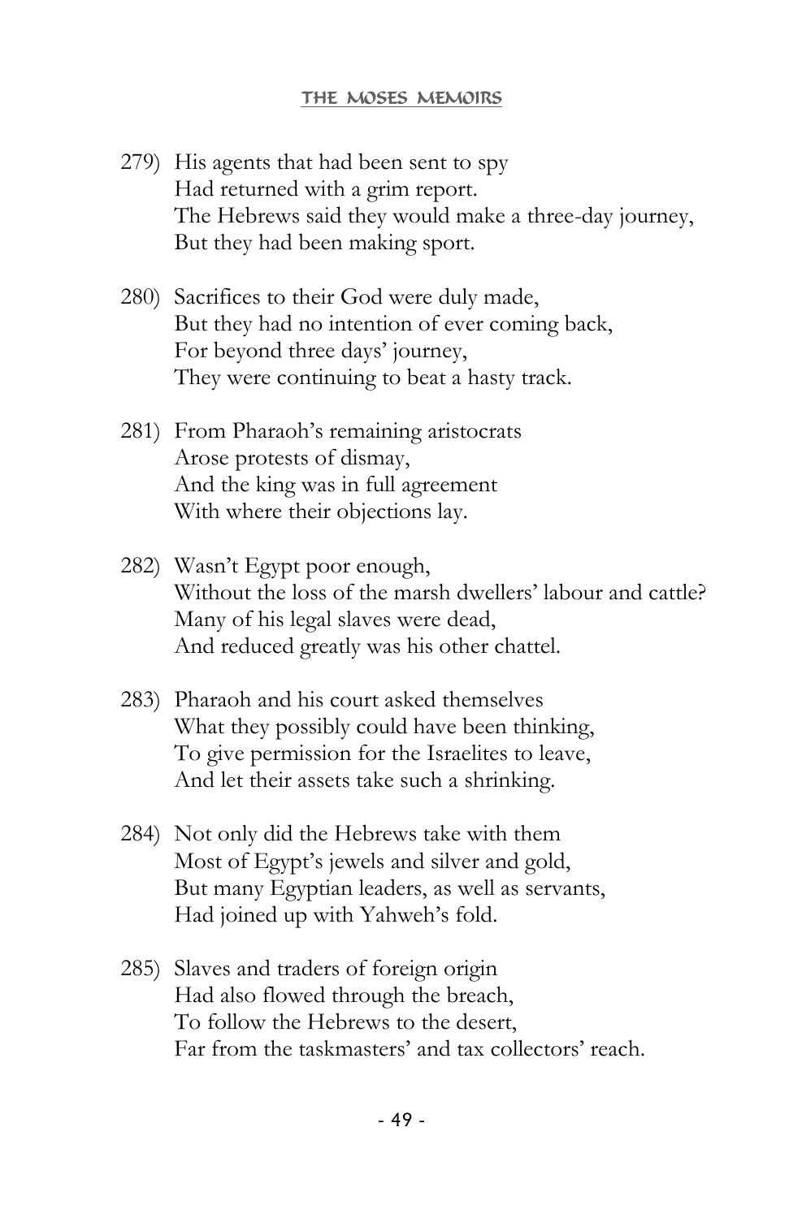279) His agents that had been sent to spy
     Had returned with a grim report.
     The Hebrews said they would make a three-day journey,
     But they had been making sport.

280) Sacrifices to their God were duly made,
     But they had no intention of ever coming back,
     For beyond three days' journey,
     They were continuing to beat a hasty track.

281) From Pharaoh's remaining aristocrats
     Arose protests of dismay,
     And the king was in full agreement
     With where their objections lay.

282) Wasn't Egypt poor enough,
     Without the loss of the marsh dwellers' labour and cattle?
     Many of his legal slaves were dead,
     And reduced greatly was his other chattel.

283) Pharaoh and his court asked themselves
     What they possibly could have been thinking,
     To give permission for the Israelites to leave,
     And let their assets take such a shrinking.

284) Not only did the Hebrews take with them
     Most of Egypt's jewels and silver and gold,
     But many Egyptian leaders, as well as servants,
     Had joined up with Yahweh's fold.

285) Slaves and traders of foreign origin
     Had also flowed through the breach,
     To follow the Hebrews to the desert,
     Far from the taskmasters' and tax collectors' reach.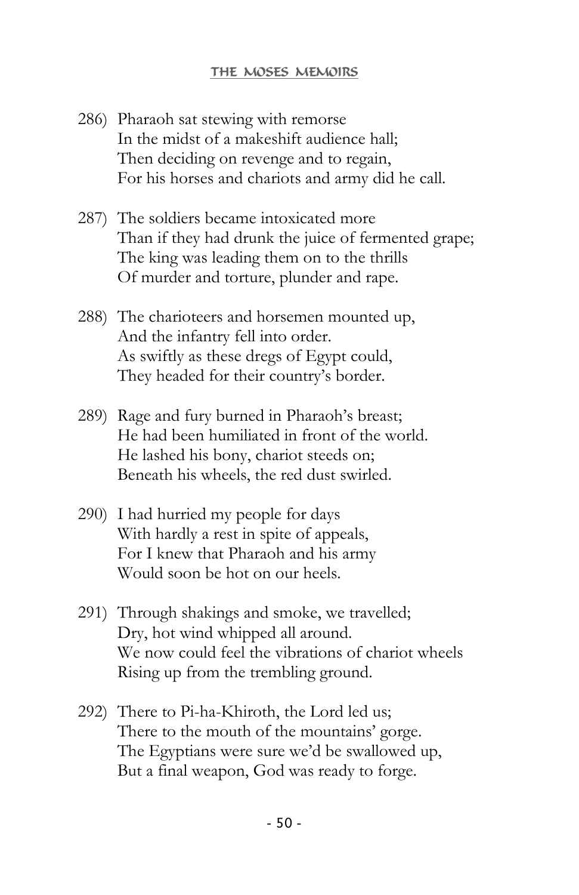286) Pharaoh sat stewing with remorse
In the midst of a makeshift audience hall;
Then deciding on revenge and to regain,
For his horses and chariots and army did he call.

287) The soldiers became intoxicated more
Than if they had drunk the juice of fermented grape;
The king was leading them on to the thrills
Of murder and torture, plunder and rape.

288) The charioteers and horsemen mounted up,
And the infantry fell into order.
As swiftly as these dregs of Egypt could,
They headed for their country's border.

289) Rage and fury burned in Pharaoh's breast;
He had been humiliated in front of the world.
He lashed his bony, chariot steeds on;
Beneath his wheels, the red dust swirled.

290) I had hurried my people for days
With hardly a rest in spite of appeals,
For I knew that Pharaoh and his army
Would soon be hot on our heels.

291) Through shakings and smoke, we travelled;
Dry, hot wind whipped all around.
We now could feel the vibrations of chariot wheels
Rising up from the trembling ground.

292) There to Pi-ha-Khiroth, the Lord led us;
There to the mouth of the mountains' gorge.
The Egyptians were sure we'd be swallowed up,
But a final weapon, God was ready to forge.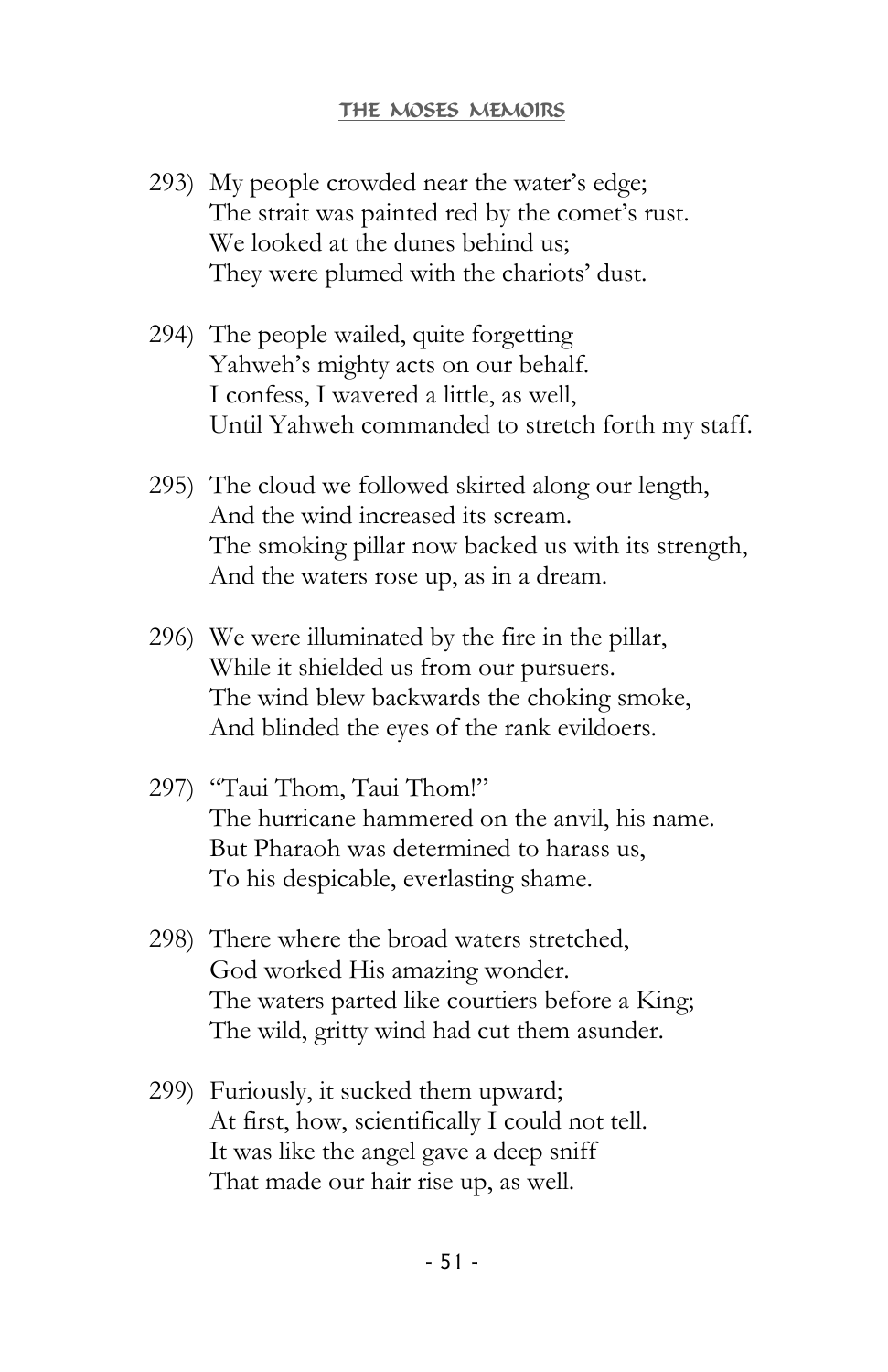293) My people crowded near the water's edge;  
The strait was painted red by the comet's rust.  
We looked at the dunes behind us;  
They were plumed with the chariots' dust.

294) The people wailed, quite forgetting  
Yahweh's mighty acts on our behalf.  
I confess, I wavered a little, as well,  
Until Yahweh commanded to stretch forth my staff.

295) The cloud we followed skirted along our length,  
And the wind increased its scream.  
The smoking pillar now backed us with its strength,  
And the waters rose up, as in a dream.

296) We were illuminated by the fire in the pillar,  
While it shielded us from our pursuers.  
The wind blew backwards the choking smoke,  
And blinded the eyes of the rank evildoers.

297) "Taui Thom, Taui Thom!"  
The hurricane hammered on the anvil, his name.  
But Pharaoh was determined to harass us,  
To his despicable, everlasting shame.

298) There where the broad waters stretched,  
God worked His amazing wonder.  
The waters parted like courtiers before a King;  
The wild, gritty wind had cut them asunder.

299) Furiously, it sucked them upward;  
At first, how, scientifically I could not tell.  
It was like the angel gave a deep sniff  
That made our hair rise up, as well.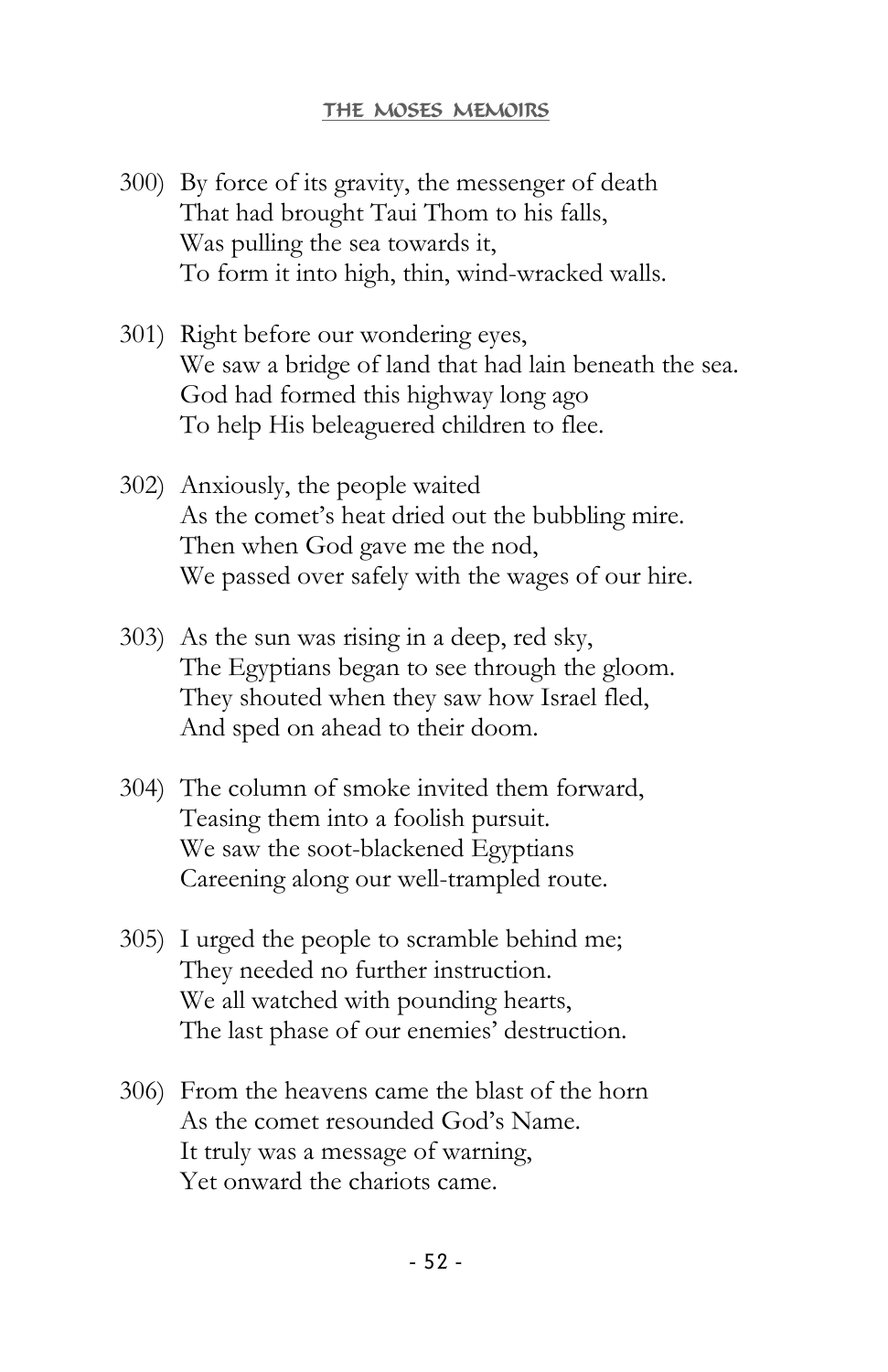300) By force of its gravity, the messenger of death
That had brought Taui Thom to his falls,
Was pulling the sea towards it,
To form it into high, thin, wind-wracked walls.

301) Right before our wondering eyes,
We saw a bridge of land that had lain beneath the sea.
God had formed this highway long ago
To help His beleaguered children to flee.

302) Anxiously, the people waited
As the comet's heat dried out the bubbling mire.
Then when God gave me the nod,
We passed over safely with the wages of our hire.

303) As the sun was rising in a deep, red sky,
The Egyptians began to see through the gloom.
They shouted when they saw how Israel fled,
And sped on ahead to their doom.

304) The column of smoke invited them forward,
Teasing them into a foolish pursuit.
We saw the soot-blackened Egyptians
Careening along our well-trampled route.

305) I urged the people to scramble behind me;
They needed no further instruction.
We all watched with pounding hearts,
The last phase of our enemies' destruction.

306) From the heavens came the blast of the horn
As the comet resounded God's Name.
It truly was a message of warning,
Yet onward the chariots came.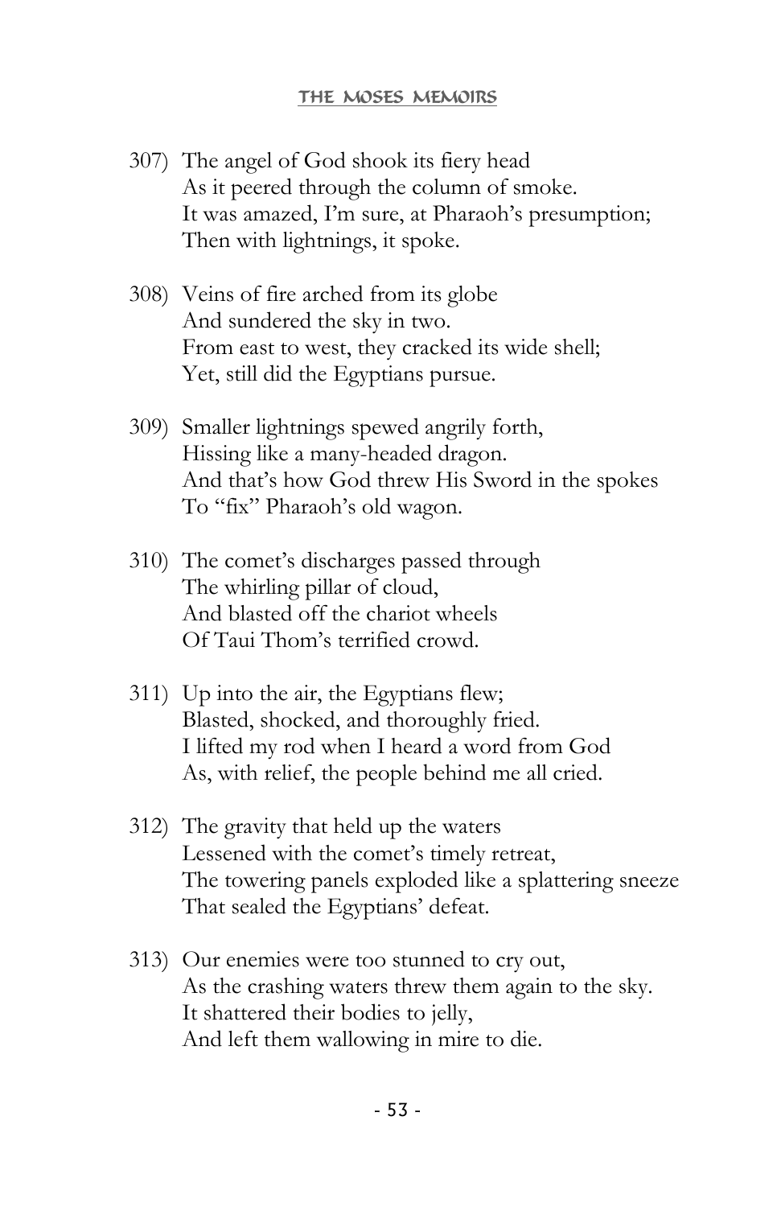307) The angel of God shook its fiery head  
As it peered through the column of smoke.  
It was amazed, I'm sure, at Pharaoh's presumption;  
Then with lightnings, it spoke.

308) Veins of fire arched from its globe  
And sundered the sky in two.  
From east to west, they cracked its wide shell;  
Yet, still did the Egyptians pursue.

309) Smaller lightnings spewed angrily forth,  
Hissing like a many-headed dragon.  
And that's how God threw His Sword in the spokes  
To "fix" Pharaoh's old wagon.

310) The comet's discharges passed through  
The whirling pillar of cloud,  
And blasted off the chariot wheels  
Of Taui Thom's terrified crowd.

311) Up into the air, the Egyptians flew;  
Blasted, shocked, and thoroughly fried.  
I lifted my rod when I heard a word from God  
As, with relief, the people behind me all cried.

312) The gravity that held up the waters  
Lessened with the comet's timely retreat,  
The towering panels exploded like a splattering sneeze  
That sealed the Egyptians' defeat.

313) Our enemies were too stunned to cry out,  
As the crashing waters threw them again to the sky.  
It shattered their bodies to jelly,  
And left them wallowing in mire to die.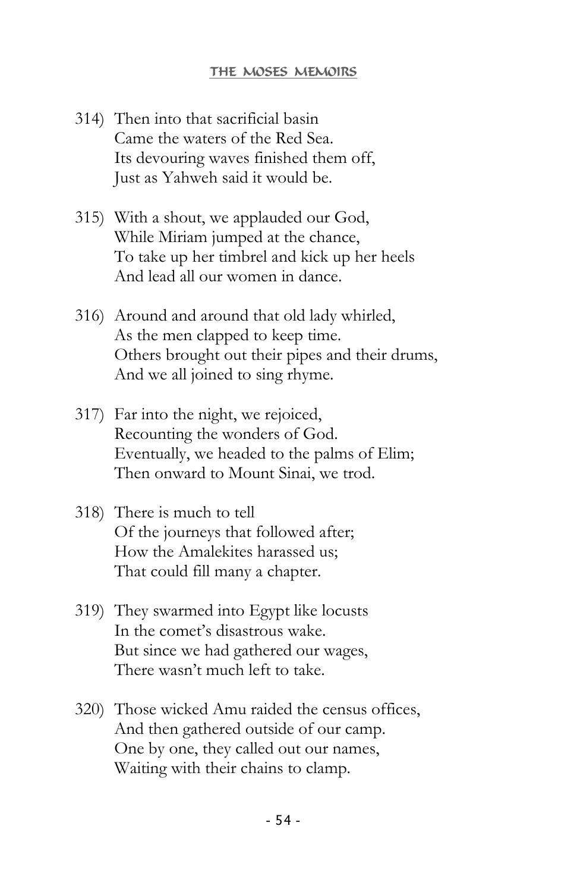314) Then into that sacrificial basin  
Came the waters of the Red Sea.  
Its devouring waves finished them off,  
Just as Yahweh said it would be.

315) With a shout, we applauded our God,  
While Miriam jumped at the chance,  
To take up her timbrel and kick up her heels  
And lead all our women in dance.

316) Around and around that old lady whirled,  
As the men clapped to keep time.  
Others brought out their pipes and their drums,  
And we all joined to sing rhyme.

317) Far into the night, we rejoiced,  
Recounting the wonders of God.  
Eventually, we headed to the palms of Elim;  
Then onward to Mount Sinai, we trod.

318) There is much to tell  
Of the journeys that followed after;  
How the Amalekites harassed us;  
That could fill many a chapter.

319) They swarmed into Egypt like locusts  
In the comet's disastrous wake.  
But since we had gathered our wages,  
There wasn't much left to take.

320) Those wicked Amu raided the census offices,  
And then gathered outside of our camp.  
One by one, they called out our names,  
Waiting with their chains to clamp.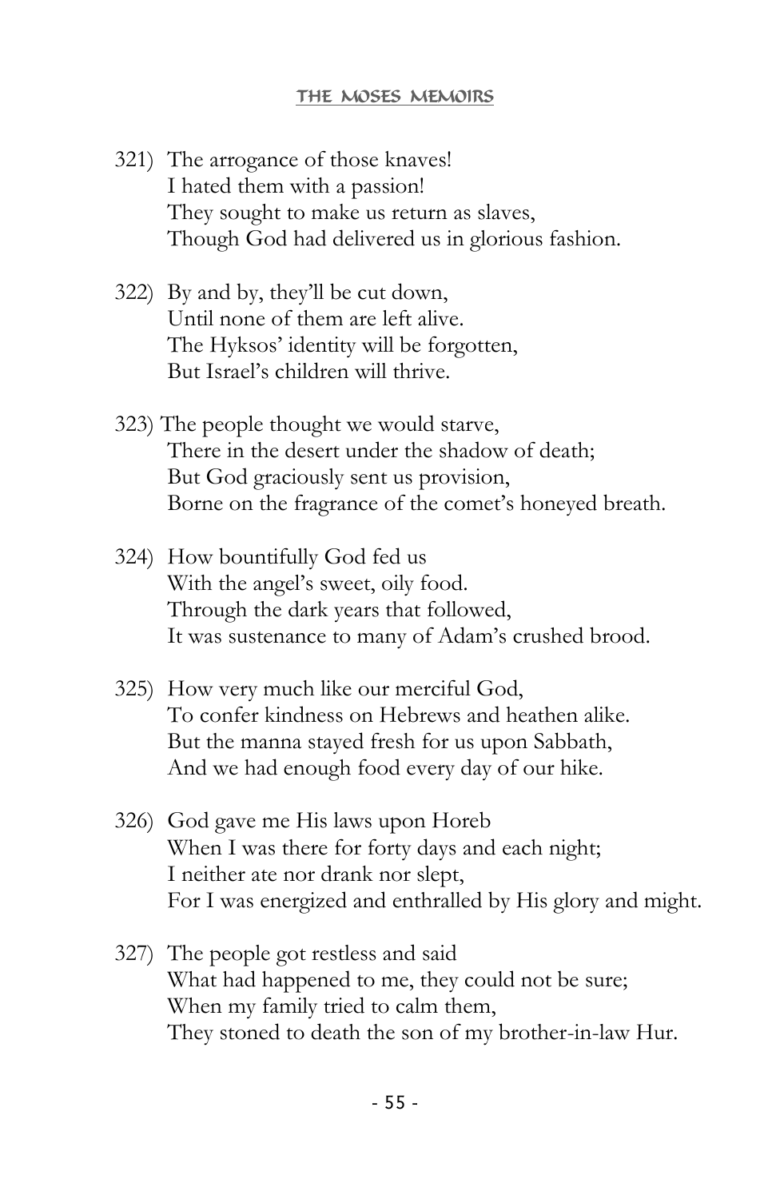321) The arrogance of those knaves!
I hated them with a passion!
They sought to make us return as slaves,
Though God had delivered us in glorious fashion.

322) By and by, they'll be cut down,
Until none of them are left alive.
The Hyksos' identity will be forgotten,
But Israel's children will thrive.

323) The people thought we would starve,
There in the desert under the shadow of death;
But God graciously sent us provision,
Borne on the fragrance of the comet's honeyed breath.

324) How bountifully God fed us
With the angel's sweet, oily food.
Through the dark years that followed,
It was sustenance to many of Adam's crushed brood.

325) How very much like our merciful God,
To confer kindness on Hebrews and heathen alike.
But the manna stayed fresh for us upon Sabbath,
And we had enough food every day of our hike.

326) God gave me His laws upon Horeb
When I was there for forty days and each night;
I neither ate nor drank nor slept,
For I was energized and enthralled by His glory and might.

327) The people got restless and said
What had happened to me, they could not be sure;
When my family tried to calm them,
They stoned to death the son of my brother-in-law Hur.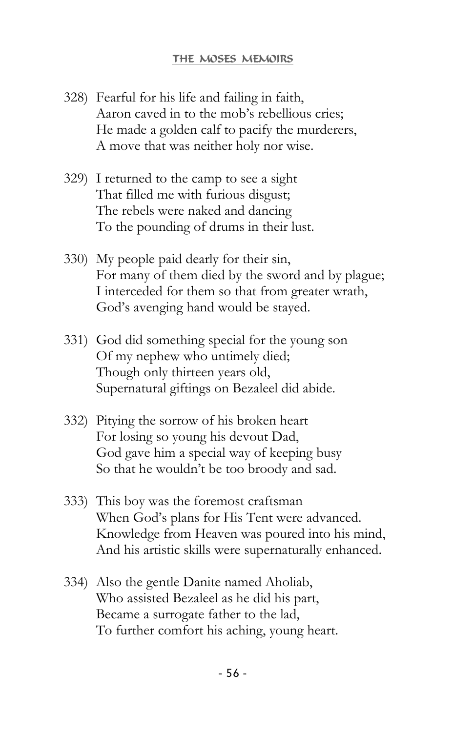328) Fearful for his life and failing in faith,
Aaron caved in to the mob's rebellious cries;
He made a golden calf to pacify the murderers,
A move that was neither holy nor wise.

329) I returned to the camp to see a sight
That filled me with furious disgust;
The rebels were naked and dancing
To the pounding of drums in their lust.

330) My people paid dearly for their sin,
For many of them died by the sword and by plague;
I interceded for them so that from greater wrath,
God's avenging hand would be stayed.

331) God did something special for the young son
Of my nephew who untimely died;
Though only thirteen years old,
Supernatural giftings on Bezaleel did abide.

332) Pitying the sorrow of his broken heart
For losing so young his devout Dad,
God gave him a special way of keeping busy
So that he wouldn't be too broody and sad.

333) This boy was the foremost craftsman
When God's plans for His Tent were advanced.
Knowledge from Heaven was poured into his mind,
And his artistic skills were supernaturally enhanced.

334) Also the gentle Danite named Aholiab,
Who assisted Bezaleel as he did his part,
Became a surrogate father to the lad,
To further comfort his aching, young heart.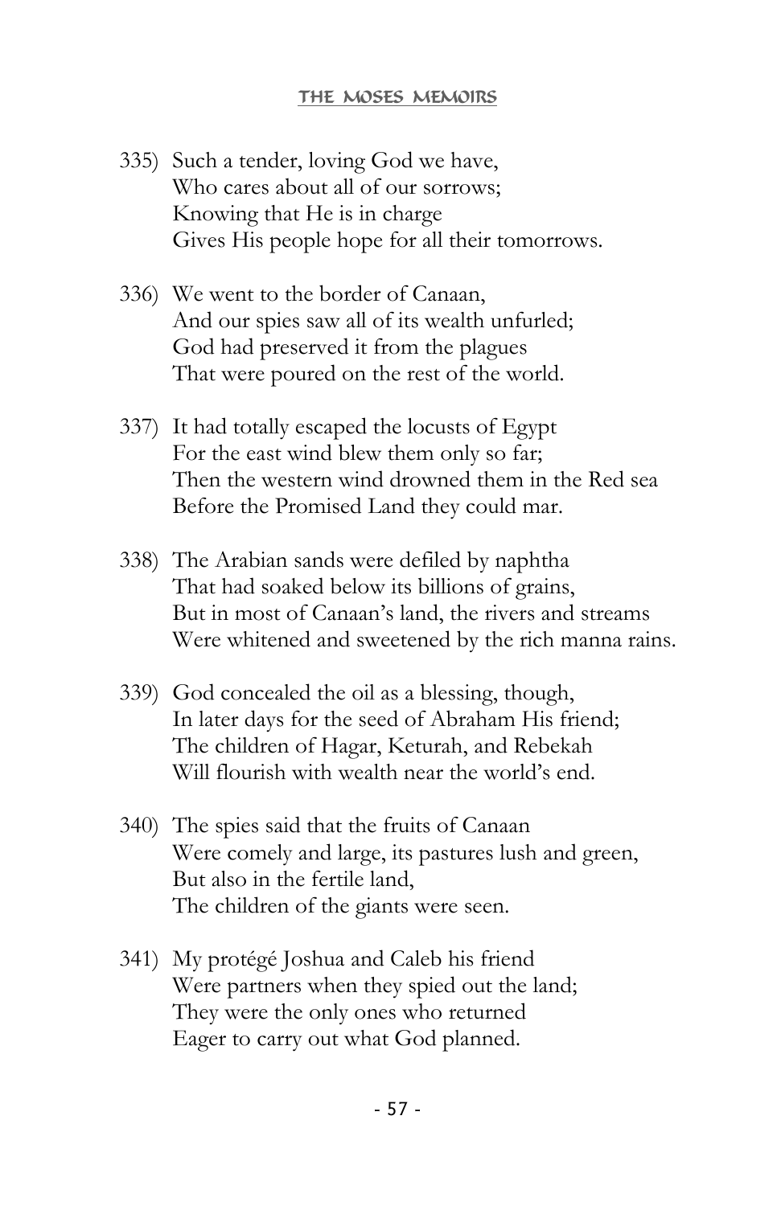335) Such a tender, loving God we have,  
Who cares about all of our sorrows;  
Knowing that He is in charge  
Gives His people hope for all their tomorrows.

336) We went to the border of Canaan,  
And our spies saw all of its wealth unfurled;  
God had preserved it from the plagues  
That were poured on the rest of the world.

337) It had totally escaped the locusts of Egypt  
For the east wind blew them only so far;  
Then the western wind drowned them in the Red sea  
Before the Promised Land they could mar.

338) The Arabian sands were defiled by naphtha  
That had soaked below its billions of grains,  
But in most of Canaan's land, the rivers and streams  
Were whitened and sweetened by the rich manna rains.

339) God concealed the oil as a blessing, though,  
In later days for the seed of Abraham His friend;  
The children of Hagar, Keturah, and Rebekah  
Will flourish with wealth near the world's end.

340) The spies said that the fruits of Canaan  
Were comely and large, its pastures lush and green,  
But also in the fertile land,  
The children of the giants were seen.

341) My protégé Joshua and Caleb his friend  
Were partners when they spied out the land;  
They were the only ones who returned  
Eager to carry out what God planned.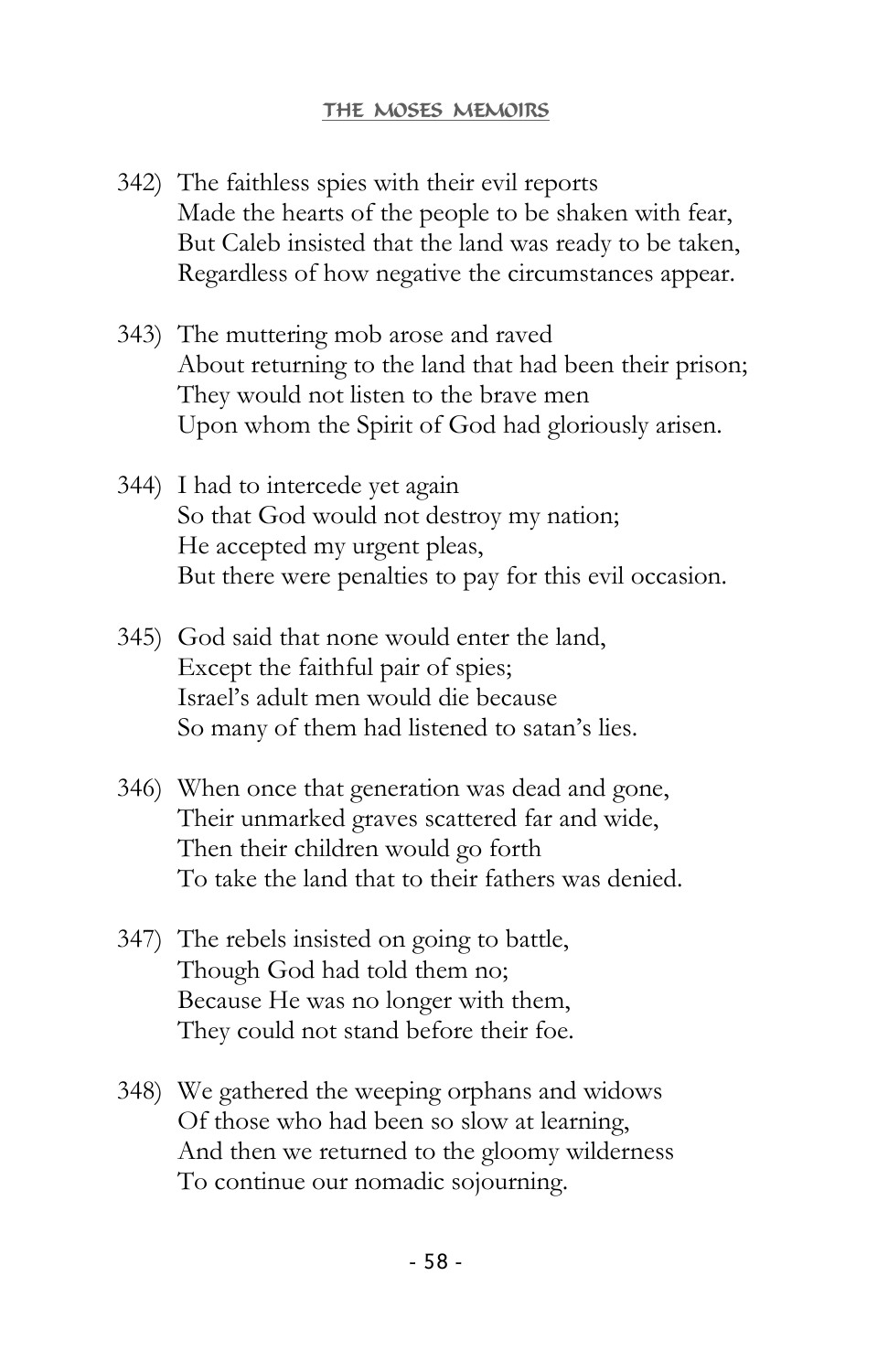342) The faithless spies with their evil reports
Made the hearts of the people to be shaken with fear,
But Caleb insisted that the land was ready to be taken,
Regardless of how negative the circumstances appear.

343) The muttering mob arose and raved
About returning to the land that had been their prison;
They would not listen to the brave men
Upon whom the Spirit of God had gloriously arisen.

344) I had to intercede yet again
So that God would not destroy my nation;
He accepted my urgent pleas,
But there were penalties to pay for this evil occasion.

345) God said that none would enter the land,
Except the faithful pair of spies;
Israel's adult men would die because
So many of them had listened to satan's lies.

346) When once that generation was dead and gone,
Their unmarked graves scattered far and wide,
Then their children would go forth
To take the land that to their fathers was denied.

347) The rebels insisted on going to battle,
Though God had told them no;
Because He was no longer with them,
They could not stand before their foe.

348) We gathered the weeping orphans and widows
Of those who had been so slow at learning,
And then we returned to the gloomy wilderness
To continue our nomadic sojourning.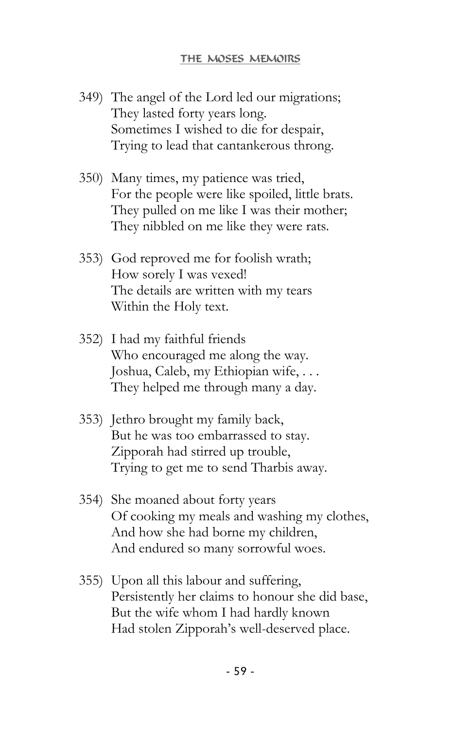349) The angel of the Lord led our migrations;
They lasted forty years long.
Sometimes I wished to die for despair,
Trying to lead that cantankerous throng.

350) Many times, my patience was tried,
For the people were like spoiled, little brats.
They pulled on me like I was their mother;
They nibbled on me like they were rats.

353) God reproved me for foolish wrath;
How sorely I was vexed!
The details are written with my tears
Within the Holy text.

352) I had my faithful friends
Who encouraged me along the way.
Joshua, Caleb, my Ethiopian wife, . . .
They helped me through many a day.

353) Jethro brought my family back,
But he was too embarrassed to stay.
Zipporah had stirred up trouble,
Trying to get me to send Tharbis away.

354) She moaned about forty years
Of cooking my meals and washing my clothes,
And how she had borne my children,
And endured so many sorrowful woes.

355) Upon all this labour and suffering,
Persistently her claims to honour she did base,
But the wife whom I had hardly known
Had stolen Zipporah's well-deserved place.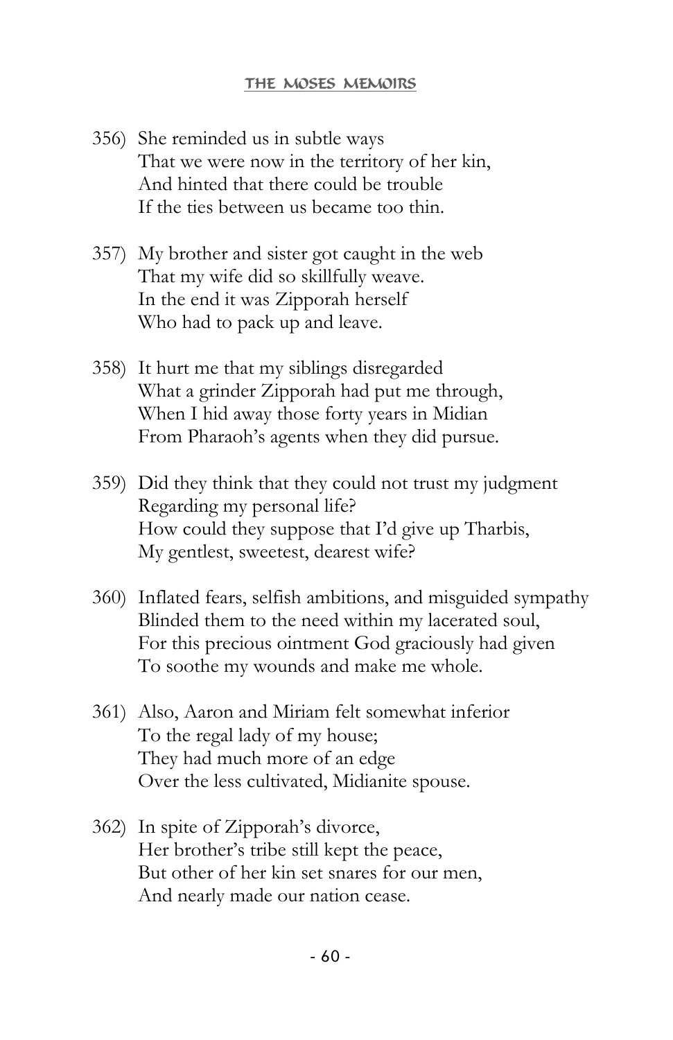356) She reminded us in subtle ways
That we were now in the territory of her kin,
And hinted that there could be trouble
If the ties between us became too thin.

357) My brother and sister got caught in the web
That my wife did so skillfully weave.
In the end it was Zipporah herself
Who had to pack up and leave.

358) It hurt me that my siblings disregarded
What a grinder Zipporah had put me through,
When I hid away those forty years in Midian
From Pharaoh's agents when they did pursue.

359) Did they think that they could not trust my judgment
Regarding my personal life?
How could they suppose that I'd give up Tharbis,
My gentlest, sweetest, dearest wife?

360) Inflated fears, selfish ambitions, and misguided sympathy
Blinded them to the need within my lacerated soul,
For this precious ointment God graciously had given
To soothe my wounds and make me whole.

361) Also, Aaron and Miriam felt somewhat inferior
To the regal lady of my house;
They had much more of an edge
Over the less cultivated, Midianite spouse.

362) In spite of Zipporah's divorce,
Her brother's tribe still kept the peace,
But other of her kin set snares for our men,
And nearly made our nation cease.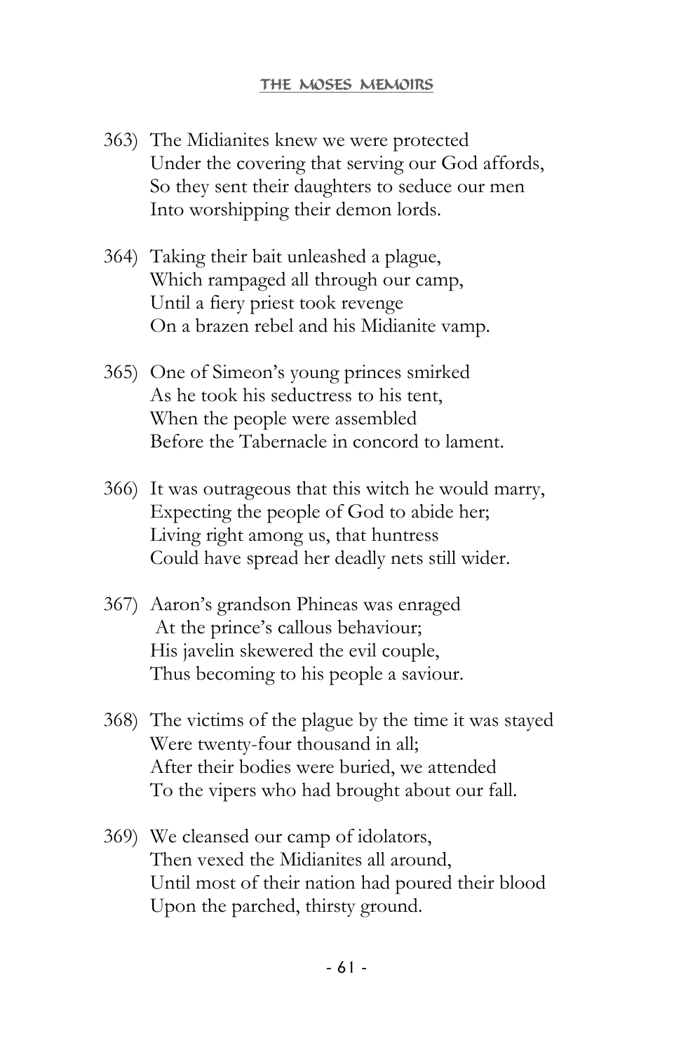363) The Midianites knew we were protected
Under the covering that serving our God affords,
So they sent their daughters to seduce our men
Into worshipping their demon lords.

364) Taking their bait unleashed a plague,
Which rampaged all through our camp,
Until a fiery priest took revenge
On a brazen rebel and his Midianite vamp.

365) One of Simeon's young princes smirked
As he took his seductress to his tent,
When the people were assembled
Before the Tabernacle in concord to lament.

366) It was outrageous that this witch he would marry,
Expecting the people of God to abide her;
Living right among us, that huntress
Could have spread her deadly nets still wider.

367) Aaron's grandson Phineas was enraged
At the prince's callous behaviour;
His javelin skewered the evil couple,
Thus becoming to his people a saviour.

368) The victims of the plague by the time it was stayed
Were twenty-four thousand in all;
After their bodies were buried, we attended
To the vipers who had brought about our fall.

369) We cleansed our camp of idolators,
Then vexed the Midianites all around,
Until most of their nation had poured their blood
Upon the parched, thirsty ground.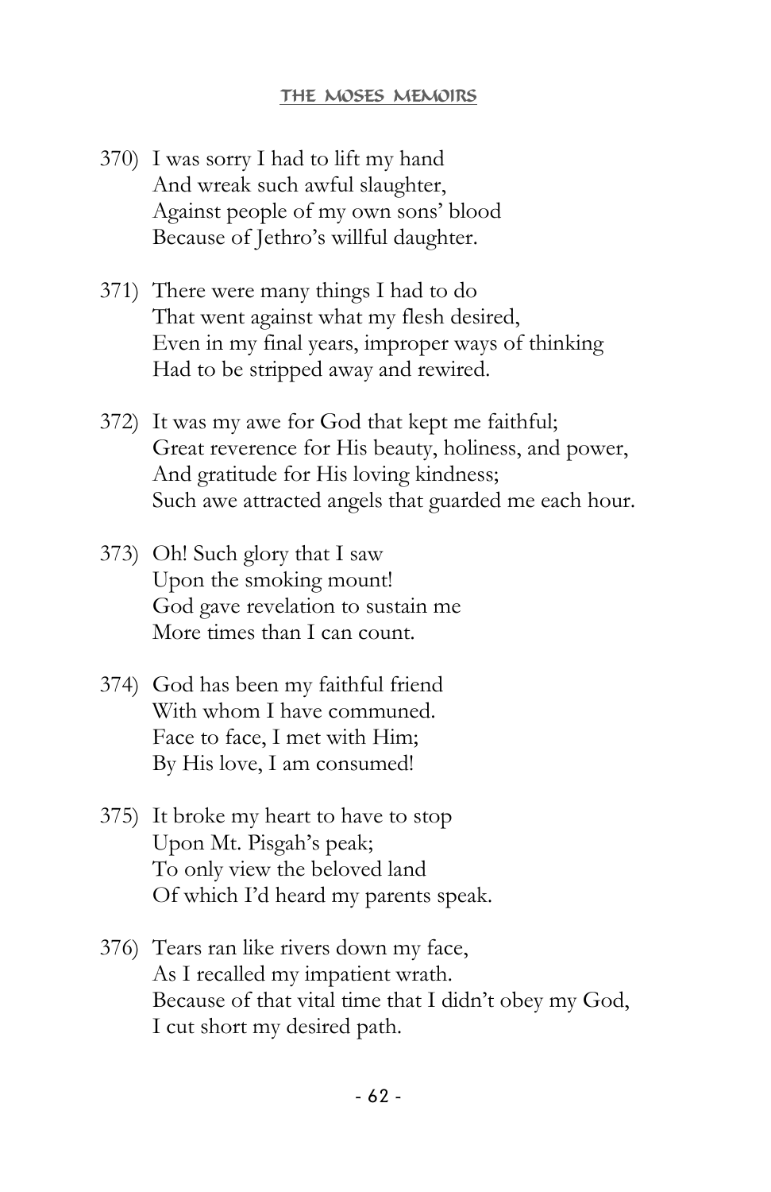370) I was sorry I had to lift my hand  
And wreak such awful slaughter,  
Against people of my own sons' blood  
Because of Jethro's willful daughter.

371) There were many things I had to do  
That went against what my flesh desired,  
Even in my final years, improper ways of thinking  
Had to be stripped away and rewired.

372) It was my awe for God that kept me faithful;  
Great reverence for His beauty, holiness, and power,  
And gratitude for His loving kindness;  
Such awe attracted angels that guarded me each hour.

373) Oh! Such glory that I saw  
Upon the smoking mount!  
God gave revelation to sustain me  
More times than I can count.

374) God has been my faithful friend  
With whom I have communed.  
Face to face, I met with Him;  
By His love, I am consumed!

375) It broke my heart to have to stop  
Upon Mt. Pisgah's peak;  
To only view the beloved land  
Of which I'd heard my parents speak.

376) Tears ran like rivers down my face,  
As I recalled my impatient wrath.  
Because of that vital time that I didn't obey my God,  
I cut short my desired path.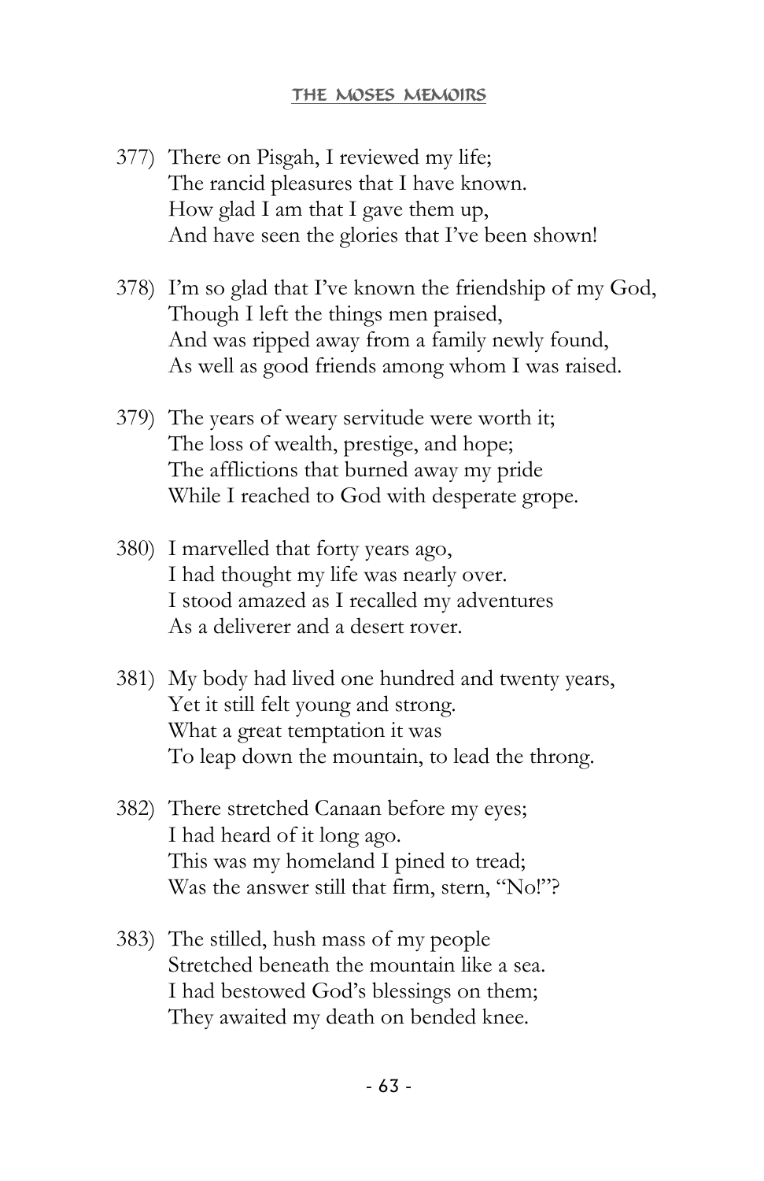377) There on Pisgah, I reviewed my life;
The rancid pleasures that I have known.
How glad I am that I gave them up,
And have seen the glories that I've been shown!

378) I'm so glad that I've known the friendship of my God,
Though I left the things men praised,
And was ripped away from a family newly found,
As well as good friends among whom I was raised.

379) The years of weary servitude were worth it;
The loss of wealth, prestige, and hope;
The afflictions that burned away my pride
While I reached to God with desperate grope.

380) I marvelled that forty years ago,
I had thought my life was nearly over.
I stood amazed as I recalled my adventures
As a deliverer and a desert rover.

381) My body had lived one hundred and twenty years,
Yet it still felt young and strong.
What a great temptation it was
To leap down the mountain, to lead the throng.

382) There stretched Canaan before my eyes;
I had heard of it long ago.
This was my homeland I pined to tread;
Was the answer still that firm, stern, "No!"?

383) The stilled, hush mass of my people
Stretched beneath the mountain like a sea.
I had bestowed God's blessings on them;
They awaited my death on bended knee.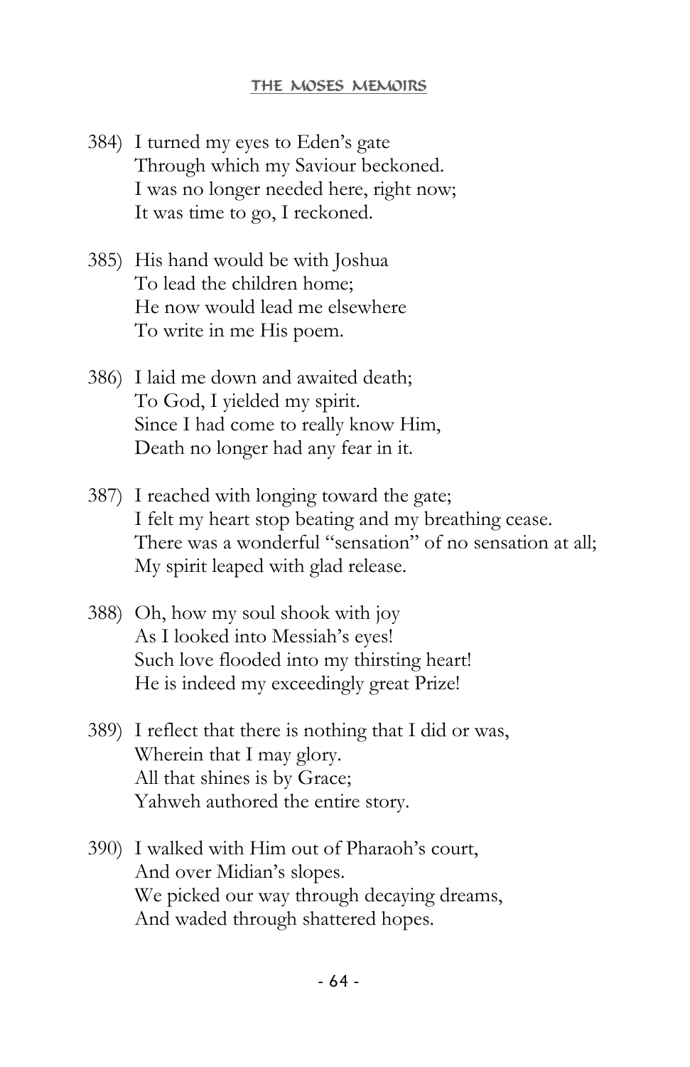384) I turned my eyes to Eden's gate
Through which my Saviour beckoned.
I was no longer needed here, right now;
It was time to go, I reckoned.

385) His hand would be with Joshua
To lead the children home;
He now would lead me elsewhere
To write in me His poem.

386) I laid me down and awaited death;
To God, I yielded my spirit.
Since I had come to really know Him,
Death no longer had any fear in it.

387) I reached with longing toward the gate;
I felt my heart stop beating and my breathing cease.
There was a wonderful "sensation" of no sensation at all;
My spirit leaped with glad release.

388) Oh, how my soul shook with joy
As I looked into Messiah's eyes!
Such love flooded into my thirsting heart!
He is indeed my exceedingly great Prize!

389) I reflect that there is nothing that I did or was,
Wherein that I may glory.
All that shines is by Grace;
Yahweh authored the entire story.

390) I walked with Him out of Pharaoh's court,
And over Midian's slopes.
We picked our way through decaying dreams,
And waded through shattered hopes.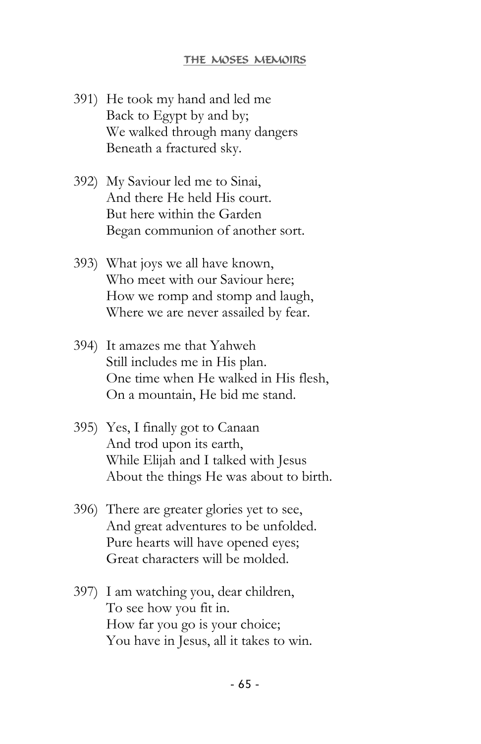391) He took my hand and led me
     Back to Egypt by and by;
     We walked through many dangers
     Beneath a fractured sky.

392) My Saviour led me to Sinai,
     And there He held His court.
     But here within the Garden
     Began communion of another sort.

393) What joys we all have known,
     Who meet with our Saviour here;
     How we romp and stomp and laugh,
     Where we are never assailed by fear.

394) It amazes me that Yahweh
     Still includes me in His plan.
     One time when He walked in His flesh,
     On a mountain, He bid me stand.

395) Yes, I finally got to Canaan
     And trod upon its earth,
     While Elijah and I talked with Jesus
     About the things He was about to birth.

396) There are greater glories yet to see,
     And great adventures to be unfolded.
     Pure hearts will have opened eyes;
     Great characters will be molded.

397) I am watching you, dear children,
     To see how you fit in.
     How far you go is your choice;
     You have in Jesus, all it takes to win.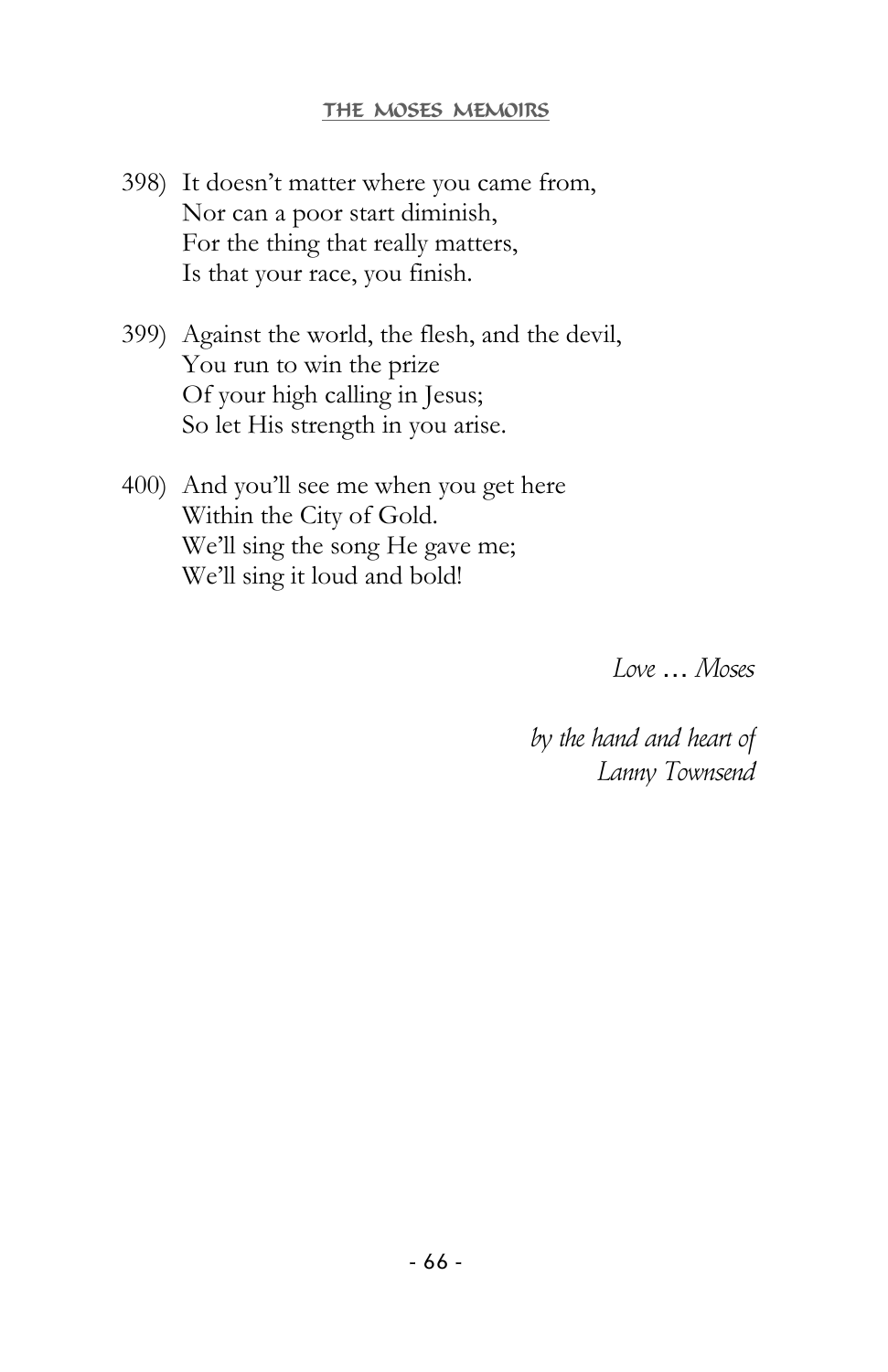398) It doesn't matter where you came from,  
Nor can a poor start diminish,  
For the thing that really matters,  
Is that your race, you finish.

399) Against the world, the flesh, and the devil,  
You run to win the prize  
Of your high calling in Jesus;  
So let His strength in you arise.

400) And you'll see me when you get here  
Within the City of Gold.  
We'll sing the song He gave me;  
We'll sing it loud and bold!

*Love … Moses*

*by the hand and heart of*  
*Lanny Townsend*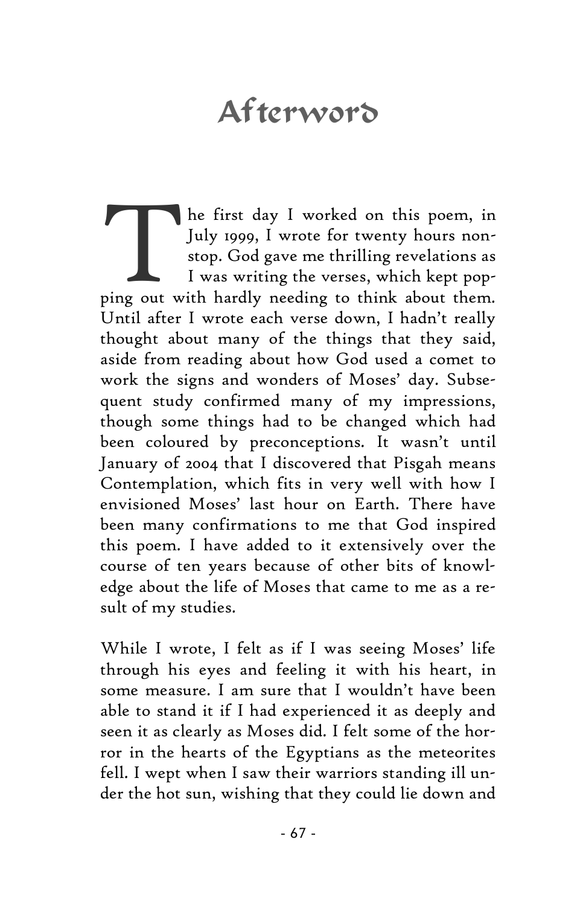# Afterword

The first day I worked on this poem, in July 1999, I wrote for twenty hours nonstop. God gave me thrilling revelations as I was writing the verses, which kept popping out with hardly needing to think about them. Until after I wrote each verse down, I hadn't really thought about many of the things that they said, aside from reading about how God used a comet to work the signs and wonders of Moses' day. Subsequent study confirmed many of my impressions, though some things had to be changed which had been coloured by preconceptions. It wasn't until January of 2004 that I discovered that Pisgah means Contemplation, which fits in very well with how I envisioned Moses' last hour on Earth. There have been many confirmations to me that God inspired this poem. I have added to it extensively over the course of ten years because of other bits of knowledge about the life of Moses that came to me as a result of my studies.

While I wrote, I felt as if I was seeing Moses' life through his eyes and feeling it with his heart, in some measure. I am sure that I wouldn't have been able to stand it if I had experienced it as deeply and seen it as clearly as Moses did. I felt some of the horror in the hearts of the Egyptians as the meteorites fell. I wept when I saw their warriors standing ill under the hot sun, wishing that they could lie down and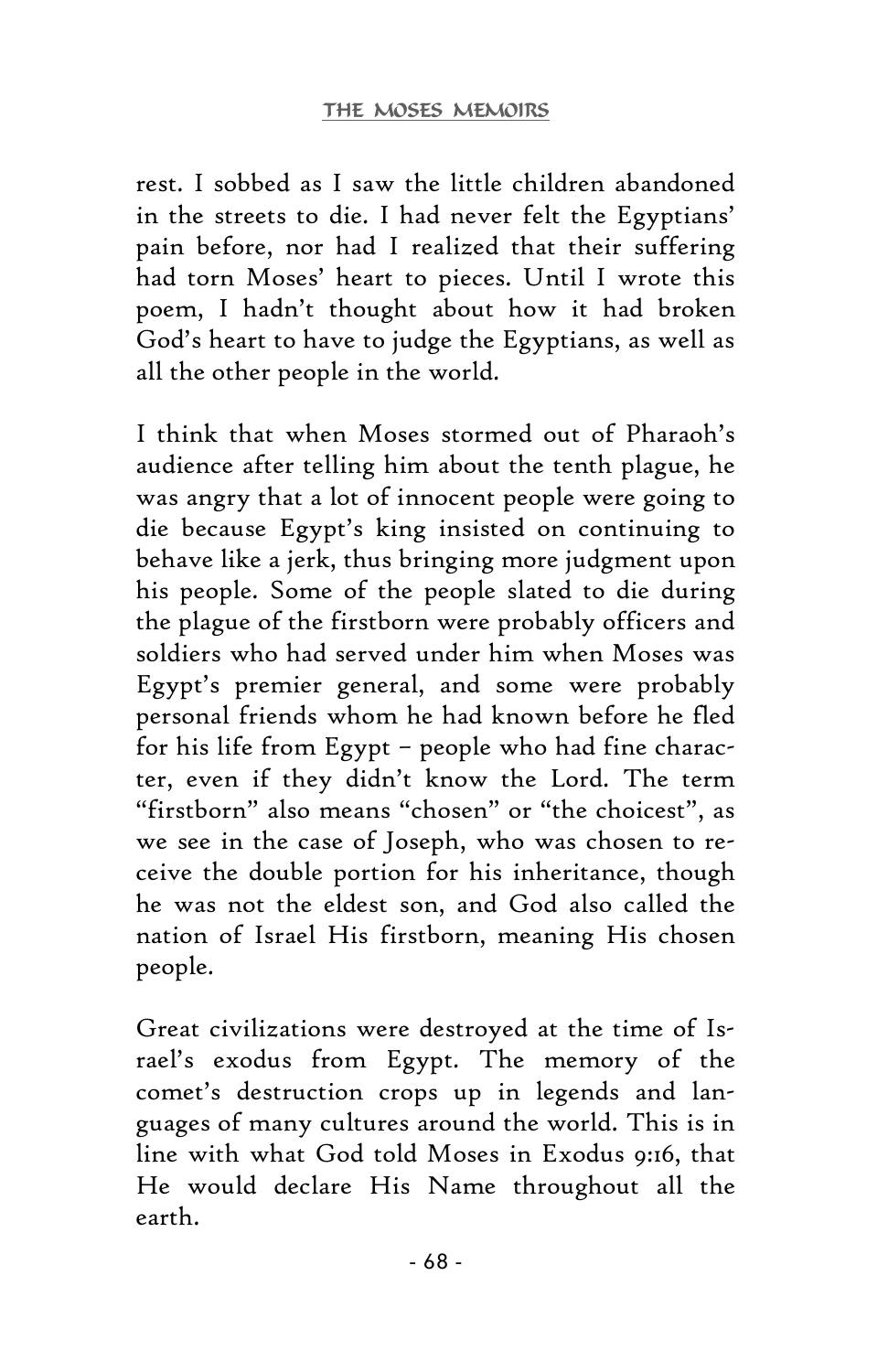rest. I sobbed as I saw the little children abandoned in the streets to die. I had never felt the Egyptians' pain before, nor had I realized that their suffering had torn Moses' heart to pieces. Until I wrote this poem, I hadn't thought about how it had broken God's heart to have to judge the Egyptians, as well as all the other people in the world.

I think that when Moses stormed out of Pharaoh's audience after telling him about the tenth plague, he was angry that a lot of innocent people were going to die because Egypt's king insisted on continuing to behave like a jerk, thus bringing more judgment upon his people. Some of the people slated to die during the plague of the firstborn were probably officers and soldiers who had served under him when Moses was Egypt's premier general, and some were probably personal friends whom he had known before he fled for his life from Egypt – people who had fine character, even if they didn't know the Lord. The term "firstborn" also means "chosen" or "the choicest", as we see in the case of Joseph, who was chosen to receive the double portion for his inheritance, though he was not the eldest son, and God also called the nation of Israel His firstborn, meaning His chosen people.

Great civilizations were destroyed at the time of Israel's exodus from Egypt. The memory of the comet's destruction crops up in legends and languages of many cultures around the world. This is in line with what God told Moses in Exodus 9:16, that He would declare His Name throughout all the earth.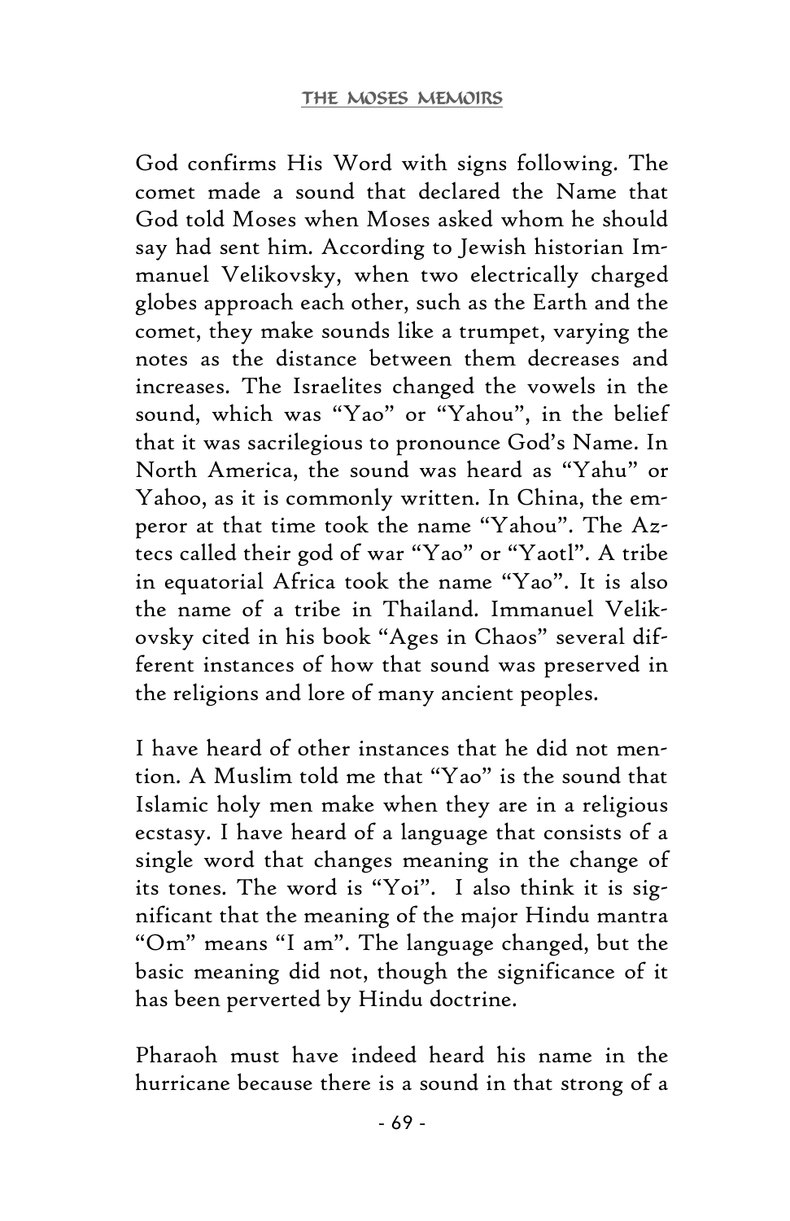God confirms His Word with signs following. The comet made a sound that declared the Name that God told Moses when Moses asked whom he should say had sent him. According to Jewish historian Immanuel Velikovsky, when two electrically charged globes approach each other, such as the Earth and the comet, they make sounds like a trumpet, varying the notes as the distance between them decreases and increases. The Israelites changed the vowels in the sound, which was "Yao" or "Yahou", in the belief that it was sacrilegious to pronounce God's Name. In North America, the sound was heard as "Yahu" or Yahoo, as it is commonly written. In China, the emperor at that time took the name "Yahou". The Aztecs called their god of war "Yao" or "Yaotl". A tribe in equatorial Africa took the name "Yao". It is also the name of a tribe in Thailand. Immanuel Velikovsky cited in his book "Ages in Chaos" several different instances of how that sound was preserved in the religions and lore of many ancient peoples.

I have heard of other instances that he did not mention. A Muslim told me that "Yao" is the sound that Islamic holy men make when they are in a religious ecstasy. I have heard of a language that consists of a single word that changes meaning in the change of its tones. The word is "Yoi". I also think it is significant that the meaning of the major Hindu mantra "Om" means "I am". The language changed, but the basic meaning did not, though the significance of it has been perverted by Hindu doctrine.

Pharaoh must have indeed heard his name in the hurricane because there is a sound in that strong of a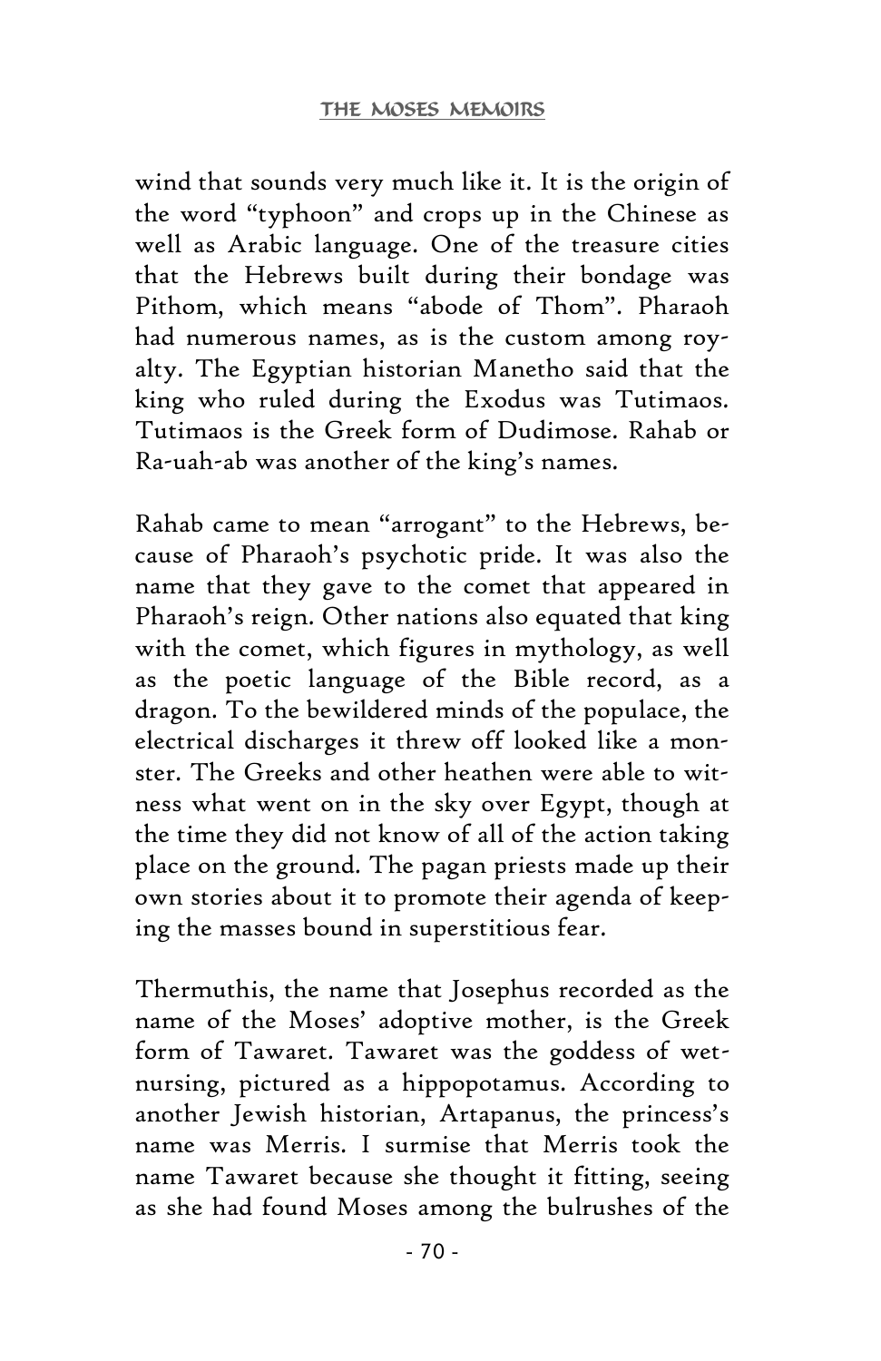wind that sounds very much like it. It is the origin of the word "typhoon" and crops up in the Chinese as well as Arabic language. One of the treasure cities that the Hebrews built during their bondage was Pithom, which means "abode of Thom". Pharaoh had numerous names, as is the custom among royalty. The Egyptian historian Manetho said that the king who ruled during the Exodus was Tutimaos. Tutimaos is the Greek form of Dudimose. Rahab or Ra-uah-ab was another of the king's names.

Rahab came to mean "arrogant" to the Hebrews, because of Pharaoh's psychotic pride. It was also the name that they gave to the comet that appeared in Pharaoh's reign. Other nations also equated that king with the comet, which figures in mythology, as well as the poetic language of the Bible record, as a dragon. To the bewildered minds of the populace, the electrical discharges it threw off looked like a monster. The Greeks and other heathen were able to witness what went on in the sky over Egypt, though at the time they did not know of all of the action taking place on the ground. The pagan priests made up their own stories about it to promote their agenda of keeping the masses bound in superstitious fear.

Thermuthis, the name that Josephus recorded as the name of the Moses' adoptive mother, is the Greek form of Tawaret. Tawaret was the goddess of wet-nursing, pictured as a hippopotamus. According to another Jewish historian, Artapanus, the princess's name was Merris. I surmise that Merris took the name Tawaret because she thought it fitting, seeing as she had found Moses among the bulrushes of the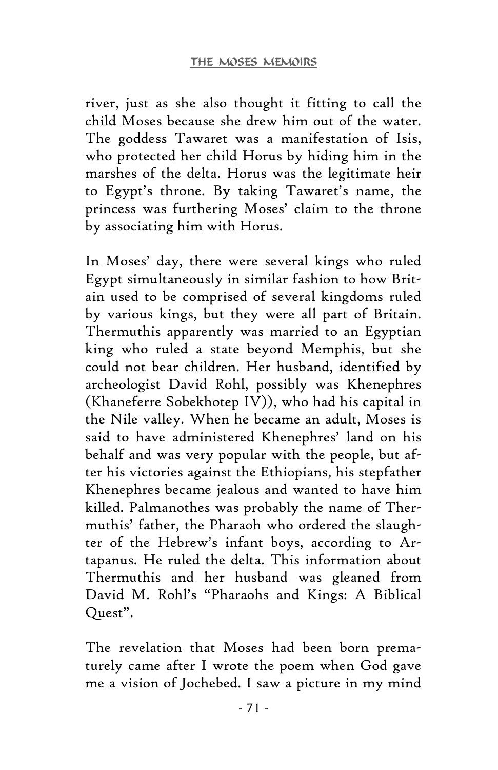river, just as she also thought it fitting to call the child Moses because she drew him out of the water. The goddess Tawaret was a manifestation of Isis, who protected her child Horus by hiding him in the marshes of the delta. Horus was the legitimate heir to Egypt's throne. By taking Tawaret's name, the princess was furthering Moses' claim to the throne by associating him with Horus.

In Moses' day, there were several kings who ruled Egypt simultaneously in similar fashion to how Britain used to be comprised of several kingdoms ruled by various kings, but they were all part of Britain. Thermuthis apparently was married to an Egyptian king who ruled a state beyond Memphis, but she could not bear children. Her husband, identified by archeologist David Rohl, possibly was Khenephres (Khaneferre Sobekhotep IV)), who had his capital in the Nile valley. When he became an adult, Moses is said to have administered Khenephres' land on his behalf and was very popular with the people, but after his victories against the Ethiopians, his stepfather Khenephres became jealous and wanted to have him killed. Palmanothes was probably the name of Thermuthis' father, the Pharaoh who ordered the slaughter of the Hebrew's infant boys, according to Artapanus. He ruled the delta. This information about Thermuthis and her husband was gleaned from David M. Rohl's "Pharaohs and Kings: A Biblical Quest".

The revelation that Moses had been born prematurely came after I wrote the poem when God gave me a vision of Jochebed. I saw a picture in my mind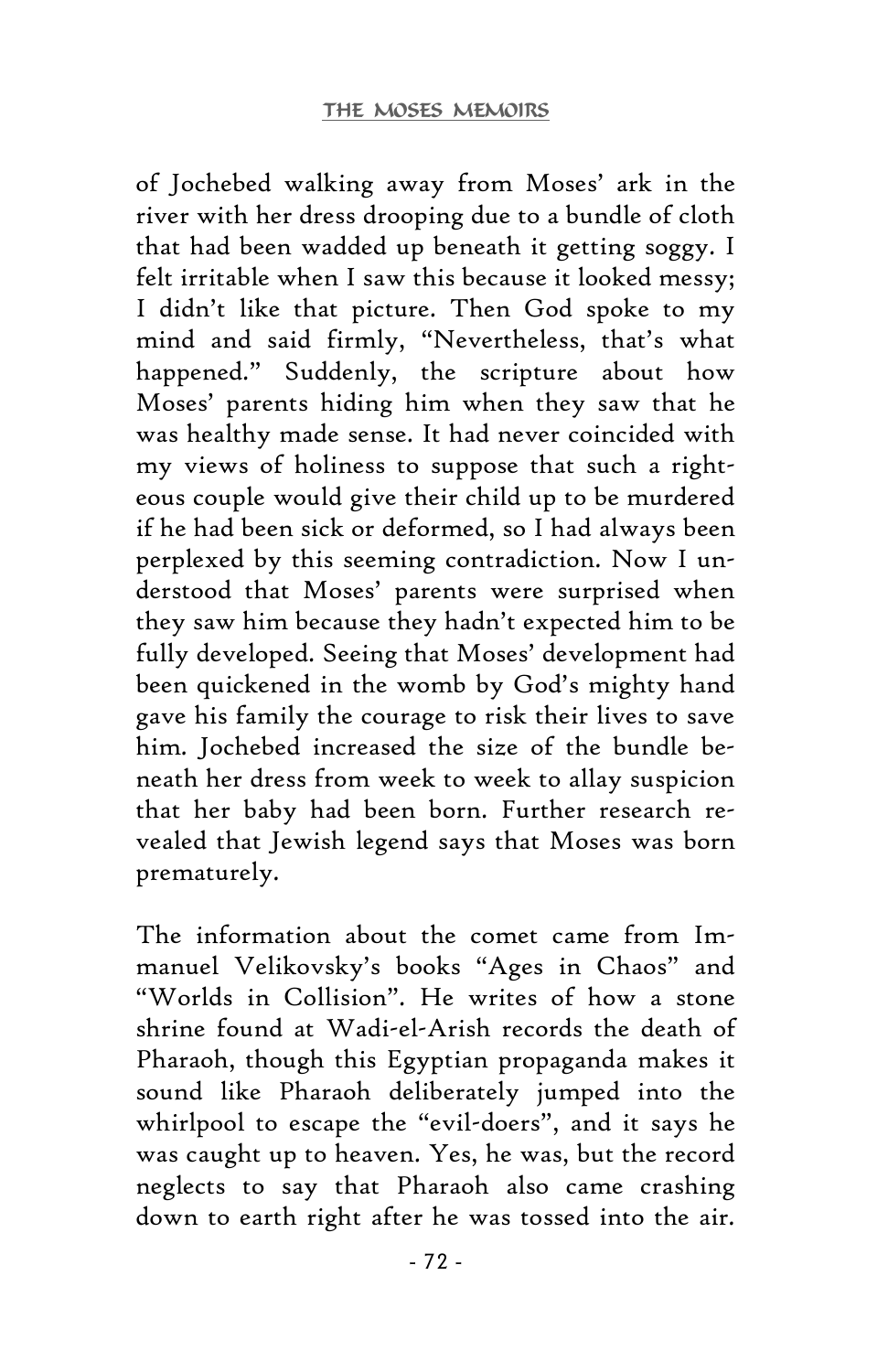of Jochebed walking away from Moses' ark in the river with her dress drooping due to a bundle of cloth that had been wadded up beneath it getting soggy. I felt irritable when I saw this because it looked messy; I didn't like that picture. Then God spoke to my mind and said firmly, "Nevertheless, that's what happened." Suddenly, the scripture about how Moses' parents hiding him when they saw that he was healthy made sense. It had never coincided with my views of holiness to suppose that such a righteous couple would give their child up to be murdered if he had been sick or deformed, so I had always been perplexed by this seeming contradiction. Now I understood that Moses' parents were surprised when they saw him because they hadn't expected him to be fully developed. Seeing that Moses' development had been quickened in the womb by God's mighty hand gave his family the courage to risk their lives to save him. Jochebed increased the size of the bundle beneath her dress from week to week to allay suspicion that her baby had been born. Further research revealed that Jewish legend says that Moses was born prematurely.

The information about the comet came from Immanuel Velikovsky's books "Ages in Chaos" and "Worlds in Collision". He writes of how a stone shrine found at Wadi-el-Arish records the death of Pharaoh, though this Egyptian propaganda makes it sound like Pharaoh deliberately jumped into the whirlpool to escape the "evil-doers", and it says he was caught up to heaven. Yes, he was, but the record neglects to say that Pharaoh also came crashing down to earth right after he was tossed into the air.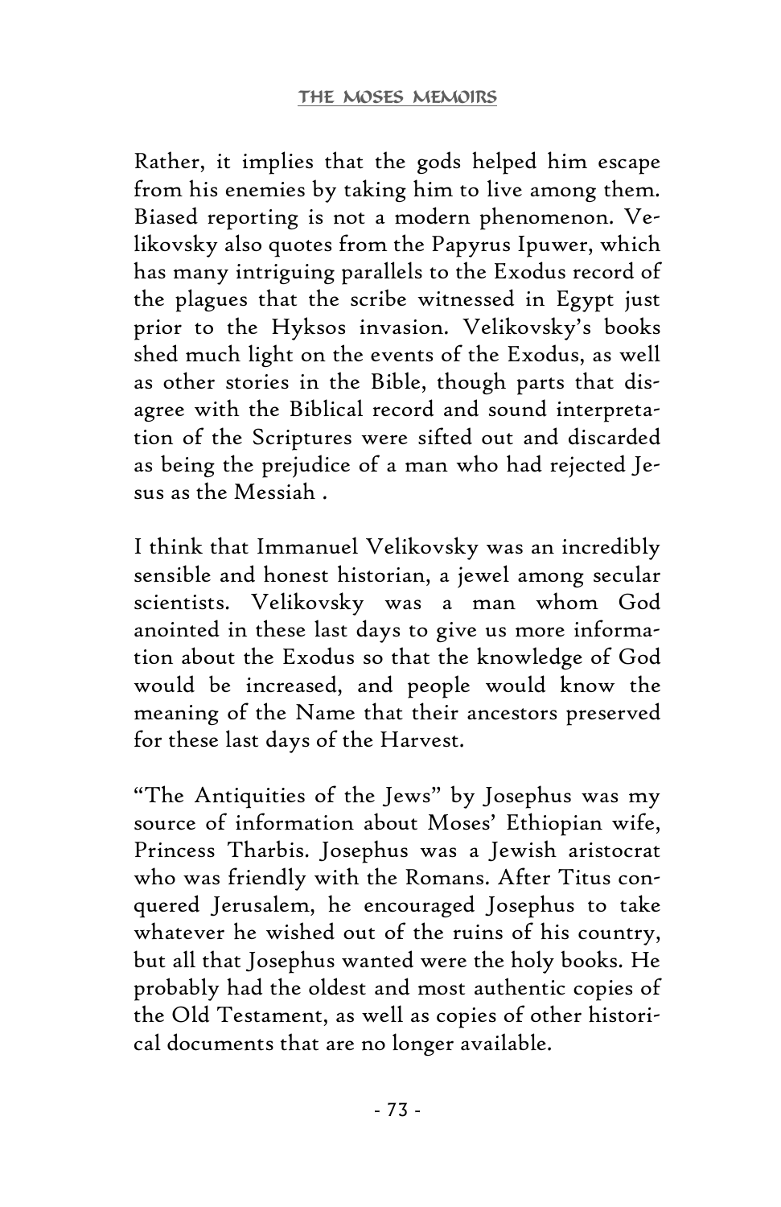Rather, it implies that the gods helped him escape from his enemies by taking him to live among them. Biased reporting is not a modern phenomenon. Velikovsky also quotes from the Papyrus Ipuwer, which has many intriguing parallels to the Exodus record of the plagues that the scribe witnessed in Egypt just prior to the Hyksos invasion. Velikovsky's books shed much light on the events of the Exodus, as well as other stories in the Bible, though parts that disagree with the Biblical record and sound interpretation of the Scriptures were sifted out and discarded as being the prejudice of a man who had rejected Jesus as the Messiah .

I think that Immanuel Velikovsky was an incredibly sensible and honest historian, a jewel among secular scientists. Velikovsky was a man whom God anointed in these last days to give us more information about the Exodus so that the knowledge of God would be increased, and people would know the meaning of the Name that their ancestors preserved for these last days of the Harvest.

"The Antiquities of the Jews" by Josephus was my source of information about Moses' Ethiopian wife, Princess Tharbis. Josephus was a Jewish aristocrat who was friendly with the Romans. After Titus conquered Jerusalem, he encouraged Josephus to take whatever he wished out of the ruins of his country, but all that Josephus wanted were the holy books. He probably had the oldest and most authentic copies of the Old Testament, as well as copies of other historical documents that are no longer available.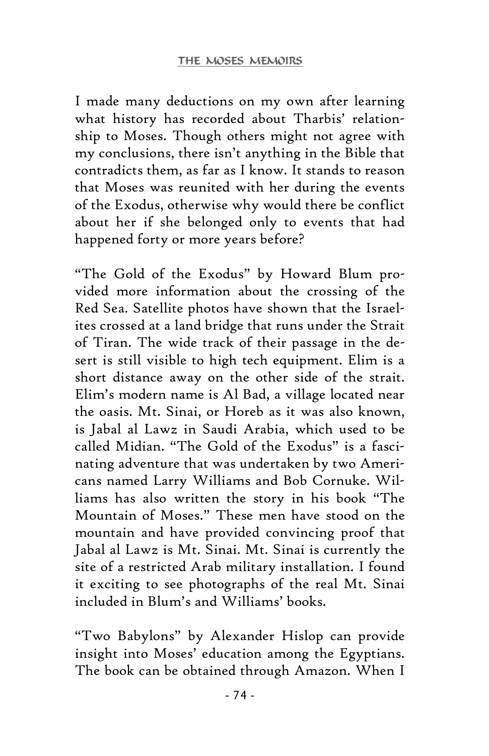I made many deductions on my own after learning what history has recorded about Tharbis' relationship to Moses. Though others might not agree with my conclusions, there isn't anything in the Bible that contradicts them, as far as I know. It stands to reason that Moses was reunited with her during the events of the Exodus, otherwise why would there be conflict about her if she belonged only to events that had happened forty or more years before?

"The Gold of the Exodus" by Howard Blum provided more information about the crossing of the Red Sea. Satellite photos have shown that the Israelites crossed at a land bridge that runs under the Strait of Tiran. The wide track of their passage in the desert is still visible to high tech equipment. Elim is a short distance away on the other side of the strait. Elim's modern name is Al Bad, a village located near the oasis. Mt. Sinai, or Horeb as it was also known, is Jabal al Lawz in Saudi Arabia, which used to be called Midian. "The Gold of the Exodus" is a fascinating adventure that was undertaken by two Americans named Larry Williams and Bob Cornuke. Williams has also written the story in his book "The Mountain of Moses." These men have stood on the mountain and have provided convincing proof that Jabal al Lawz is Mt. Sinai. Mt. Sinai is currently the site of a restricted Arab military installation. I found it exciting to see photographs of the real Mt. Sinai included in Blum's and Williams' books.

"Two Babylons" by Alexander Hislop can provide insight into Moses' education among the Egyptians. The book can be obtained through Amazon. When I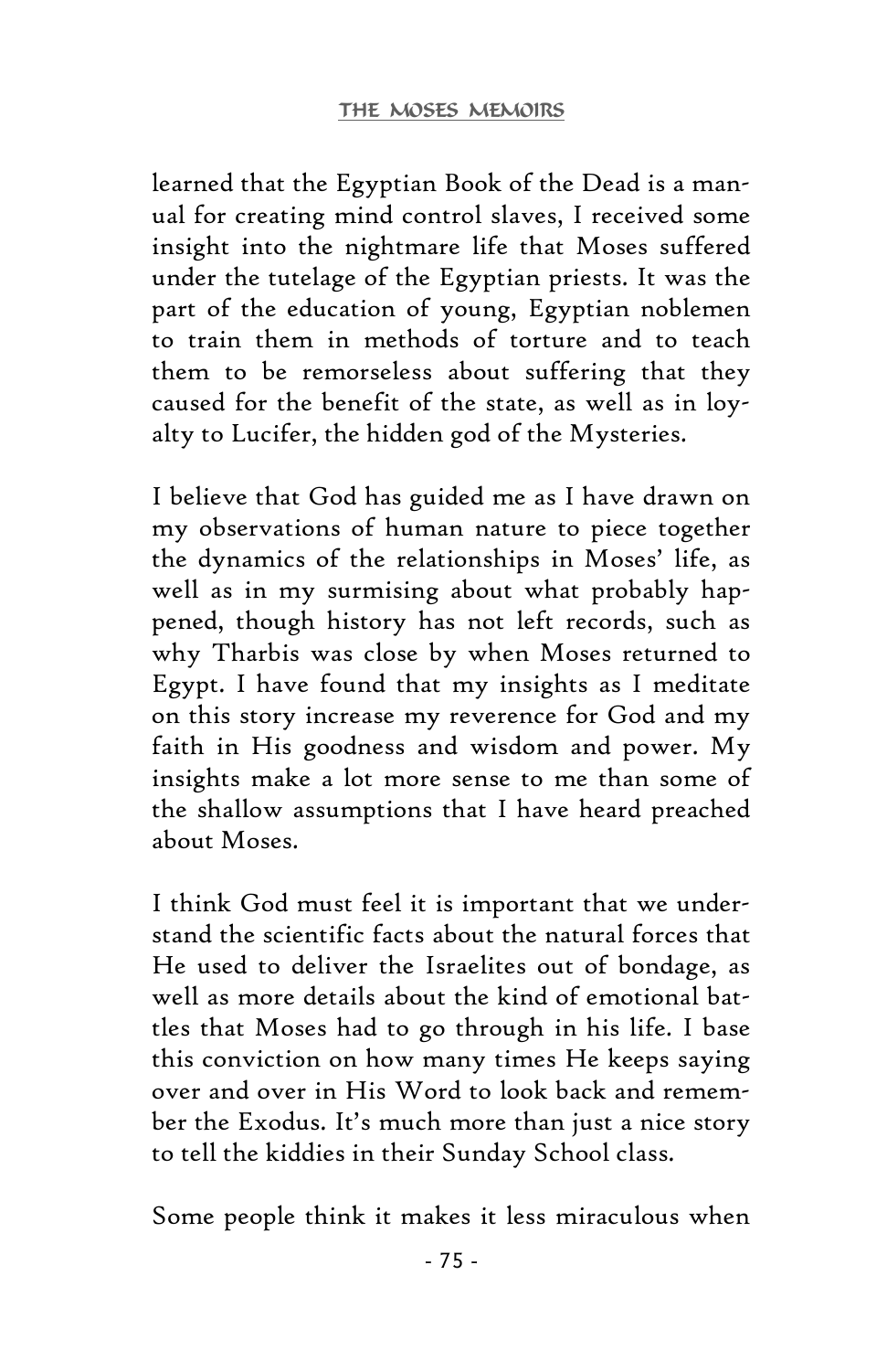learned that the Egyptian Book of the Dead is a manual for creating mind control slaves, I received some insight into the nightmare life that Moses suffered under the tutelage of the Egyptian priests. It was the part of the education of young, Egyptian noblemen to train them in methods of torture and to teach them to be remorseless about suffering that they caused for the benefit of the state, as well as in loyalty to Lucifer, the hidden god of the Mysteries.

I believe that God has guided me as I have drawn on my observations of human nature to piece together the dynamics of the relationships in Moses' life, as well as in my surmising about what probably happened, though history has not left records, such as why Tharbis was close by when Moses returned to Egypt. I have found that my insights as I meditate on this story increase my reverence for God and my faith in His goodness and wisdom and power. My insights make a lot more sense to me than some of the shallow assumptions that I have heard preached about Moses.

I think God must feel it is important that we understand the scientific facts about the natural forces that He used to deliver the Israelites out of bondage, as well as more details about the kind of emotional battles that Moses had to go through in his life. I base this conviction on how many times He keeps saying over and over in His Word to look back and remember the Exodus. It's much more than just a nice story to tell the kiddies in their Sunday School class.

Some people think it makes it less miraculous when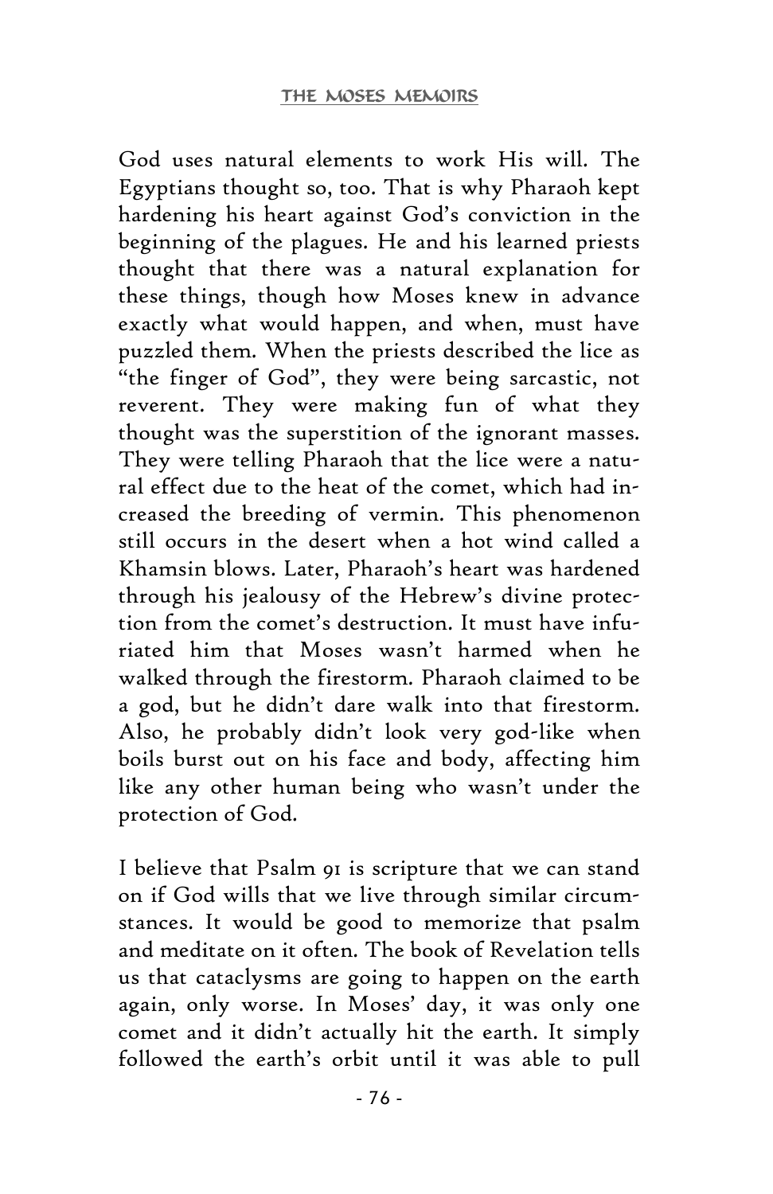God uses natural elements to work His will. The Egyptians thought so, too. That is why Pharaoh kept hardening his heart against God's conviction in the beginning of the plagues. He and his learned priests thought that there was a natural explanation for these things, though how Moses knew in advance exactly what would happen, and when, must have puzzled them. When the priests described the lice as "the finger of God", they were being sarcastic, not reverent. They were making fun of what they thought was the superstition of the ignorant masses. They were telling Pharaoh that the lice were a natural effect due to the heat of the comet, which had increased the breeding of vermin. This phenomenon still occurs in the desert when a hot wind called a Khamsin blows. Later, Pharaoh's heart was hardened through his jealousy of the Hebrew's divine protection from the comet's destruction. It must have infuriated him that Moses wasn't harmed when he walked through the firestorm. Pharaoh claimed to be a god, but he didn't dare walk into that firestorm. Also, he probably didn't look very god-like when boils burst out on his face and body, affecting him like any other human being who wasn't under the protection of God.

I believe that Psalm 91 is scripture that we can stand on if God wills that we live through similar circumstances. It would be good to memorize that psalm and meditate on it often. The book of Revelation tells us that cataclysms are going to happen on the earth again, only worse. In Moses' day, it was only one comet and it didn't actually hit the earth. It simply followed the earth's orbit until it was able to pull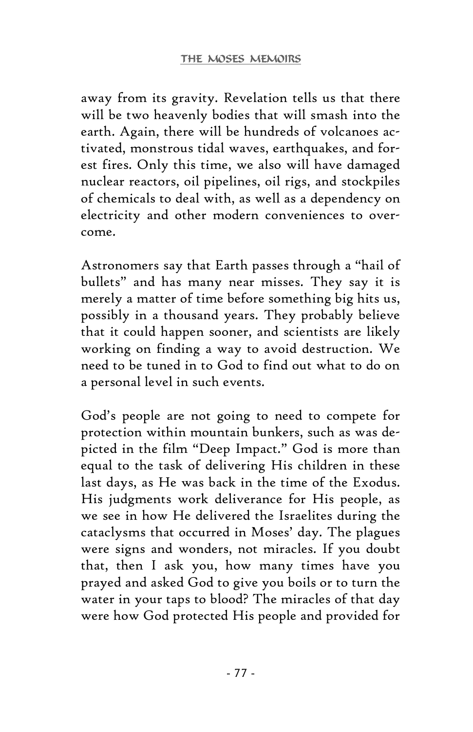away from its gravity. Revelation tells us that there will be two heavenly bodies that will smash into the earth. Again, there will be hundreds of volcanoes activated, monstrous tidal waves, earthquakes, and forest fires. Only this time, we also will have damaged nuclear reactors, oil pipelines, oil rigs, and stockpiles of chemicals to deal with, as well as a dependency on electricity and other modern conveniences to overcome.

Astronomers say that Earth passes through a "hail of bullets" and has many near misses. They say it is merely a matter of time before something big hits us, possibly in a thousand years. They probably believe that it could happen sooner, and scientists are likely working on finding a way to avoid destruction. We need to be tuned in to God to find out what to do on a personal level in such events.

God's people are not going to need to compete for protection within mountain bunkers, such as was depicted in the film "Deep Impact." God is more than equal to the task of delivering His children in these last days, as He was back in the time of the Exodus. His judgments work deliverance for His people, as we see in how He delivered the Israelites during the cataclysms that occurred in Moses' day. The plagues were signs and wonders, not miracles. If you doubt that, then I ask you, how many times have you prayed and asked God to give you boils or to turn the water in your taps to blood? The miracles of that day were how God protected His people and provided for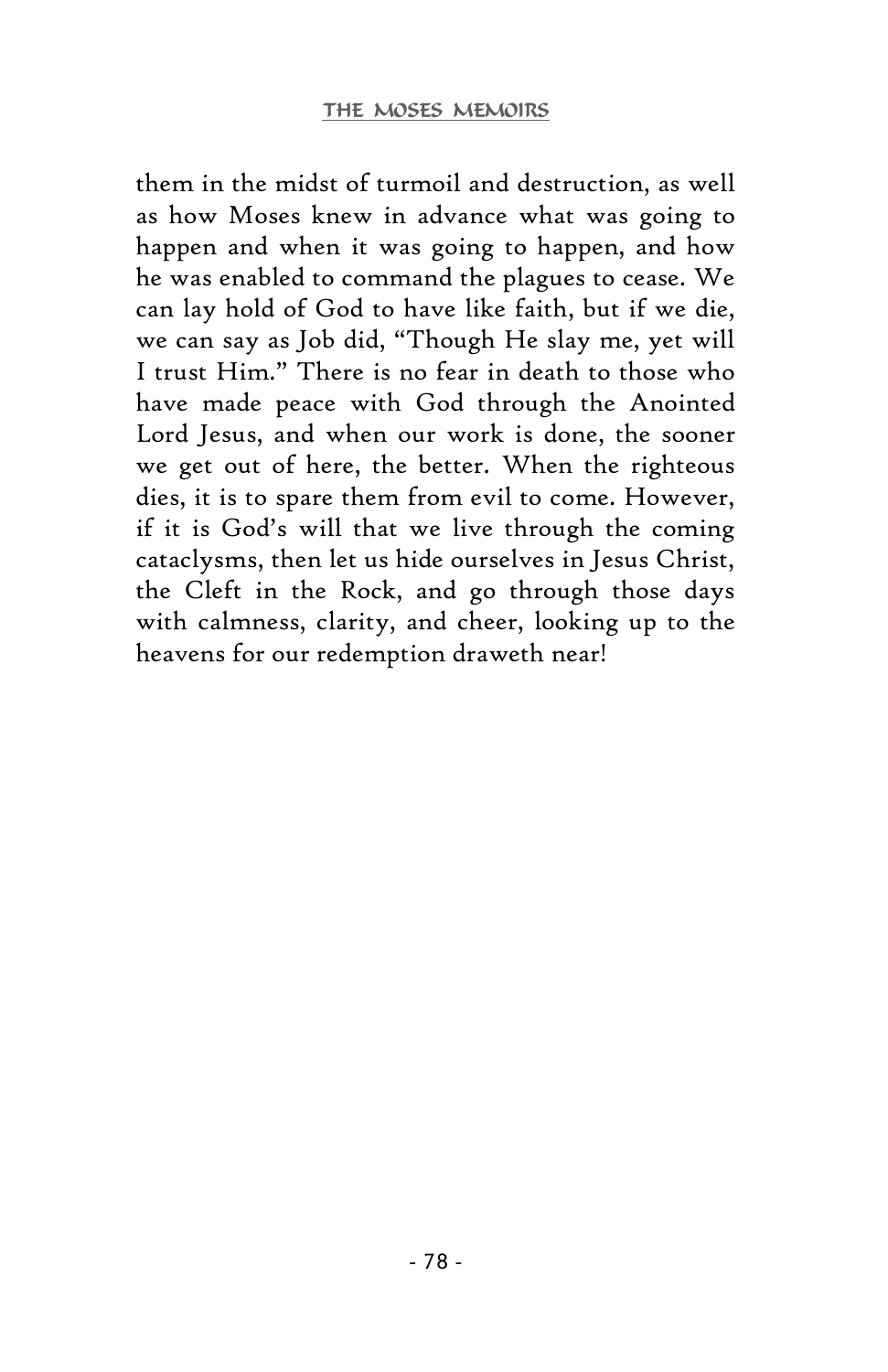them in the midst of turmoil and destruction, as well as how Moses knew in advance what was going to happen and when it was going to happen, and how he was enabled to command the plagues to cease. We can lay hold of God to have like faith, but if we die, we can say as Job did, "Though He slay me, yet will I trust Him." There is no fear in death to those who have made peace with God through the Anointed Lord Jesus, and when our work is done, the sooner we get out of here, the better. When the righteous dies, it is to spare them from evil to come. However, if it is God's will that we live through the coming cataclysms, then let us hide ourselves in Jesus Christ, the Cleft in the Rock, and go through those days with calmness, clarity, and cheer, looking up to the heavens for our redemption draweth near!